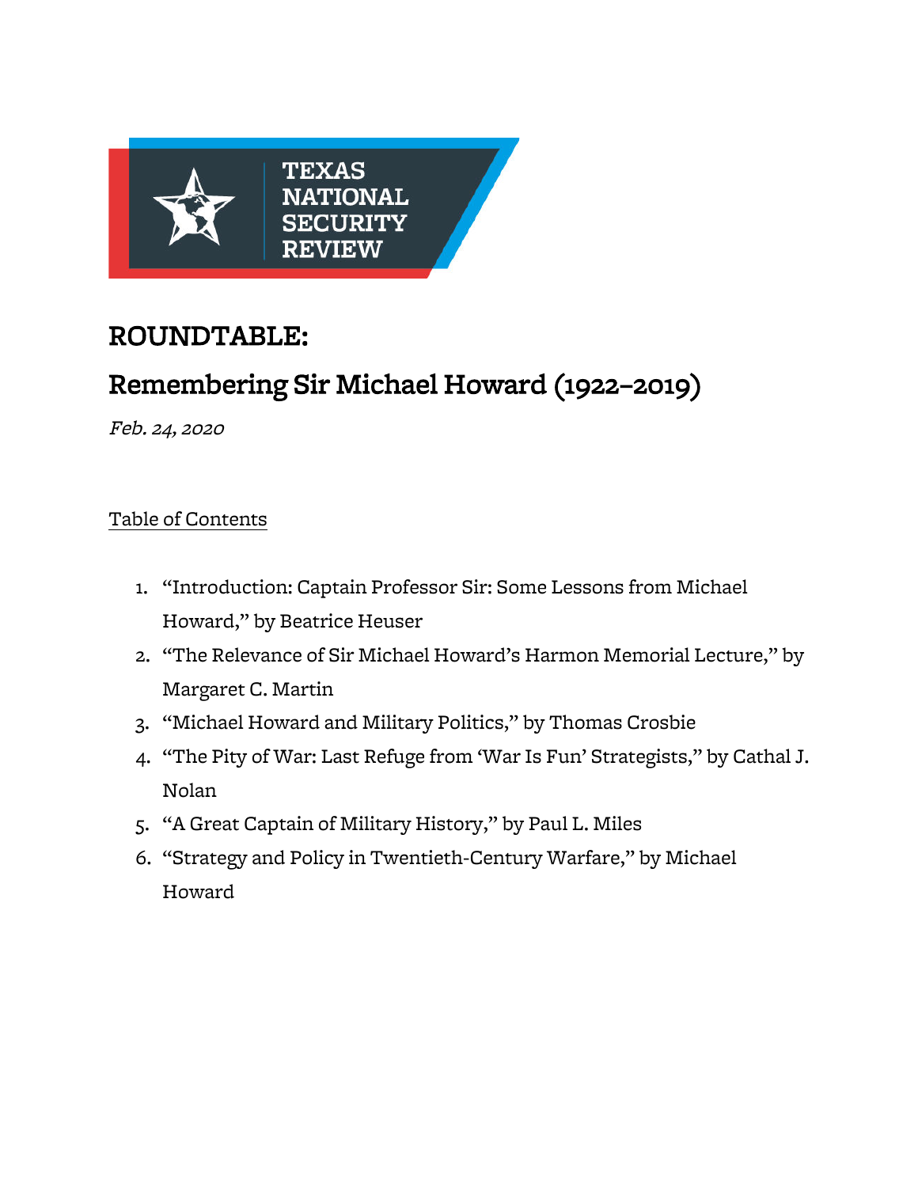TEXAS NATIONAL SECURITY REVIEW

# ROUNDTABLE:

# Remembering Sir Michael Howard (1922–2019)

*Feb. 24, 2020*

Table of Contents

1. "Introduction: Captain Professor Sir: Some Lessons from Michael Howard," by Beatrice Heuser
2. "The Relevance of Sir Michael Howard's Harmon Memorial Lecture," by Margaret C. Martin
3. "Michael Howard and Military Politics," by Thomas Crosbie
4. "The Pity of War: Last Refuge from 'War Is Fun' Strategists," by Cathal J. Nolan
5. "A Great Captain of Military History," by Paul L. Miles
6. "Strategy and Policy in Twentieth-Century Warfare," by Michael Howard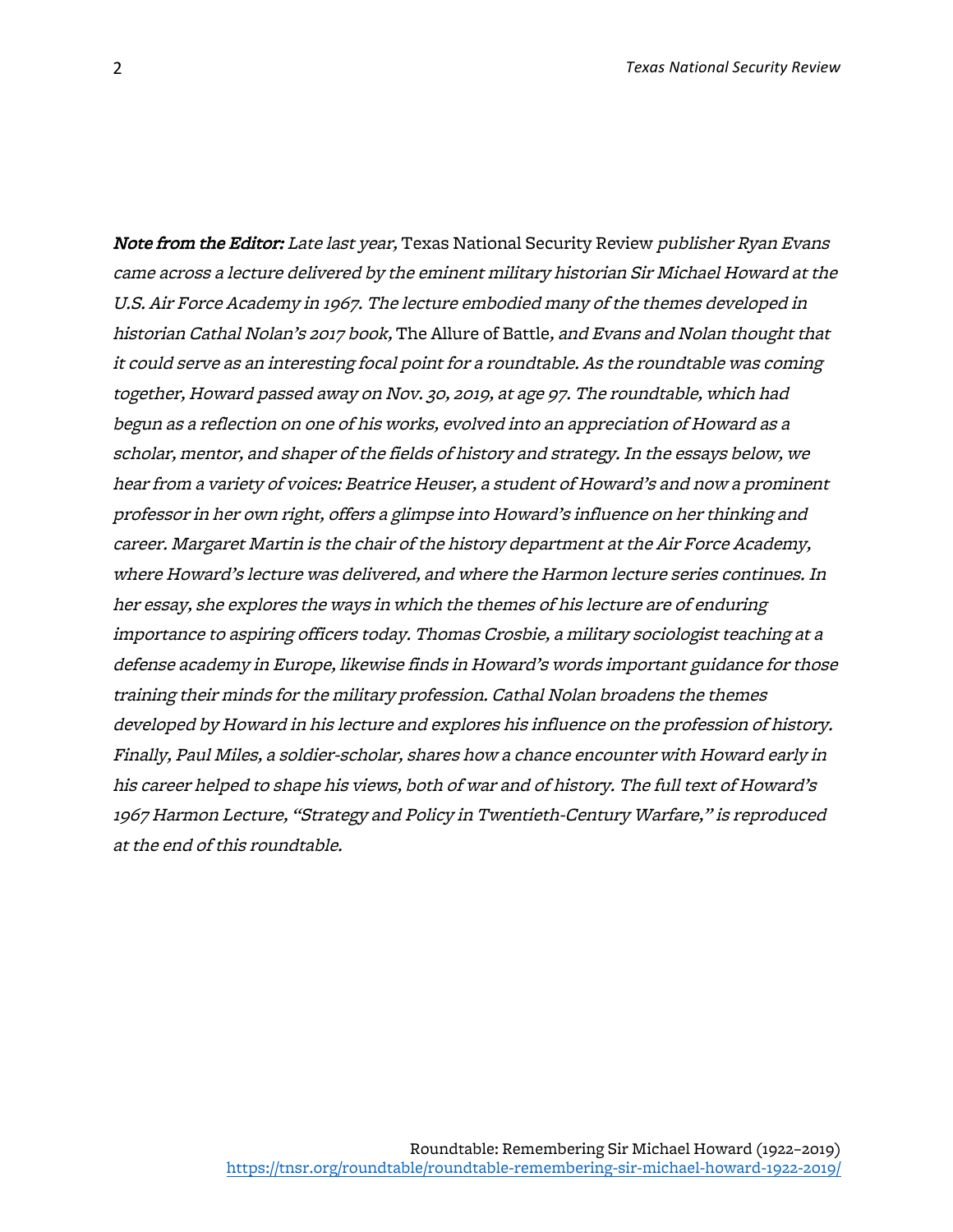***Note from the Editor:*** *Late last year,* Texas National Security Review *publisher Ryan Evans came across a lecture delivered by the eminent military historian Sir Michael Howard at the U.S. Air Force Academy in 1967. The lecture embodied many of the themes developed in historian Cathal Nolan's 2017 book,* The Allure of Battle*, and Evans and Nolan thought that it could serve as an interesting focal point for a roundtable. As the roundtable was coming together, Howard passed away on Nov. 30, 2019, at age 97. The roundtable, which had begun as a reflection on one of his works, evolved into an appreciation of Howard as a scholar, mentor, and shaper of the fields of history and strategy. In the essays below, we hear from a variety of voices: Beatrice Heuser, a student of Howard's and now a prominent professor in her own right, offers a glimpse into Howard's influence on her thinking and career. Margaret Martin is the chair of the history department at the Air Force Academy, where Howard's lecture was delivered, and where the Harmon lecture series continues. In her essay, she explores the ways in which the themes of his lecture are of enduring importance to aspiring officers today. Thomas Crosbie, a military sociologist teaching at a defense academy in Europe, likewise finds in Howard's words important guidance for those training their minds for the military profession. Cathal Nolan broadens the themes developed by Howard in his lecture and explores his influence on the profession of history. Finally, Paul Miles, a soldier-scholar, shares how a chance encounter with Howard early in his career helped to shape his views, both of war and of history. The full text of Howard's 1967 Harmon Lecture, "Strategy and Policy in Twentieth-Century Warfare," is reproduced at the end of this roundtable.*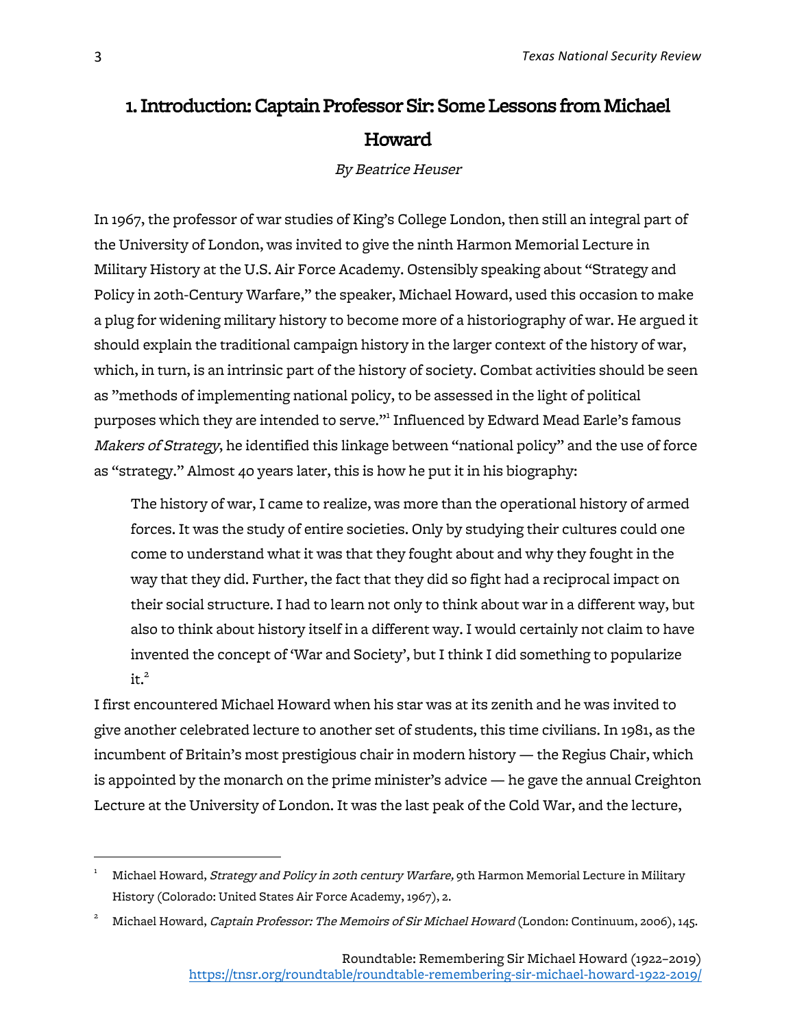# 1. Introduction: Captain Professor Sir: Some Lessons from Michael Howard

*By Beatrice Heuser*

In 1967, the professor of war studies of King's College London, then still an integral part of the University of London, was invited to give the ninth Harmon Memorial Lecture in Military History at the U.S. Air Force Academy. Ostensibly speaking about "Strategy and Policy in 20th-Century Warfare," the speaker, Michael Howard, used this occasion to make a plug for widening military history to become more of a historiography of war. He argued it should explain the traditional campaign history in the larger context of the history of war, which, in turn, is an intrinsic part of the history of society. Combat activities should be seen as "methods of implementing national policy, to be assessed in the light of political purposes which they are intended to serve."[1] Influenced by Edward Mead Earle's famous *Makers of Strategy*, he identified this linkage between "national policy" and the use of force as "strategy." Almost 40 years later, this is how he put it in his biography:

> The history of war, I came to realize, was more than the operational history of armed forces. It was the study of entire societies. Only by studying their cultures could one come to understand what it was that they fought about and why they fought in the way that they did. Further, the fact that they did so fight had a reciprocal impact on their social structure. I had to learn not only to think about war in a different way, but also to think about history itself in a different way. I would certainly not claim to have invented the concept of 'War and Society', but I think I did something to popularize it.[2]

I first encountered Michael Howard when his star was at its zenith and he was invited to give another celebrated lecture to another set of students, this time civilians. In 1981, as the incumbent of Britain's most prestigious chair in modern history — the Regius Chair, which is appointed by the monarch on the prime minister's advice — he gave the annual Creighton Lecture at the University of London. It was the last peak of the Cold War, and the lecture,

---

1. Michael Howard, *Strategy and Policy in 20th century Warfare,* 9th Harmon Memorial Lecture in Military History (Colorado: United States Air Force Academy, 1967), 2.

2. Michael Howard, *Captain Professor: The Memoirs of Sir Michael Howard* (London: Continuum, 2006), 145.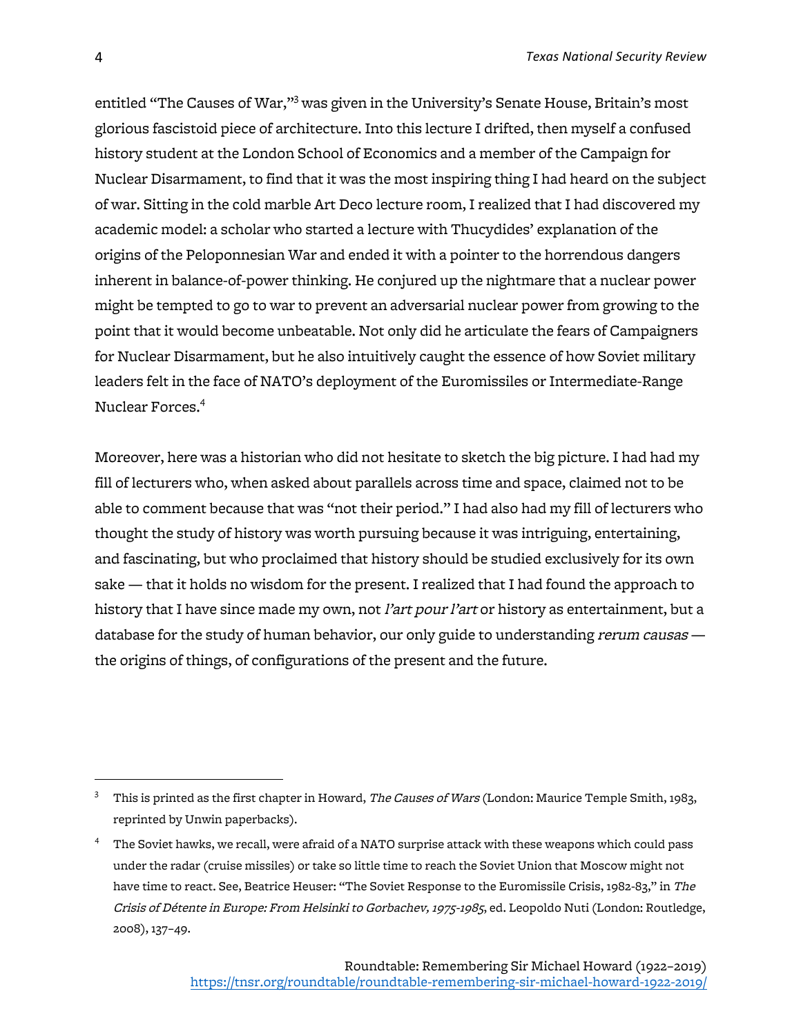entitled "The Causes of War,"[3] was given in the University's Senate House, Britain's most glorious fascistoid piece of architecture. Into this lecture I drifted, then myself a confused history student at the London School of Economics and a member of the Campaign for Nuclear Disarmament, to find that it was the most inspiring thing I had heard on the subject of war. Sitting in the cold marble Art Deco lecture room, I realized that I had discovered my academic model: a scholar who started a lecture with Thucydides' explanation of the origins of the Peloponnesian War and ended it with a pointer to the horrendous dangers inherent in balance-of-power thinking. He conjured up the nightmare that a nuclear power might be tempted to go to war to prevent an adversarial nuclear power from growing to the point that it would become unbeatable. Not only did he articulate the fears of Campaigners for Nuclear Disarmament, but he also intuitively caught the essence of how Soviet military leaders felt in the face of NATO's deployment of the Euromissiles or Intermediate-Range Nuclear Forces.[4]

Moreover, here was a historian who did not hesitate to sketch the big picture. I had had my fill of lecturers who, when asked about parallels across time and space, claimed not to be able to comment because that was "not their period." I had also had my fill of lecturers who thought the study of history was worth pursuing because it was intriguing, entertaining, and fascinating, but who proclaimed that history should be studied exclusively for its own sake — that it holds no wisdom for the present. I realized that I had found the approach to history that I have since made my own, not *l'art pour l'art* or history as entertainment, but a database for the study of human behavior, our only guide to understanding *rerum causas* — the origins of things, of configurations of the present and the future.

---

[3] This is printed as the first chapter in Howard, *The Causes of Wars* (London: Maurice Temple Smith, 1983, reprinted by Unwin paperbacks).

[4] The Soviet hawks, we recall, were afraid of a NATO surprise attack with these weapons which could pass under the radar (cruise missiles) or take so little time to reach the Soviet Union that Moscow might not have time to react. See, Beatrice Heuser: "The Soviet Response to the Euromissile Crisis, 1982-83," in *The Crisis of Détente in Europe: From Helsinki to Gorbachev, 1975-1985*, ed. Leopoldo Nuti (London: Routledge, 2008), 137–49.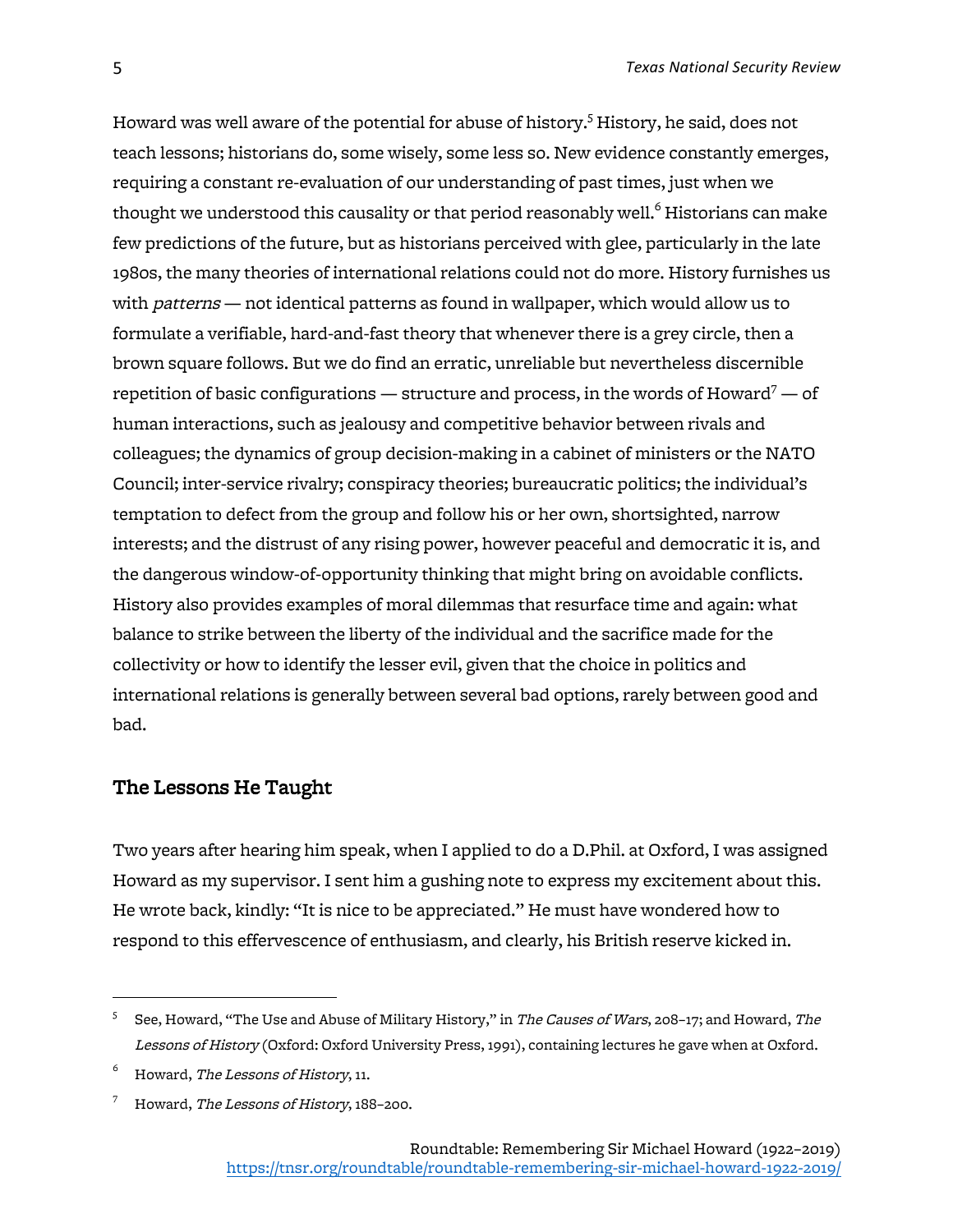Howard was well aware of the potential for abuse of history.[5] History, he said, does not teach lessons; historians do, some wisely, some less so. New evidence constantly emerges, requiring a constant re-evaluation of our understanding of past times, just when we thought we understood this causality or that period reasonably well.[6] Historians can make few predictions of the future, but as historians perceived with glee, particularly in the late 1980s, the many theories of international relations could not do more. History furnishes us with *patterns* — not identical patterns as found in wallpaper, which would allow us to formulate a verifiable, hard-and-fast theory that whenever there is a grey circle, then a brown square follows. But we do find an erratic, unreliable but nevertheless discernible repetition of basic configurations — structure and process, in the words of Howard[7] — of human interactions, such as jealousy and competitive behavior between rivals and colleagues; the dynamics of group decision-making in a cabinet of ministers or the NATO Council; inter-service rivalry; conspiracy theories; bureaucratic politics; the individual's temptation to defect from the group and follow his or her own, shortsighted, narrow interests; and the distrust of any rising power, however peaceful and democratic it is, and the dangerous window-of-opportunity thinking that might bring on avoidable conflicts. History also provides examples of moral dilemmas that resurface time and again: what balance to strike between the liberty of the individual and the sacrifice made for the collectivity or how to identify the lesser evil, given that the choice in politics and international relations is generally between several bad options, rarely between good and bad.

## The Lessons He Taught

Two years after hearing him speak, when I applied to do a D.Phil. at Oxford, I was assigned Howard as my supervisor. I sent him a gushing note to express my excitement about this. He wrote back, kindly: "It is nice to be appreciated." He must have wondered how to respond to this effervescence of enthusiasm, and clearly, his British reserve kicked in.

---

[5] See, Howard, "The Use and Abuse of Military History," in *The Causes of Wars*, 208–17; and Howard, *The Lessons of History* (Oxford: Oxford University Press, 1991), containing lectures he gave when at Oxford.

[6] Howard, *The Lessons of History*, 11.

[7] Howard, *The Lessons of History*, 188–200.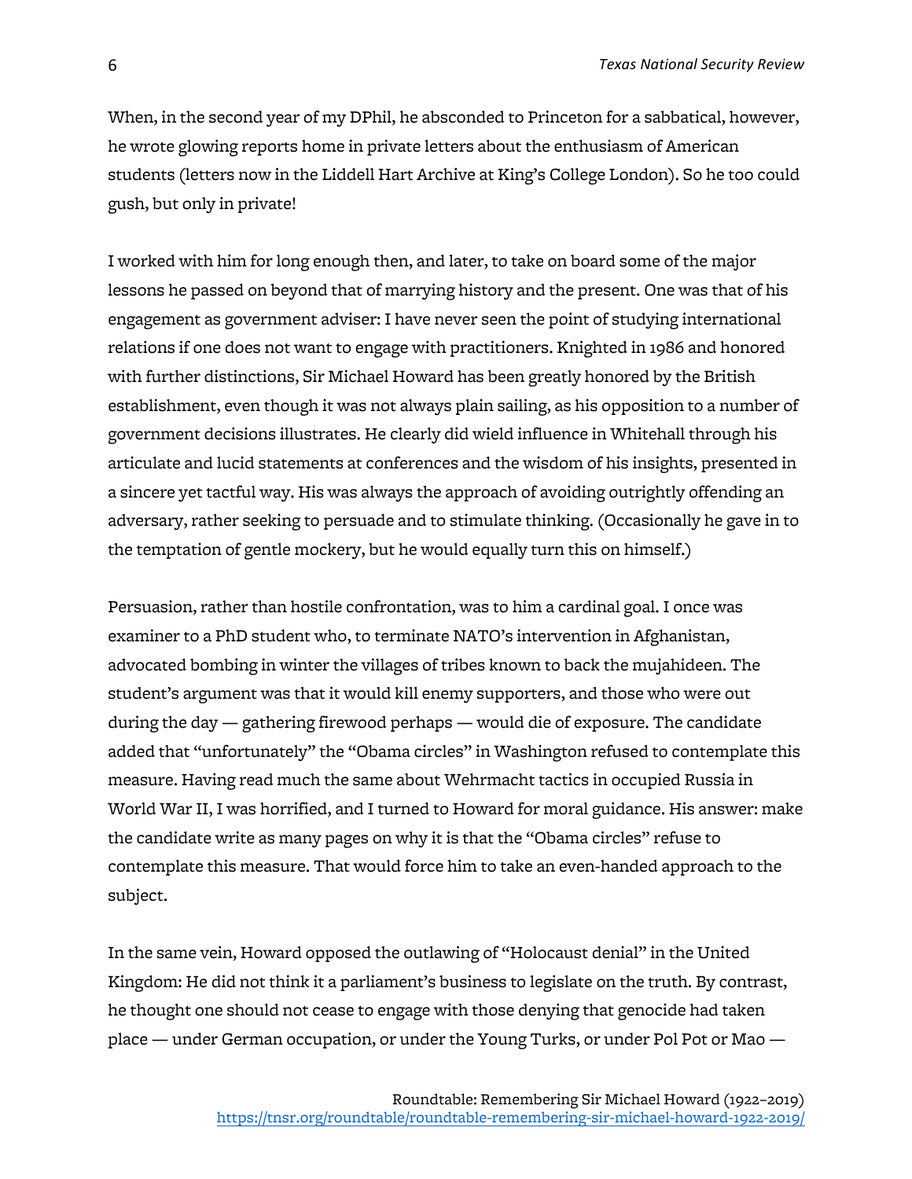When, in the second year of my DPhil, he absconded to Princeton for a sabbatical, however, he wrote glowing reports home in private letters about the enthusiasm of American students (letters now in the Liddell Hart Archive at King's College London). So he too could gush, but only in private!

I worked with him for long enough then, and later, to take on board some of the major lessons he passed on beyond that of marrying history and the present. One was that of his engagement as government adviser: I have never seen the point of studying international relations if one does not want to engage with practitioners. Knighted in 1986 and honored with further distinctions, Sir Michael Howard has been greatly honored by the British establishment, even though it was not always plain sailing, as his opposition to a number of government decisions illustrates. He clearly did wield influence in Whitehall through his articulate and lucid statements at conferences and the wisdom of his insights, presented in a sincere yet tactful way. His was always the approach of avoiding outrightly offending an adversary, rather seeking to persuade and to stimulate thinking. (Occasionally he gave in to the temptation of gentle mockery, but he would equally turn this on himself.)

Persuasion, rather than hostile confrontation, was to him a cardinal goal. I once was examiner to a PhD student who, to terminate NATO's intervention in Afghanistan, advocated bombing in winter the villages of tribes known to back the mujahideen. The student's argument was that it would kill enemy supporters, and those who were out during the day — gathering firewood perhaps — would die of exposure. The candidate added that "unfortunately" the "Obama circles" in Washington refused to contemplate this measure. Having read much the same about Wehrmacht tactics in occupied Russia in World War II, I was horrified, and I turned to Howard for moral guidance. His answer: make the candidate write as many pages on why it is that the "Obama circles" refuse to contemplate this measure. That would force him to take an even-handed approach to the subject.

In the same vein, Howard opposed the outlawing of "Holocaust denial" in the United Kingdom: He did not think it a parliament's business to legislate on the truth. By contrast, he thought one should not cease to engage with those denying that genocide had taken place — under German occupation, or under the Young Turks, or under Pol Pot or Mao —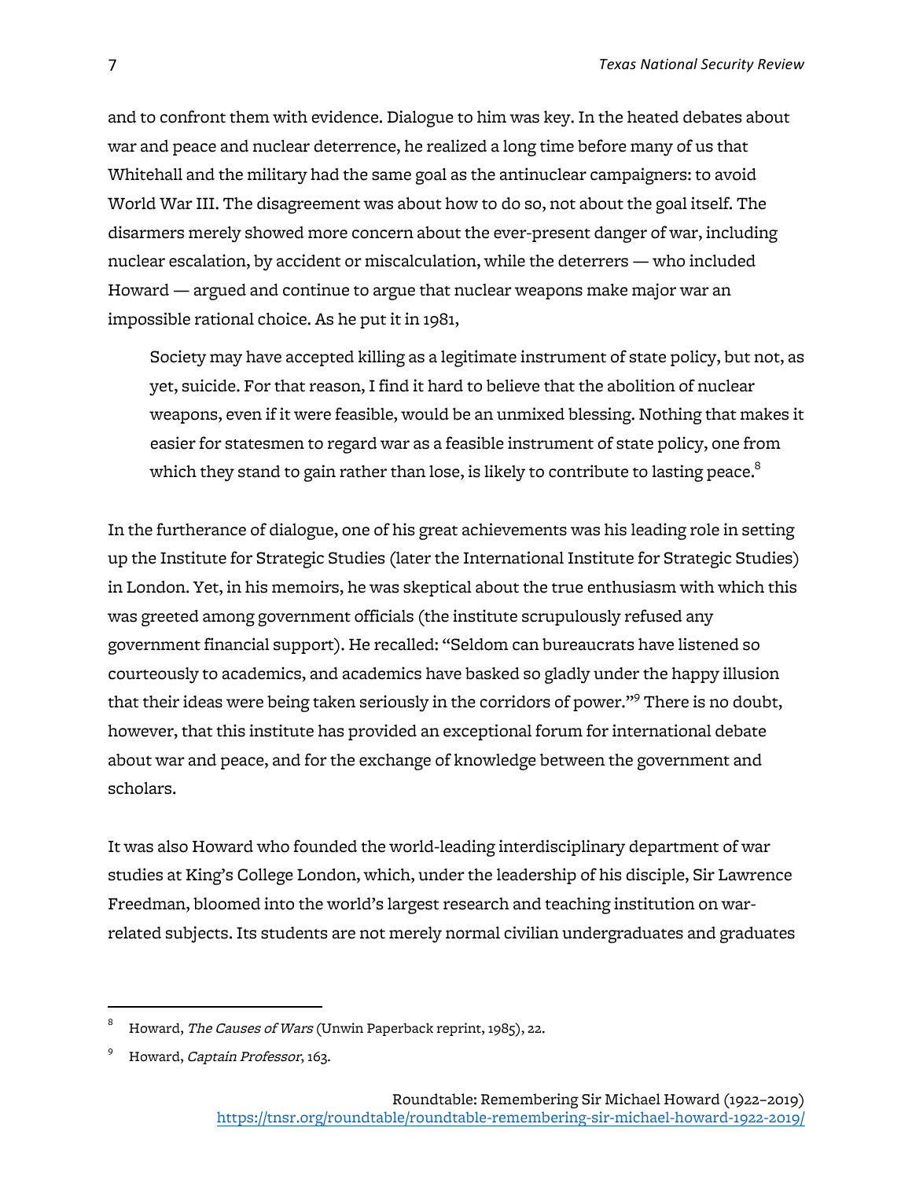and to confront them with evidence. Dialogue to him was key. In the heated debates about war and peace and nuclear deterrence, he realized a long time before many of us that Whitehall and the military had the same goal as the antinuclear campaigners: to avoid World War III. The disagreement was about how to do so, not about the goal itself. The disarmers merely showed more concern about the ever-present danger of war, including nuclear escalation, by accident or miscalculation, while the deterrers — who included Howard — argued and continue to argue that nuclear weapons make major war an impossible rational choice. As he put it in 1981,

> Society may have accepted killing as a legitimate instrument of state policy, but not, as yet, suicide. For that reason, I find it hard to believe that the abolition of nuclear weapons, even if it were feasible, would be an unmixed blessing. Nothing that makes it easier for statesmen to regard war as a feasible instrument of state policy, one from which they stand to gain rather than lose, is likely to contribute to lasting peace.[8]

In the furtherance of dialogue, one of his great achievements was his leading role in setting up the Institute for Strategic Studies (later the International Institute for Strategic Studies) in London. Yet, in his memoirs, he was skeptical about the true enthusiasm with which this was greeted among government officials (the institute scrupulously refused any government financial support). He recalled: "Seldom can bureaucrats have listened so courteously to academics, and academics have basked so gladly under the happy illusion that their ideas were being taken seriously in the corridors of power."[9] There is no doubt, however, that this institute has provided an exceptional forum for international debate about war and peace, and for the exchange of knowledge between the government and scholars.

It was also Howard who founded the world-leading interdisciplinary department of war studies at King's College London, which, under the leadership of his disciple, Sir Lawrence Freedman, bloomed into the world's largest research and teaching institution on war-related subjects. Its students are not merely normal civilian undergraduates and graduates

---

[8] Howard, *The Causes of Wars* (Unwin Paperback reprint, 1985), 22.

[9] Howard, *Captain Professor*, 163.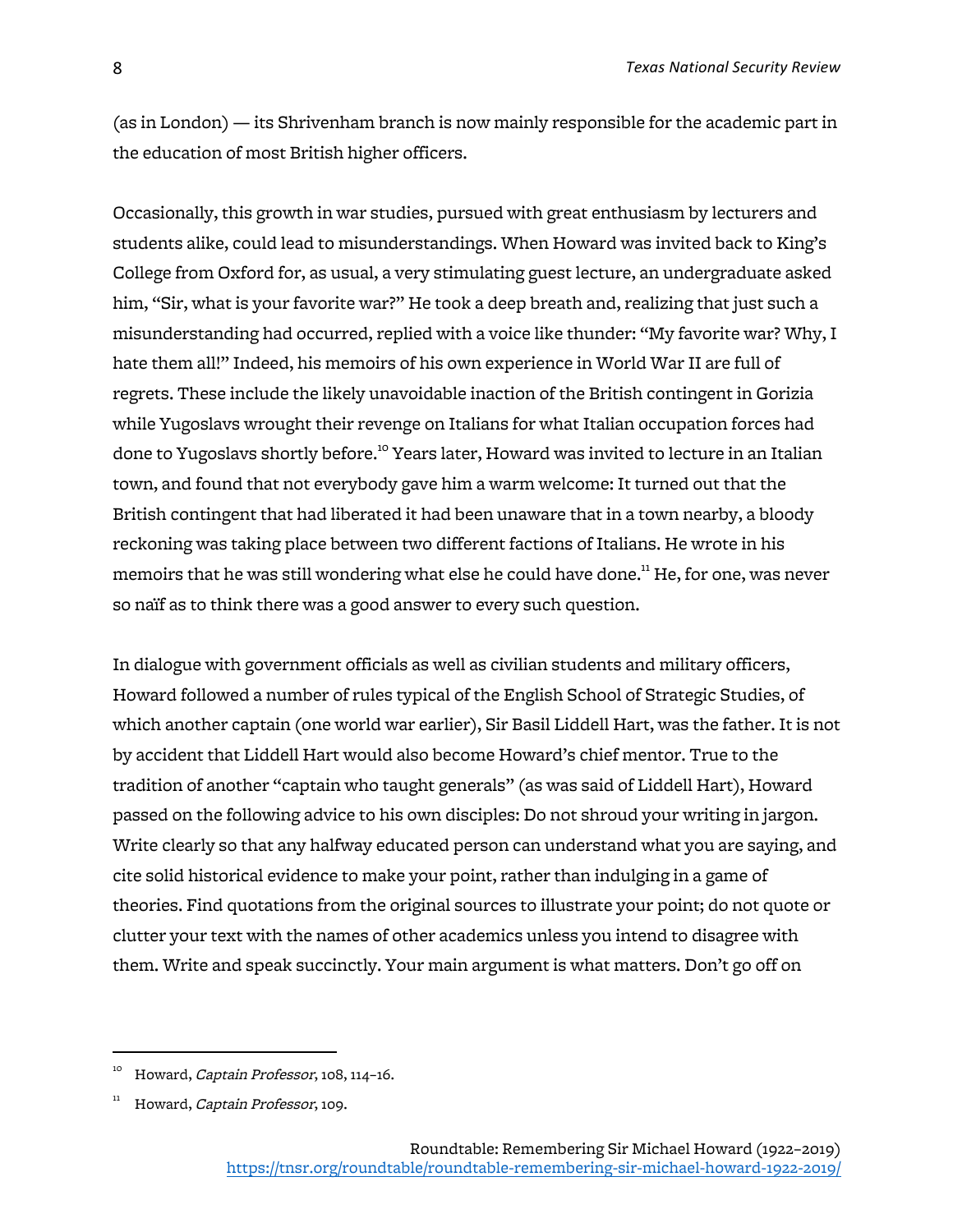(as in London) — its Shrivenham branch is now mainly responsible for the academic part in the education of most British higher officers.

Occasionally, this growth in war studies, pursued with great enthusiasm by lecturers and students alike, could lead to misunderstandings. When Howard was invited back to King's College from Oxford for, as usual, a very stimulating guest lecture, an undergraduate asked him, "Sir, what is your favorite war?" He took a deep breath and, realizing that just such a misunderstanding had occurred, replied with a voice like thunder: "My favorite war? Why, I hate them all!" Indeed, his memoirs of his own experience in World War II are full of regrets. These include the likely unavoidable inaction of the British contingent in Gorizia while Yugoslavs wrought their revenge on Italians for what Italian occupation forces had done to Yugoslavs shortly before.[10] Years later, Howard was invited to lecture in an Italian town, and found that not everybody gave him a warm welcome: It turned out that the British contingent that had liberated it had been unaware that in a town nearby, a bloody reckoning was taking place between two different factions of Italians. He wrote in his memoirs that he was still wondering what else he could have done.[11] He, for one, was never so naïf as to think there was a good answer to every such question.

In dialogue with government officials as well as civilian students and military officers, Howard followed a number of rules typical of the English School of Strategic Studies, of which another captain (one world war earlier), Sir Basil Liddell Hart, was the father. It is not by accident that Liddell Hart would also become Howard's chief mentor. True to the tradition of another "captain who taught generals" (as was said of Liddell Hart), Howard passed on the following advice to his own disciples: Do not shroud your writing in jargon. Write clearly so that any halfway educated person can understand what you are saying, and cite solid historical evidence to make your point, rather than indulging in a game of theories. Find quotations from the original sources to illustrate your point; do not quote or clutter your text with the names of other academics unless you intend to disagree with them. Write and speak succinctly. Your main argument is what matters. Don't go off on

---

[10] Howard, *Captain Professor*, 108, 114–16.

[11] Howard, *Captain Professor*, 109.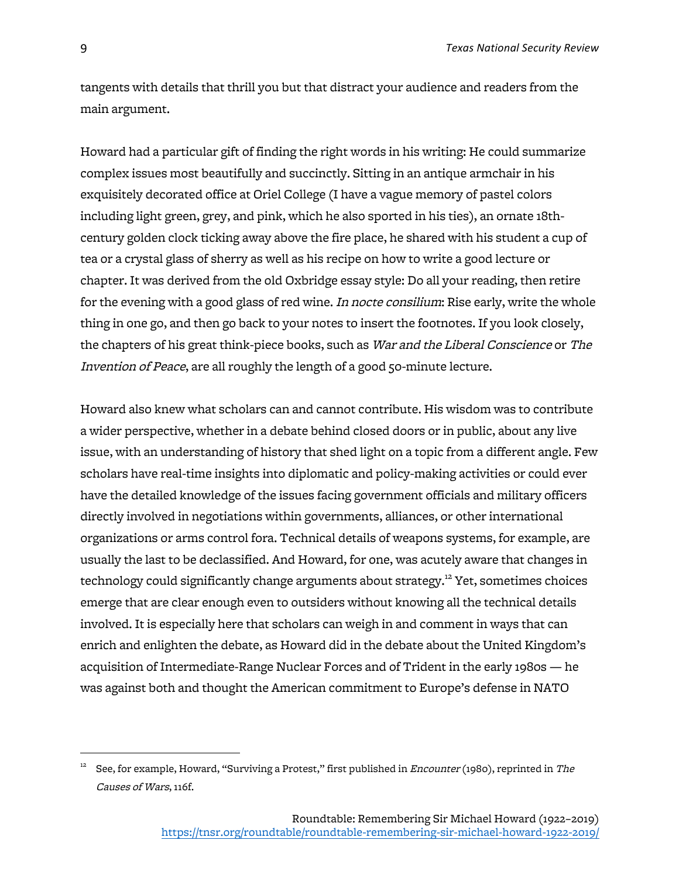tangents with details that thrill you but that distract your audience and readers from the main argument.

Howard had a particular gift of finding the right words in his writing: He could summarize complex issues most beautifully and succinctly. Sitting in an antique armchair in his exquisitely decorated office at Oriel College (I have a vague memory of pastel colors including light green, grey, and pink, which he also sported in his ties), an ornate 18th-century golden clock ticking away above the fire place, he shared with his student a cup of tea or a crystal glass of sherry as well as his recipe on how to write a good lecture or chapter. It was derived from the old Oxbridge essay style: Do all your reading, then retire for the evening with a good glass of red wine. *In nocte consilium*: Rise early, write the whole thing in one go, and then go back to your notes to insert the footnotes. If you look closely, the chapters of his great think-piece books, such as *War and the Liberal Conscience* or *The Invention of Peace*, are all roughly the length of a good 50-minute lecture.

Howard also knew what scholars can and cannot contribute. His wisdom was to contribute a wider perspective, whether in a debate behind closed doors or in public, about any live issue, with an understanding of history that shed light on a topic from a different angle. Few scholars have real-time insights into diplomatic and policy-making activities or could ever have the detailed knowledge of the issues facing government officials and military officers directly involved in negotiations within governments, alliances, or other international organizations or arms control fora. Technical details of weapons systems, for example, are usually the last to be declassified. And Howard, for one, was acutely aware that changes in technology could significantly change arguments about strategy.[12] Yet, sometimes choices emerge that are clear enough even to outsiders without knowing all the technical details involved. It is especially here that scholars can weigh in and comment in ways that can enrich and enlighten the debate, as Howard did in the debate about the United Kingdom's acquisition of Intermediate-Range Nuclear Forces and of Trident in the early 1980s — he was against both and thought the American commitment to Europe's defense in NATO

---

[12] See, for example, Howard, "Surviving a Protest," first published in *Encounter* (1980), reprinted in *The Causes of Wars*, 116f.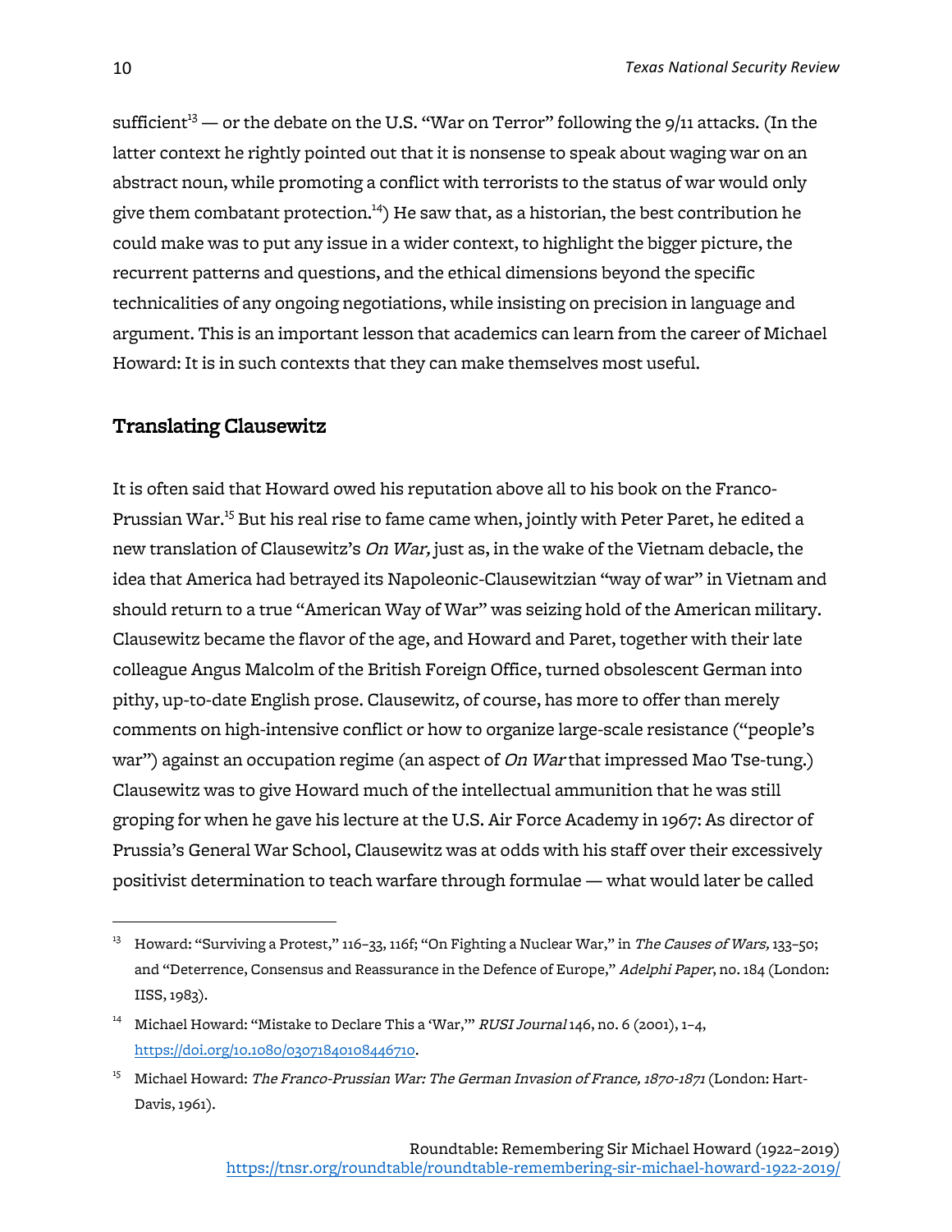sufficient[13] — or the debate on the U.S. "War on Terror" following the 9/11 attacks. (In the latter context he rightly pointed out that it is nonsense to speak about waging war on an abstract noun, while promoting a conflict with terrorists to the status of war would only give them combatant protection.[14]) He saw that, as a historian, the best contribution he could make was to put any issue in a wider context, to highlight the bigger picture, the recurrent patterns and questions, and the ethical dimensions beyond the specific technicalities of any ongoing negotiations, while insisting on precision in language and argument. This is an important lesson that academics can learn from the career of Michael Howard: It is in such contexts that they can make themselves most useful.

## Translating Clausewitz

It is often said that Howard owed his reputation above all to his book on the Franco-Prussian War.[15] But his real rise to fame came when, jointly with Peter Paret, he edited a new translation of Clausewitz's *On War*, just as, in the wake of the Vietnam debacle, the idea that America had betrayed its Napoleonic-Clausewitzian "way of war" in Vietnam and should return to a true "American Way of War" was seizing hold of the American military. Clausewitz became the flavor of the age, and Howard and Paret, together with their late colleague Angus Malcolm of the British Foreign Office, turned obsolescent German into pithy, up-to-date English prose. Clausewitz, of course, has more to offer than merely comments on high-intensive conflict or how to organize large-scale resistance ("people's war") against an occupation regime (an aspect of *On War* that impressed Mao Tse-tung.) Clausewitz was to give Howard much of the intellectual ammunition that he was still groping for when he gave his lecture at the U.S. Air Force Academy in 1967: As director of Prussia's General War School, Clausewitz was at odds with his staff over their excessively positivist determination to teach warfare through formulae — what would later be called

---

[13] Howard: "Surviving a Protest," 116–33, 116f; "On Fighting a Nuclear War," in *The Causes of Wars*, 133–50; and "Deterrence, Consensus and Reassurance in the Defence of Europe," *Adelphi Paper*, no. 184 (London: IISS, 1983).

[14] Michael Howard: "Mistake to Declare This a 'War,'" *RUSI Journal* 146, no. 6 (2001), 1–4, https://doi.org/10.1080/03071840108446710.

[15] Michael Howard: *The Franco-Prussian War: The German Invasion of France, 1870-1871* (London: Hart-Davis, 1961).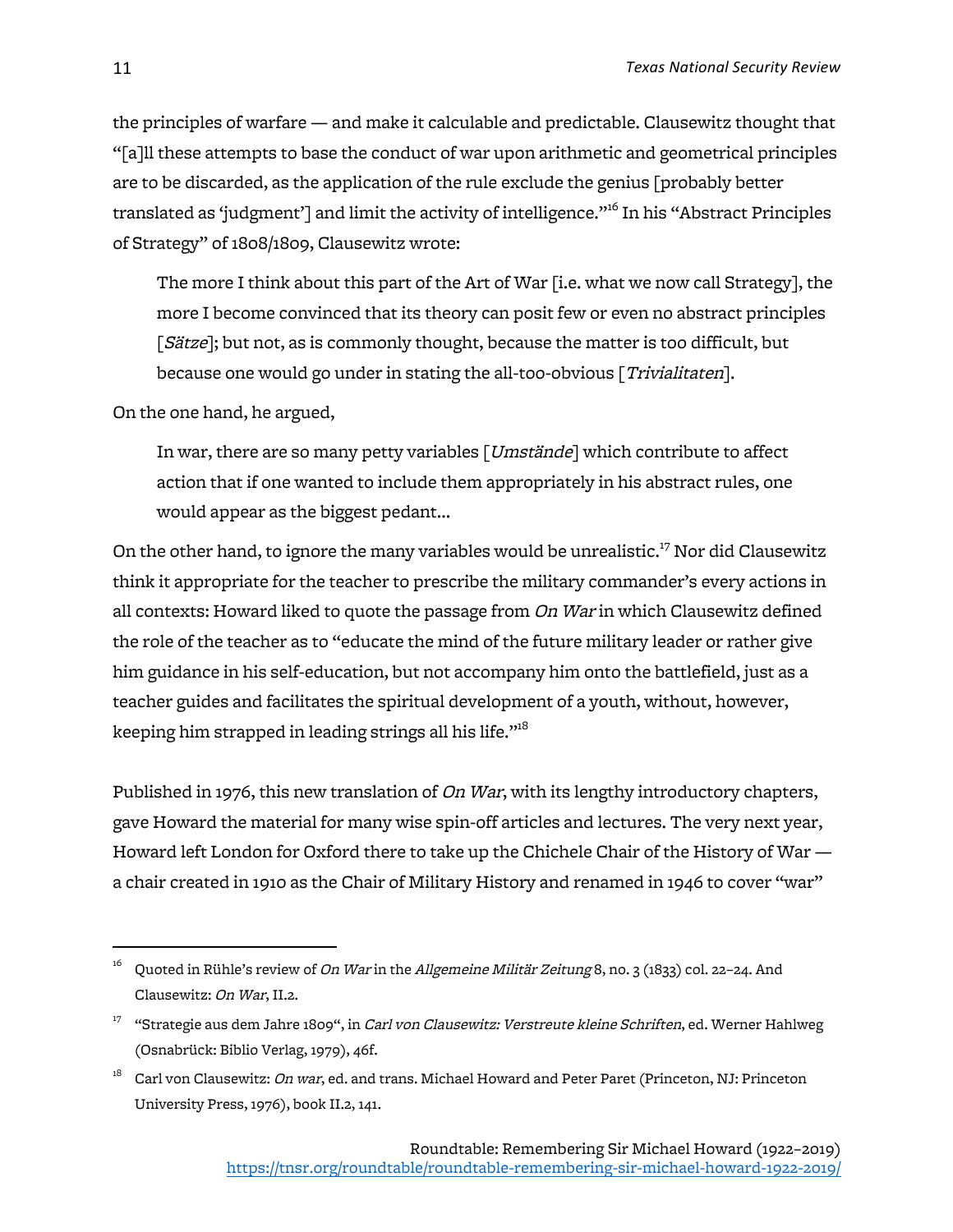the principles of warfare — and make it calculable and predictable. Clausewitz thought that "[a]ll these attempts to base the conduct of war upon arithmetic and geometrical principles are to be discarded, as the application of the rule exclude the genius [probably better translated as 'judgment'] and limit the activity of intelligence."[16] In his "Abstract Principles of Strategy" of 1808/1809, Clausewitz wrote:

> The more I think about this part of the Art of War [i.e. what we now call Strategy], the more I become convinced that its theory can posit few or even no abstract principles [*Sätze*]; but not, as is commonly thought, because the matter is too difficult, but because one would go under in stating the all-too-obvious [*Trivialitaten*].

On the one hand, he argued,

> In war, there are so many petty variables [*Umstände*] which contribute to affect action that if one wanted to include them appropriately in his abstract rules, one would appear as the biggest pedant...

On the other hand, to ignore the many variables would be unrealistic.[17] Nor did Clausewitz think it appropriate for the teacher to prescribe the military commander's every actions in all contexts: Howard liked to quote the passage from *On War* in which Clausewitz defined the role of the teacher as to "educate the mind of the future military leader or rather give him guidance in his self-education, but not accompany him onto the battlefield, just as a teacher guides and facilitates the spiritual development of a youth, without, however, keeping him strapped in leading strings all his life."[18]

Published in 1976, this new translation of *On War*, with its lengthy introductory chapters, gave Howard the material for many wise spin-off articles and lectures. The very next year, Howard left London for Oxford there to take up the Chichele Chair of the History of War — a chair created in 1910 as the Chair of Military History and renamed in 1946 to cover "war"

---

[16] Quoted in Rühle's review of *On War* in the *Allgemeine Militär Zeitung* 8, no. 3 (1833) col. 22–24. And Clausewitz: *On War*, II.2.

[17] "Strategie aus dem Jahre 1809", in *Carl von Clausewitz: Verstreute kleine Schriften*, ed. Werner Hahlweg (Osnabrück: Biblio Verlag, 1979), 46f.

[18] Carl von Clausewitz: *On war*, ed. and trans. Michael Howard and Peter Paret (Princeton, NJ: Princeton University Press, 1976), book II.2, 141.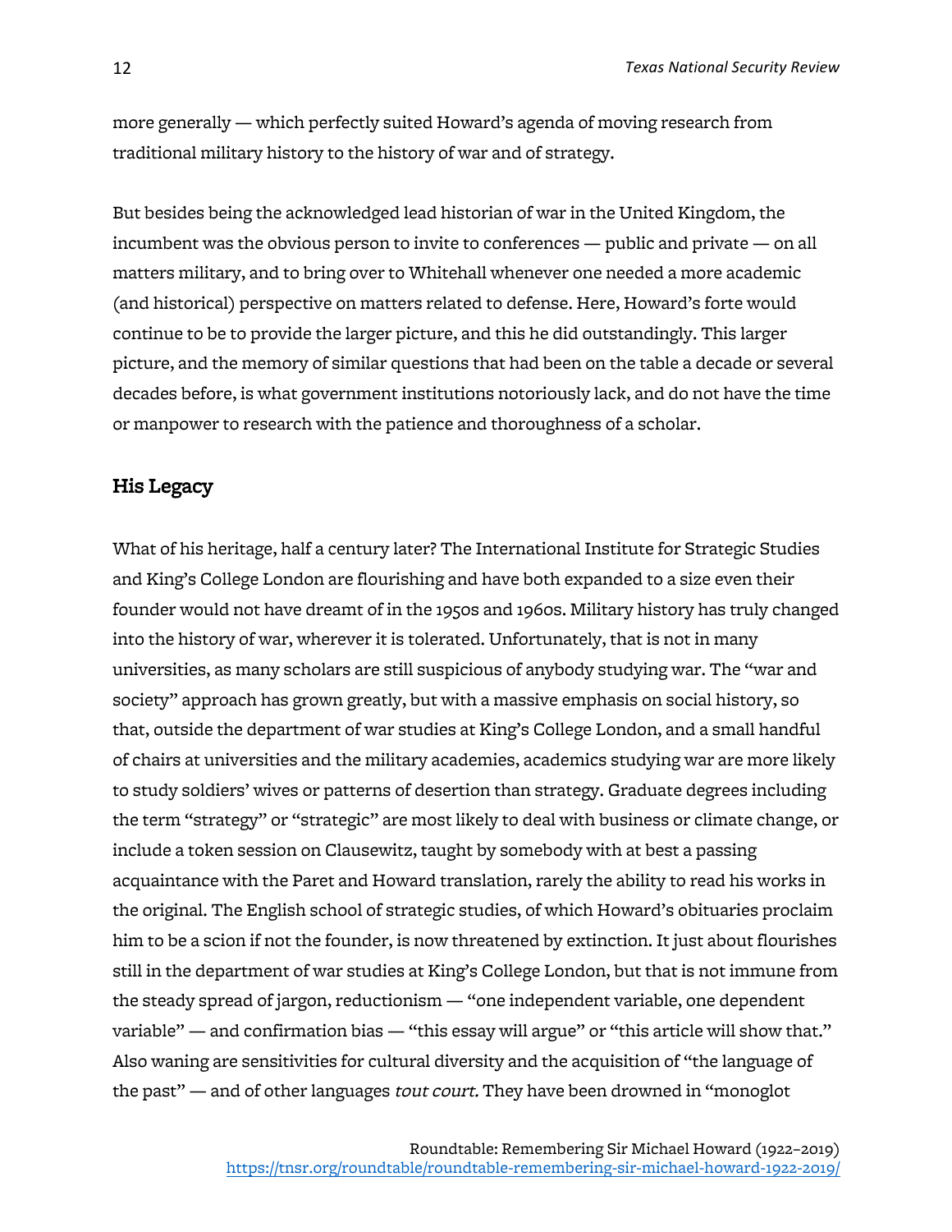more generally — which perfectly suited Howard's agenda of moving research from traditional military history to the history of war and of strategy.

But besides being the acknowledged lead historian of war in the United Kingdom, the incumbent was the obvious person to invite to conferences — public and private — on all matters military, and to bring over to Whitehall whenever one needed a more academic (and historical) perspective on matters related to defense. Here, Howard's forte would continue to be to provide the larger picture, and this he did outstandingly. This larger picture, and the memory of similar questions that had been on the table a decade or several decades before, is what government institutions notoriously lack, and do not have the time or manpower to research with the patience and thoroughness of a scholar.

## His Legacy

What of his heritage, half a century later? The International Institute for Strategic Studies and King's College London are flourishing and have both expanded to a size even their founder would not have dreamt of in the 1950s and 1960s. Military history has truly changed into the history of war, wherever it is tolerated. Unfortunately, that is not in many universities, as many scholars are still suspicious of anybody studying war. The "war and society" approach has grown greatly, but with a massive emphasis on social history, so that, outside the department of war studies at King's College London, and a small handful of chairs at universities and the military academies, academics studying war are more likely to study soldiers' wives or patterns of desertion than strategy. Graduate degrees including the term "strategy" or "strategic" are most likely to deal with business or climate change, or include a token session on Clausewitz, taught by somebody with at best a passing acquaintance with the Paret and Howard translation, rarely the ability to read his works in the original. The English school of strategic studies, of which Howard's obituaries proclaim him to be a scion if not the founder, is now threatened by extinction. It just about flourishes still in the department of war studies at King's College London, but that is not immune from the steady spread of jargon, reductionism — "one independent variable, one dependent variable" — and confirmation bias — "this essay will argue" or "this article will show that." Also waning are sensitivities for cultural diversity and the acquisition of "the language of the past" — and of other languages *tout court.* They have been drowned in "monoglot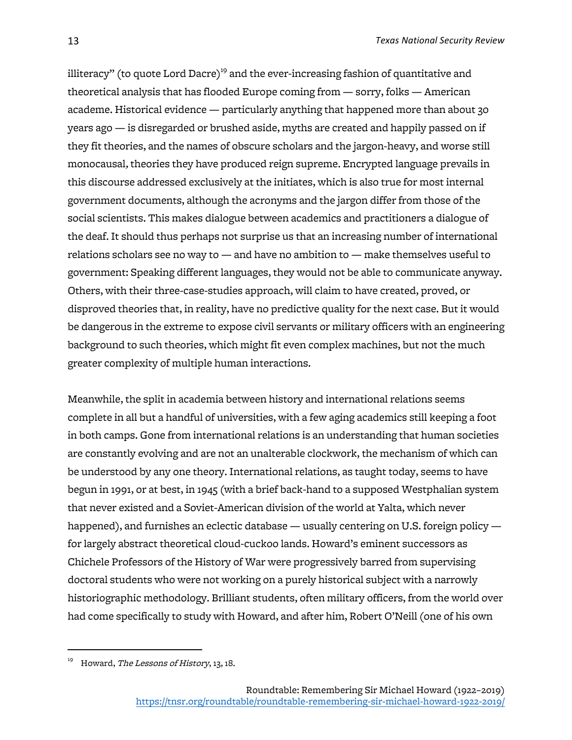illiteracy" (to quote Lord Dacre)[19] and the ever-increasing fashion of quantitative and theoretical analysis that has flooded Europe coming from — sorry, folks — American academe. Historical evidence — particularly anything that happened more than about 30 years ago — is disregarded or brushed aside, myths are created and happily passed on if they fit theories, and the names of obscure scholars and the jargon-heavy, and worse still monocausal, theories they have produced reign supreme. Encrypted language prevails in this discourse addressed exclusively at the initiates, which is also true for most internal government documents, although the acronyms and the jargon differ from those of the social scientists. This makes dialogue between academics and practitioners a dialogue of the deaf. It should thus perhaps not surprise us that an increasing number of international relations scholars see no way to — and have no ambition to — make themselves useful to government: Speaking different languages, they would not be able to communicate anyway. Others, with their three-case-studies approach, will claim to have created, proved, or disproved theories that, in reality, have no predictive quality for the next case. But it would be dangerous in the extreme to expose civil servants or military officers with an engineering background to such theories, which might fit even complex machines, but not the much greater complexity of multiple human interactions.

Meanwhile, the split in academia between history and international relations seems complete in all but a handful of universities, with a few aging academics still keeping a foot in both camps. Gone from international relations is an understanding that human societies are constantly evolving and are not an unalterable clockwork, the mechanism of which can be understood by any one theory. International relations, as taught today, seems to have begun in 1991, or at best, in 1945 (with a brief back-hand to a supposed Westphalian system that never existed and a Soviet-American division of the world at Yalta, which never happened), and furnishes an eclectic database — usually centering on U.S. foreign policy — for largely abstract theoretical cloud-cuckoo lands. Howard's eminent successors as Chichele Professors of the History of War were progressively barred from supervising doctoral students who were not working on a purely historical subject with a narrowly historiographic methodology. Brilliant students, often military officers, from the world over had come specifically to study with Howard, and after him, Robert O'Neill (one of his own

[19] Howard, *The Lessons of History*, 13, 18.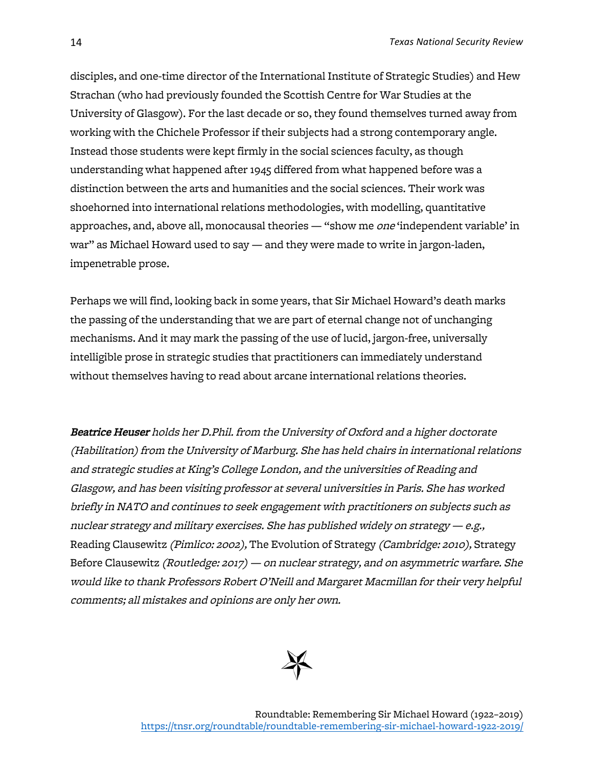disciples, and one-time director of the International Institute of Strategic Studies) and Hew Strachan (who had previously founded the Scottish Centre for War Studies at the University of Glasgow). For the last decade or so, they found themselves turned away from working with the Chichele Professor if their subjects had a strong contemporary angle. Instead those students were kept firmly in the social sciences faculty, as though understanding what happened after 1945 differed from what happened before was a distinction between the arts and humanities and the social sciences. Their work was shoehorned into international relations methodologies, with modelling, quantitative approaches, and, above all, monocausal theories — "show me *one* 'independent variable' in war" as Michael Howard used to say — and they were made to write in jargon-laden, impenetrable prose.

Perhaps we will find, looking back in some years, that Sir Michael Howard's death marks the passing of the understanding that we are part of eternal change not of unchanging mechanisms. And it may mark the passing of the use of lucid, jargon-free, universally intelligible prose in strategic studies that practitioners can immediately understand without themselves having to read about arcane international relations theories.

***Beatrice Heuser*** *holds her D.Phil. from the University of Oxford and a higher doctorate (Habilitation) from the University of Marburg. She has held chairs in international relations and strategic studies at King's College London, and the universities of Reading and Glasgow, and has been visiting professor at several universities in Paris. She has worked briefly in NATO and continues to seek engagement with practitioners on subjects such as nuclear strategy and military exercises. She has published widely on strategy — e.g.,* Reading Clausewitz *(Pimlico: 2002),* The Evolution of Strategy *(Cambridge: 2010),* Strategy Before Clausewitz *(Routledge: 2017) — on nuclear strategy, and on asymmetric warfare. She would like to thank Professors Robert O'Neill and Margaret Macmillan for their very helpful comments; all mistakes and opinions are only her own.*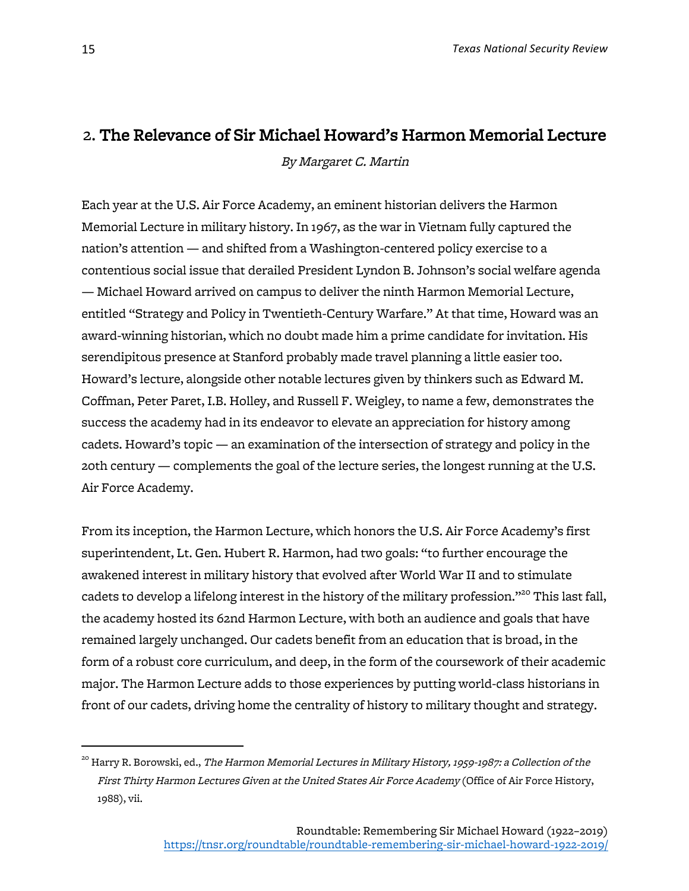## 2. The Relevance of Sir Michael Howard's Harmon Memorial Lecture

*By Margaret C. Martin*

Each year at the U.S. Air Force Academy, an eminent historian delivers the Harmon Memorial Lecture in military history. In 1967, as the war in Vietnam fully captured the nation's attention — and shifted from a Washington-centered policy exercise to a contentious social issue that derailed President Lyndon B. Johnson's social welfare agenda — Michael Howard arrived on campus to deliver the ninth Harmon Memorial Lecture, entitled "Strategy and Policy in Twentieth-Century Warfare." At that time, Howard was an award-winning historian, which no doubt made him a prime candidate for invitation. His serendipitous presence at Stanford probably made travel planning a little easier too. Howard's lecture, alongside other notable lectures given by thinkers such as Edward M. Coffman, Peter Paret, I.B. Holley, and Russell F. Weigley, to name a few, demonstrates the success the academy had in its endeavor to elevate an appreciation for history among cadets. Howard's topic — an examination of the intersection of strategy and policy in the 20th century — complements the goal of the lecture series, the longest running at the U.S. Air Force Academy.

From its inception, the Harmon Lecture, which honors the U.S. Air Force Academy's first superintendent, Lt. Gen. Hubert R. Harmon, had two goals: "to further encourage the awakened interest in military history that evolved after World War II and to stimulate cadets to develop a lifelong interest in the history of the military profession."[20] This last fall, the academy hosted its 62nd Harmon Lecture, with both an audience and goals that have remained largely unchanged. Our cadets benefit from an education that is broad, in the form of a robust core curriculum, and deep, in the form of the coursework of their academic major. The Harmon Lecture adds to those experiences by putting world-class historians in front of our cadets, driving home the centrality of history to military thought and strategy.

---

[20] Harry R. Borowski, ed., *The Harmon Memorial Lectures in Military History, 1959-1987: a Collection of the First Thirty Harmon Lectures Given at the United States Air Force Academy* (Office of Air Force History, 1988), vii.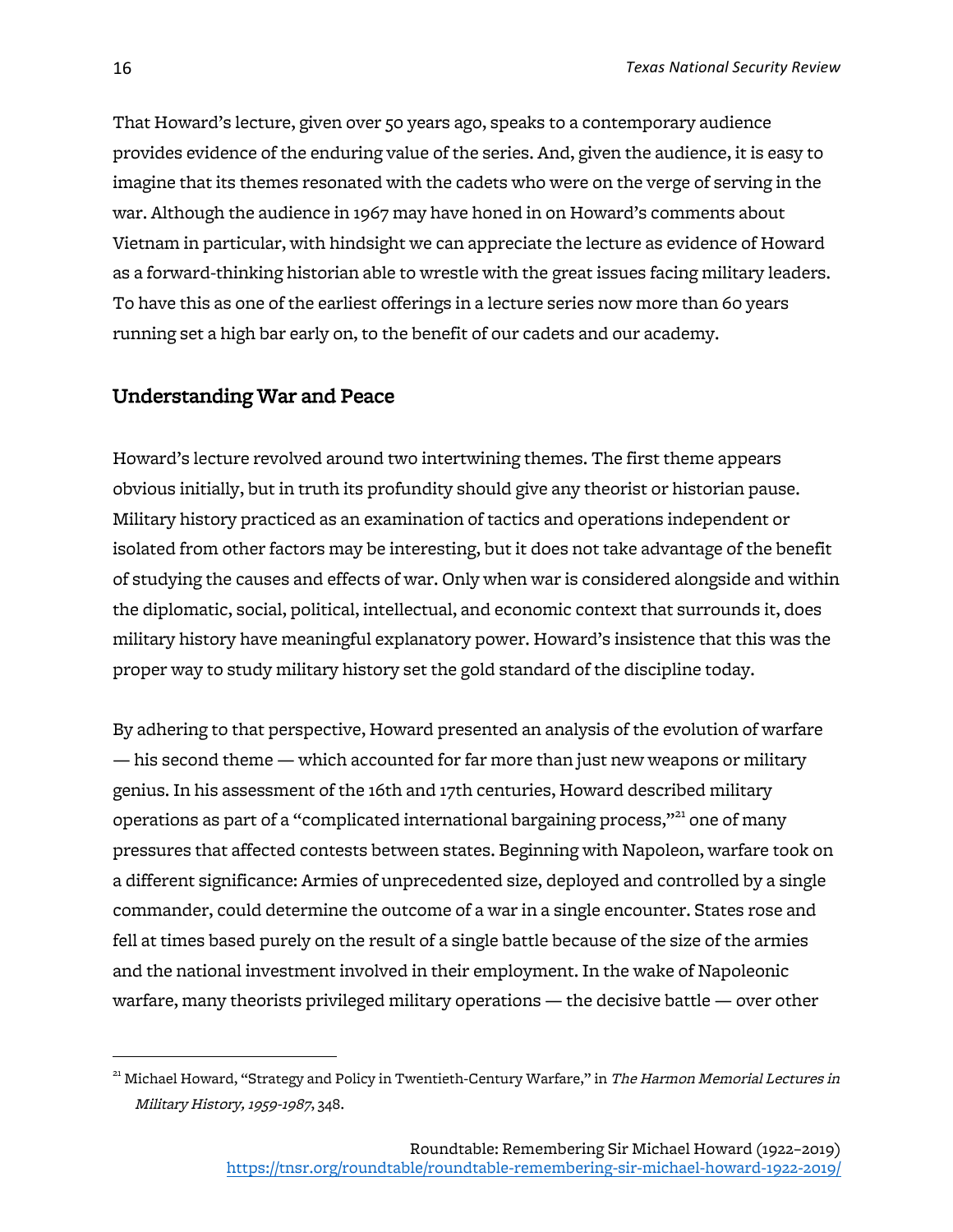That Howard's lecture, given over 50 years ago, speaks to a contemporary audience provides evidence of the enduring value of the series. And, given the audience, it is easy to imagine that its themes resonated with the cadets who were on the verge of serving in the war. Although the audience in 1967 may have honed in on Howard's comments about Vietnam in particular, with hindsight we can appreciate the lecture as evidence of Howard as a forward-thinking historian able to wrestle with the great issues facing military leaders. To have this as one of the earliest offerings in a lecture series now more than 60 years running set a high bar early on, to the benefit of our cadets and our academy.

## Understanding War and Peace

Howard's lecture revolved around two intertwining themes. The first theme appears obvious initially, but in truth its profundity should give any theorist or historian pause. Military history practiced as an examination of tactics and operations independent or isolated from other factors may be interesting, but it does not take advantage of the benefit of studying the causes and effects of war. Only when war is considered alongside and within the diplomatic, social, political, intellectual, and economic context that surrounds it, does military history have meaningful explanatory power. Howard's insistence that this was the proper way to study military history set the gold standard of the discipline today.

By adhering to that perspective, Howard presented an analysis of the evolution of warfare — his second theme — which accounted for far more than just new weapons or military genius. In his assessment of the 16th and 17th centuries, Howard described military operations as part of a "complicated international bargaining process,"[21] one of many pressures that affected contests between states. Beginning with Napoleon, warfare took on a different significance: Armies of unprecedented size, deployed and controlled by a single commander, could determine the outcome of a war in a single encounter. States rose and fell at times based purely on the result of a single battle because of the size of the armies and the national investment involved in their employment. In the wake of Napoleonic warfare, many theorists privileged military operations — the decisive battle — over other

---

[21] Michael Howard, "Strategy and Policy in Twentieth-Century Warfare," in *The Harmon Memorial Lectures in Military History, 1959-1987*, 348.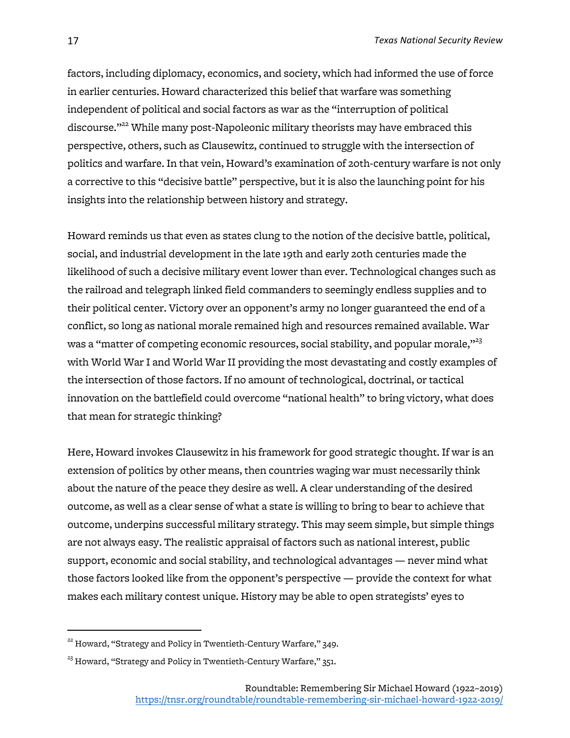factors, including diplomacy, economics, and society, which had informed the use of force in earlier centuries. Howard characterized this belief that warfare was something independent of political and social factors as war as the "interruption of political discourse."[22] While many post-Napoleonic military theorists may have embraced this perspective, others, such as Clausewitz, continued to struggle with the intersection of politics and warfare. In that vein, Howard's examination of 20th-century warfare is not only a corrective to this "decisive battle" perspective, but it is also the launching point for his insights into the relationship between history and strategy.

Howard reminds us that even as states clung to the notion of the decisive battle, political, social, and industrial development in the late 19th and early 20th centuries made the likelihood of such a decisive military event lower than ever. Technological changes such as the railroad and telegraph linked field commanders to seemingly endless supplies and to their political center. Victory over an opponent's army no longer guaranteed the end of a conflict, so long as national morale remained high and resources remained available. War was a "matter of competing economic resources, social stability, and popular morale,"[23] with World War I and World War II providing the most devastating and costly examples of the intersection of those factors. If no amount of technological, doctrinal, or tactical innovation on the battlefield could overcome "national health" to bring victory, what does that mean for strategic thinking?

Here, Howard invokes Clausewitz in his framework for good strategic thought. If war is an extension of politics by other means, then countries waging war must necessarily think about the nature of the peace they desire as well. A clear understanding of the desired outcome, as well as a clear sense of what a state is willing to bring to bear to achieve that outcome, underpins successful military strategy. This may seem simple, but simple things are not always easy. The realistic appraisal of factors such as national interest, public support, economic and social stability, and technological advantages — never mind what those factors looked like from the opponent's perspective — provide the context for what makes each military contest unique. History may be able to open strategists' eyes to

---

[22] Howard, "Strategy and Policy in Twentieth-Century Warfare," 349.

[23] Howard, "Strategy and Policy in Twentieth-Century Warfare," 351.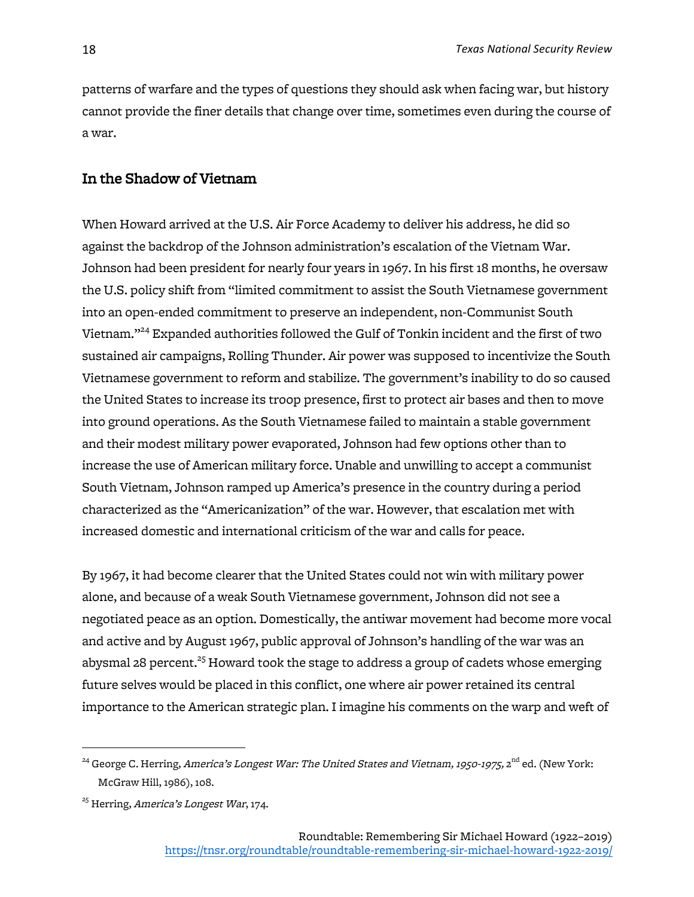patterns of warfare and the types of questions they should ask when facing war, but history cannot provide the finer details that change over time, sometimes even during the course of a war.

## In the Shadow of Vietnam

When Howard arrived at the U.S. Air Force Academy to deliver his address, he did so against the backdrop of the Johnson administration's escalation of the Vietnam War. Johnson had been president for nearly four years in 1967. In his first 18 months, he oversaw the U.S. policy shift from "limited commitment to assist the South Vietnamese government into an open-ended commitment to preserve an independent, non-Communist South Vietnam."[24] Expanded authorities followed the Gulf of Tonkin incident and the first of two sustained air campaigns, Rolling Thunder. Air power was supposed to incentivize the South Vietnamese government to reform and stabilize. The government's inability to do so caused the United States to increase its troop presence, first to protect air bases and then to move into ground operations. As the South Vietnamese failed to maintain a stable government and their modest military power evaporated, Johnson had few options other than to increase the use of American military force. Unable and unwilling to accept a communist South Vietnam, Johnson ramped up America's presence in the country during a period characterized as the "Americanization" of the war. However, that escalation met with increased domestic and international criticism of the war and calls for peace.

By 1967, it had become clearer that the United States could not win with military power alone, and because of a weak South Vietnamese government, Johnson did not see a negotiated peace as an option. Domestically, the antiwar movement had become more vocal and active and by August 1967, public approval of Johnson's handling of the war was an abysmal 28 percent.[25] Howard took the stage to address a group of cadets whose emerging future selves would be placed in this conflict, one where air power retained its central importance to the American strategic plan. I imagine his comments on the warp and weft of

---

[24] George C. Herring, *America's Longest War: The United States and Vietnam, 1950-1975*, 2nd ed. (New York: McGraw Hill, 1986), 108.

[25] Herring, *America's Longest War*, 174.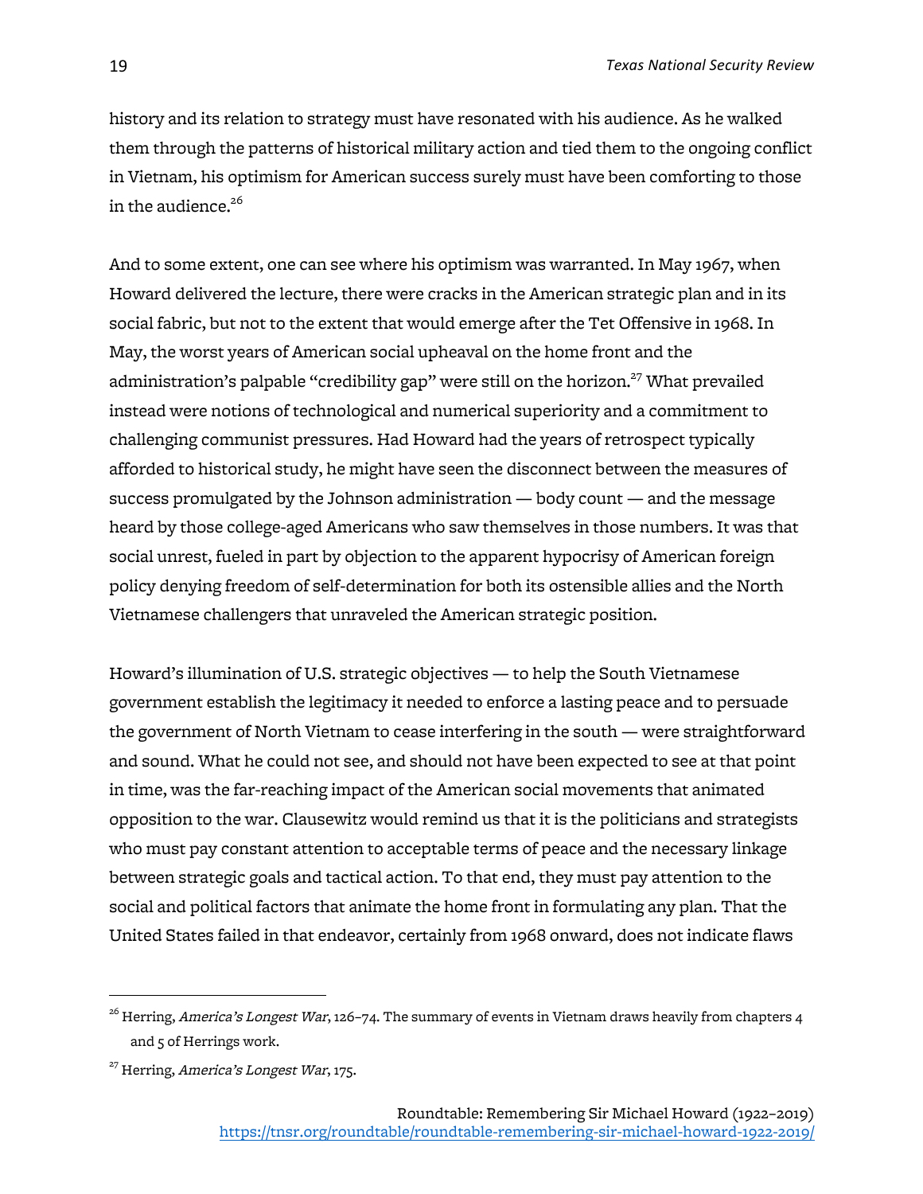history and its relation to strategy must have resonated with his audience. As he walked them through the patterns of historical military action and tied them to the ongoing conflict in Vietnam, his optimism for American success surely must have been comforting to those in the audience.[26]

And to some extent, one can see where his optimism was warranted. In May 1967, when Howard delivered the lecture, there were cracks in the American strategic plan and in its social fabric, but not to the extent that would emerge after the Tet Offensive in 1968. In May, the worst years of American social upheaval on the home front and the administration's palpable "credibility gap" were still on the horizon.[27] What prevailed instead were notions of technological and numerical superiority and a commitment to challenging communist pressures. Had Howard had the years of retrospect typically afforded to historical study, he might have seen the disconnect between the measures of success promulgated by the Johnson administration — body count — and the message heard by those college-aged Americans who saw themselves in those numbers. It was that social unrest, fueled in part by objection to the apparent hypocrisy of American foreign policy denying freedom of self-determination for both its ostensible allies and the North Vietnamese challengers that unraveled the American strategic position.

Howard's illumination of U.S. strategic objectives — to help the South Vietnamese government establish the legitimacy it needed to enforce a lasting peace and to persuade the government of North Vietnam to cease interfering in the south — were straightforward and sound. What he could not see, and should not have been expected to see at that point in time, was the far-reaching impact of the American social movements that animated opposition to the war. Clausewitz would remind us that it is the politicians and strategists who must pay constant attention to acceptable terms of peace and the necessary linkage between strategic goals and tactical action. To that end, they must pay attention to the social and political factors that animate the home front in formulating any plan. That the United States failed in that endeavor, certainly from 1968 onward, does not indicate flaws

---

[26] Herring, *America's Longest War*, 126–74. The summary of events in Vietnam draws heavily from chapters 4 and 5 of Herrings work.

[27] Herring, *America's Longest War*, 175.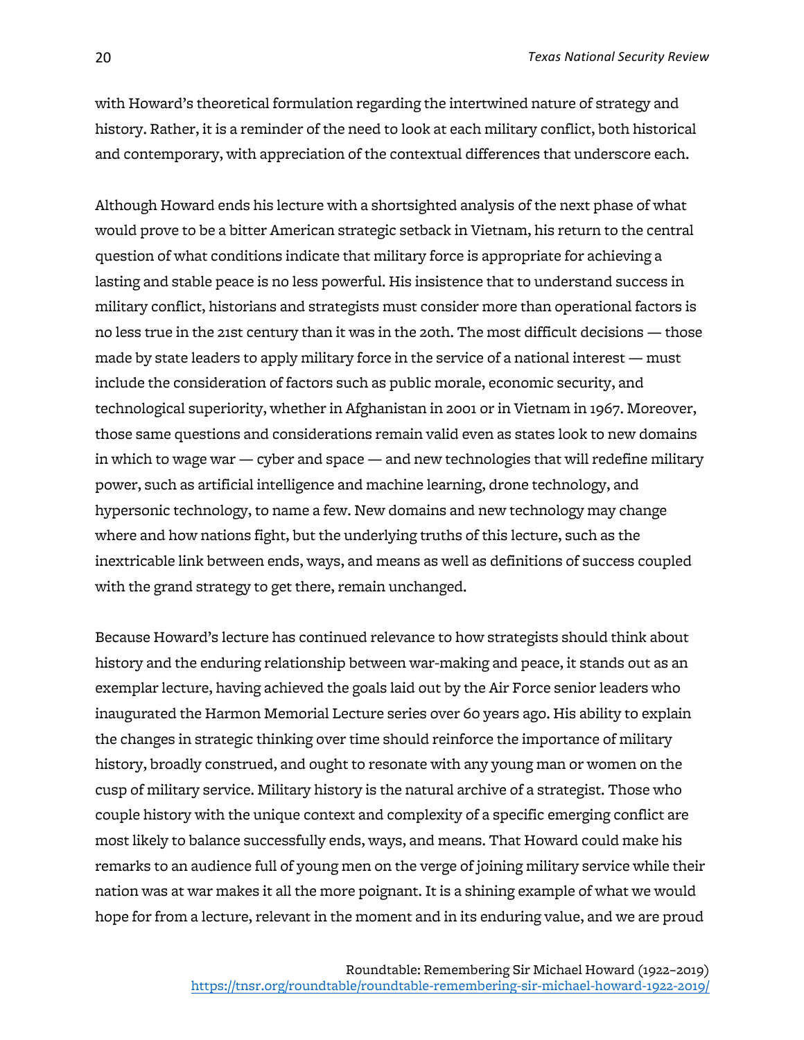with Howard's theoretical formulation regarding the intertwined nature of strategy and history. Rather, it is a reminder of the need to look at each military conflict, both historical and contemporary, with appreciation of the contextual differences that underscore each.

Although Howard ends his lecture with a shortsighted analysis of the next phase of what would prove to be a bitter American strategic setback in Vietnam, his return to the central question of what conditions indicate that military force is appropriate for achieving a lasting and stable peace is no less powerful. His insistence that to understand success in military conflict, historians and strategists must consider more than operational factors is no less true in the 21st century than it was in the 20th. The most difficult decisions — those made by state leaders to apply military force in the service of a national interest — must include the consideration of factors such as public morale, economic security, and technological superiority, whether in Afghanistan in 2001 or in Vietnam in 1967. Moreover, those same questions and considerations remain valid even as states look to new domains in which to wage war — cyber and space — and new technologies that will redefine military power, such as artificial intelligence and machine learning, drone technology, and hypersonic technology, to name a few. New domains and new technology may change where and how nations fight, but the underlying truths of this lecture, such as the inextricable link between ends, ways, and means as well as definitions of success coupled with the grand strategy to get there, remain unchanged.

Because Howard's lecture has continued relevance to how strategists should think about history and the enduring relationship between war-making and peace, it stands out as an exemplar lecture, having achieved the goals laid out by the Air Force senior leaders who inaugurated the Harmon Memorial Lecture series over 60 years ago. His ability to explain the changes in strategic thinking over time should reinforce the importance of military history, broadly construed, and ought to resonate with any young man or women on the cusp of military service. Military history is the natural archive of a strategist. Those who couple history with the unique context and complexity of a specific emerging conflict are most likely to balance successfully ends, ways, and means. That Howard could make his remarks to an audience full of young men on the verge of joining military service while their nation was at war makes it all the more poignant. It is a shining example of what we would hope for from a lecture, relevant in the moment and in its enduring value, and we are proud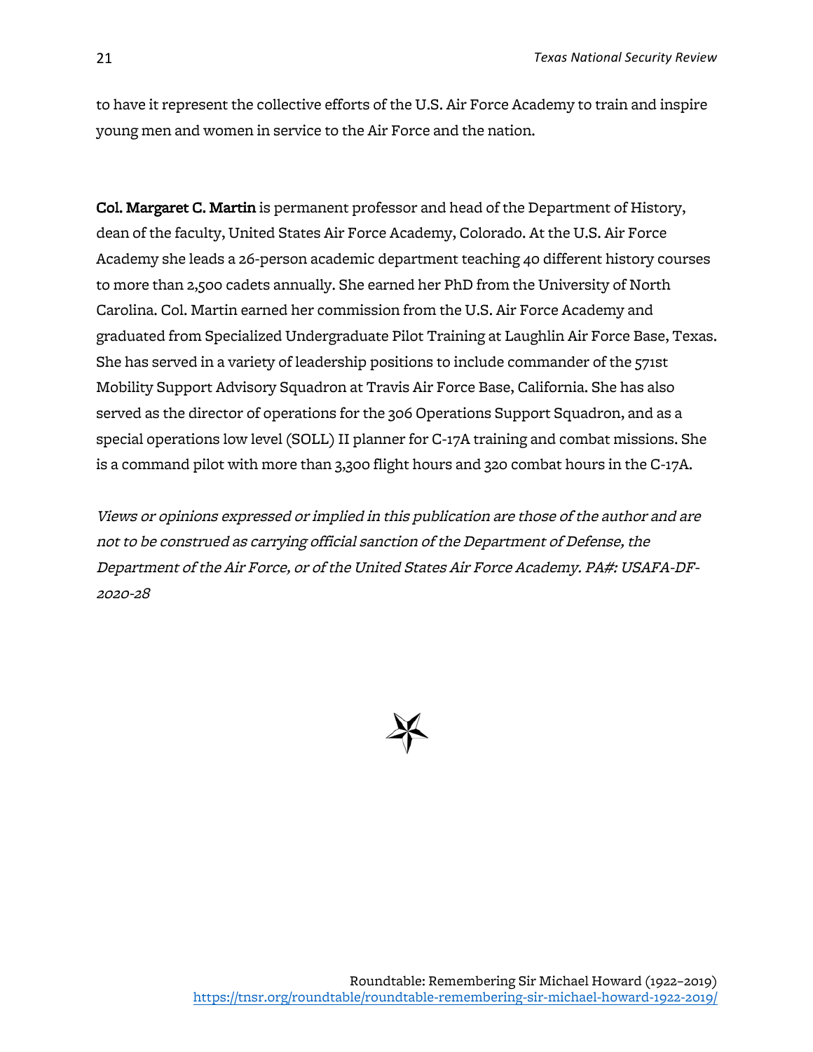to have it represent the collective efforts of the U.S. Air Force Academy to train and inspire young men and women in service to the Air Force and the nation.

**Col. Margaret C. Martin** is permanent professor and head of the Department of History, dean of the faculty, United States Air Force Academy, Colorado. At the U.S. Air Force Academy she leads a 26-person academic department teaching 40 different history courses to more than 2,500 cadets annually. She earned her PhD from the University of North Carolina. Col. Martin earned her commission from the U.S. Air Force Academy and graduated from Specialized Undergraduate Pilot Training at Laughlin Air Force Base, Texas. She has served in a variety of leadership positions to include commander of the 571st Mobility Support Advisory Squadron at Travis Air Force Base, California. She has also served as the director of operations for the 306 Operations Support Squadron, and as a special operations low level (SOLL) II planner for C-17A training and combat missions. She is a command pilot with more than 3,300 flight hours and 320 combat hours in the C-17A.

*Views or opinions expressed or implied in this publication are those of the author and are not to be construed as carrying official sanction of the Department of Defense, the Department of the Air Force, or of the United States Air Force Academy. PA#: USAFA-DF-2020-28*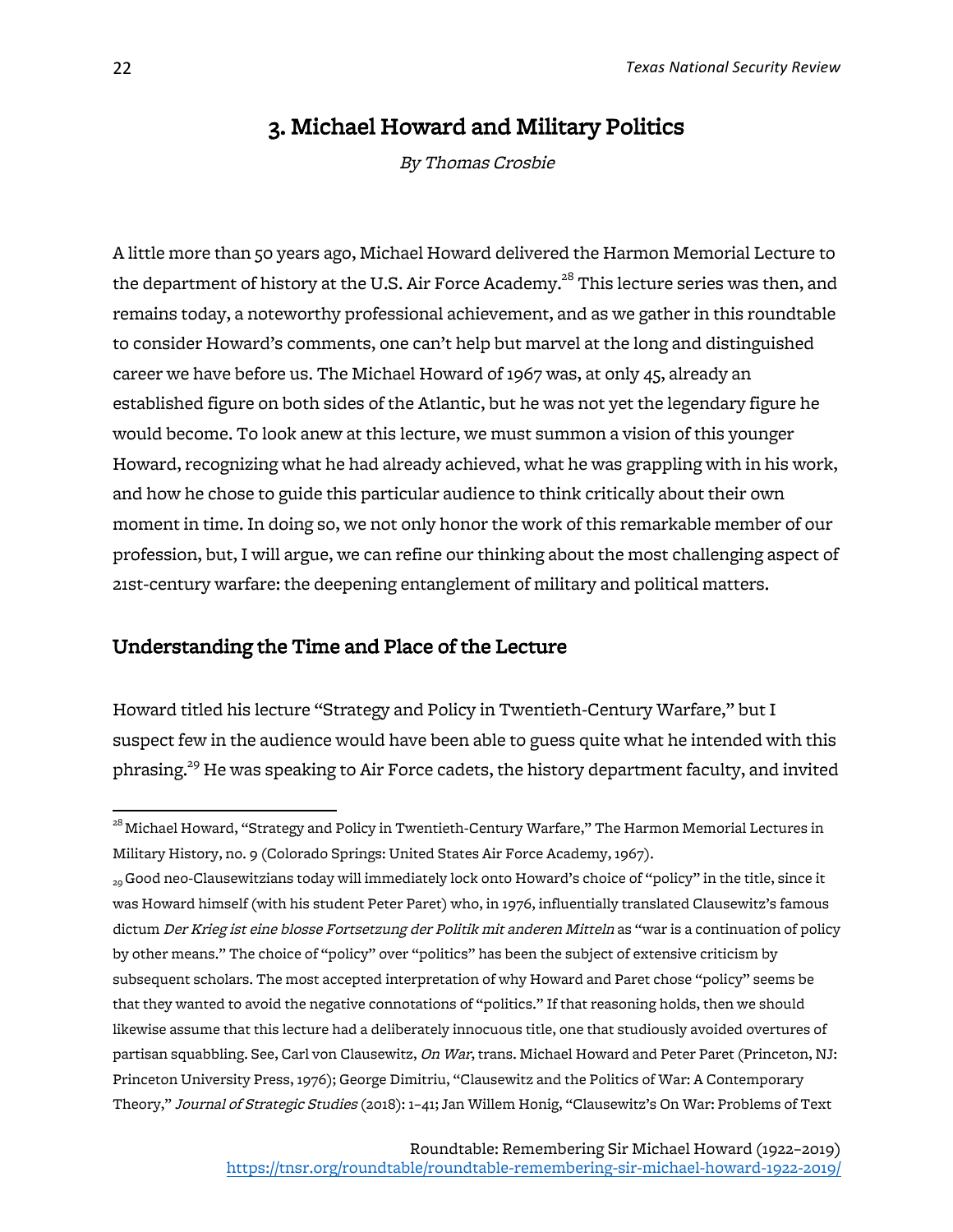## 3. Michael Howard and Military Politics

*By Thomas Crosbie*

A little more than 50 years ago, Michael Howard delivered the Harmon Memorial Lecture to the department of history at the U.S. Air Force Academy.[28] This lecture series was then, and remains today, a noteworthy professional achievement, and as we gather in this roundtable to consider Howard's comments, one can't help but marvel at the long and distinguished career we have before us. The Michael Howard of 1967 was, at only 45, already an established figure on both sides of the Atlantic, but he was not yet the legendary figure he would become. To look anew at this lecture, we must summon a vision of this younger Howard, recognizing what he had already achieved, what he was grappling with in his work, and how he chose to guide this particular audience to think critically about their own moment in time. In doing so, we not only honor the work of this remarkable member of our profession, but, I will argue, we can refine our thinking about the most challenging aspect of 21st-century warfare: the deepening entanglement of military and political matters.

### Understanding the Time and Place of the Lecture

Howard titled his lecture "Strategy and Policy in Twentieth-Century Warfare," but I suspect few in the audience would have been able to guess quite what he intended with this phrasing.[29] He was speaking to Air Force cadets, the history department faculty, and invited

---

[28] Michael Howard, "Strategy and Policy in Twentieth-Century Warfare," The Harmon Memorial Lectures in Military History, no. 9 (Colorado Springs: United States Air Force Academy, 1967).

[29] Good neo-Clausewitzians today will immediately lock onto Howard's choice of "policy" in the title, since it was Howard himself (with his student Peter Paret) who, in 1976, influentially translated Clausewitz's famous dictum *Der Krieg ist eine blosse Fortsetzung der Politik mit anderen Mitteln* as "war is a continuation of policy by other means." The choice of "policy" over "politics" has been the subject of extensive criticism by subsequent scholars. The most accepted interpretation of why Howard and Paret chose "policy" seems be that they wanted to avoid the negative connotations of "politics." If that reasoning holds, then we should likewise assume that this lecture had a deliberately innocuous title, one that studiously avoided overtures of partisan squabbling. See, Carl von Clausewitz, *On War*, trans. Michael Howard and Peter Paret (Princeton, NJ: Princeton University Press, 1976); George Dimitriu, "Clausewitz and the Politics of War: A Contemporary Theory," *Journal of Strategic Studies* (2018): 1–41; Jan Willem Honig, "Clausewitz's On War: Problems of Text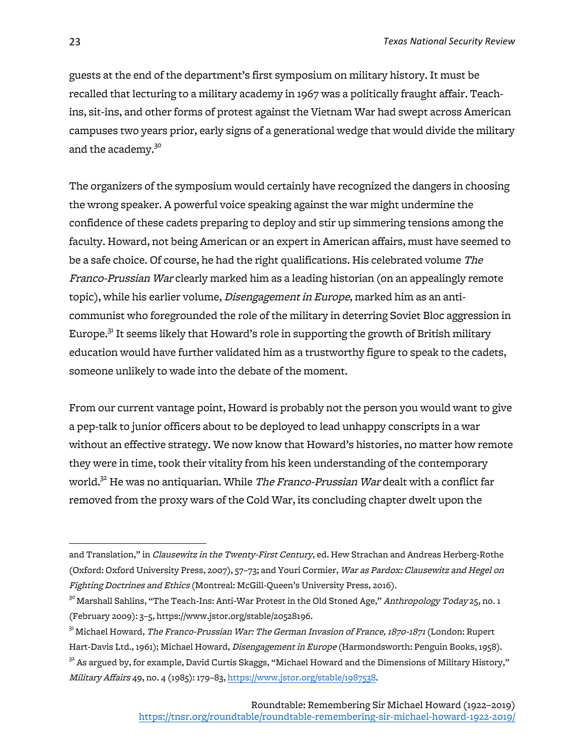guests at the end of the department's first symposium on military history. It must be recalled that lecturing to a military academy in 1967 was a politically fraught affair. Teach-ins, sit-ins, and other forms of protest against the Vietnam War had swept across American campuses two years prior, early signs of a generational wedge that would divide the military and the academy.[30]

The organizers of the symposium would certainly have recognized the dangers in choosing the wrong speaker. A powerful voice speaking against the war might undermine the confidence of these cadets preparing to deploy and stir up simmering tensions among the faculty. Howard, not being American or an expert in American affairs, must have seemed to be a safe choice. Of course, he had the right qualifications. His celebrated volume *The Franco-Prussian War* clearly marked him as a leading historian (on an appealingly remote topic), while his earlier volume, *Disengagement in Europe*, marked him as an anti-communist who foregrounded the role of the military in deterring Soviet Bloc aggression in Europe.[31] It seems likely that Howard's role in supporting the growth of British military education would have further validated him as a trustworthy figure to speak to the cadets, someone unlikely to wade into the debate of the moment.

From our current vantage point, Howard is probably not the person you would want to give a pep-talk to junior officers about to be deployed to lead unhappy conscripts in a war without an effective strategy. We now know that Howard's histories, no matter how remote they were in time, took their vitality from his keen understanding of the contemporary world.[32] He was no antiquarian. While *The Franco-Prussian War* dealt with a conflict far removed from the proxy wars of the Cold War, its concluding chapter dwelt upon the

---

and Translation," in *Clausewitz in the Twenty-First Century*, ed. Hew Strachan and Andreas Herberg-Rothe (Oxford: Oxford University Press, 2007), 57–73; and Youri Cormier, *War as Pardox: Clausewitz and Hegel on Fighting Doctrines and Ethics* (Montreal: McGill-Queen's University Press, 2016).

[30] Marshall Sahlins, "The Teach-Ins: Anti-War Protest in the Old Stoned Age," *Anthropology Today* 25, no. 1 (February 2009): 3–5, https://www.jstor.org/stable/20528196.

[31] Michael Howard, *The Franco-Prussian War: The German Invasion of France, 1870-1871* (London: Rupert Hart-Davis Ltd., 1961); Michael Howard, *Disengagement in Europe* (Harmondsworth: Penguin Books, 1958).

[32] As argued by, for example, David Curtis Skaggs, "Michael Howard and the Dimensions of Military History," *Military Affairs* 49, no. 4 (1985): 179–83, https://www.jstor.org/stable/1987538.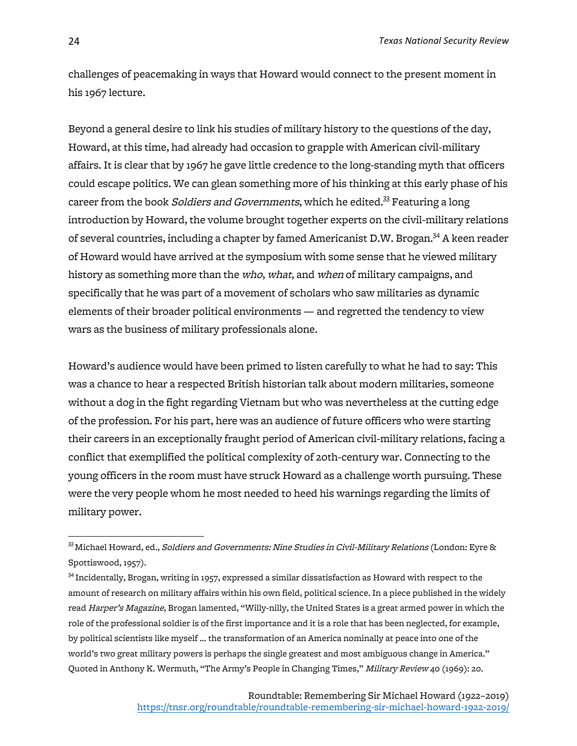challenges of peacemaking in ways that Howard would connect to the present moment in his 1967 lecture.

Beyond a general desire to link his studies of military history to the questions of the day, Howard, at this time, had already had occasion to grapple with American civil-military affairs. It is clear that by 1967 he gave little credence to the long-standing myth that officers could escape politics. We can glean something more of his thinking at this early phase of his career from the book *Soldiers and Governments*, which he edited.[33] Featuring a long introduction by Howard, the volume brought together experts on the civil-military relations of several countries, including a chapter by famed Americanist D.W. Brogan.[34] A keen reader of Howard would have arrived at the symposium with some sense that he viewed military history as something more than the *who*, *what*, and *when* of military campaigns, and specifically that he was part of a movement of scholars who saw militaries as dynamic elements of their broader political environments — and regretted the tendency to view wars as the business of military professionals alone.

Howard's audience would have been primed to listen carefully to what he had to say: This was a chance to hear a respected British historian talk about modern militaries, someone without a dog in the fight regarding Vietnam but who was nevertheless at the cutting edge of the profession. For his part, here was an audience of future officers who were starting their careers in an exceptionally fraught period of American civil-military relations, facing a conflict that exemplified the political complexity of 20th-century war. Connecting to the young officers in the room must have struck Howard as a challenge worth pursuing. These were the very people whom he most needed to heed his warnings regarding the limits of military power.

---

[33] Michael Howard, ed., *Soldiers and Governments: Nine Studies in Civil-Military Relations* (London: Eyre & Spottiswood, 1957).

[34] Incidentally, Brogan, writing in 1957, expressed a similar dissatisfaction as Howard with respect to the amount of research on military affairs within his own field, political science. In a piece published in the widely read *Harper's Magazine*, Brogan lamented, "Willy-nilly, the United States is a great armed power in which the role of the professional soldier is of the first importance and it is a role that has been neglected, for example, by political scientists like myself ... the transformation of an America nominally at peace into one of the world's two great military powers is perhaps the single greatest and most ambiguous change in America." Quoted in Anthony K. Wermuth, "The Army's People in Changing Times," *Military Review* 40 (1969): 20.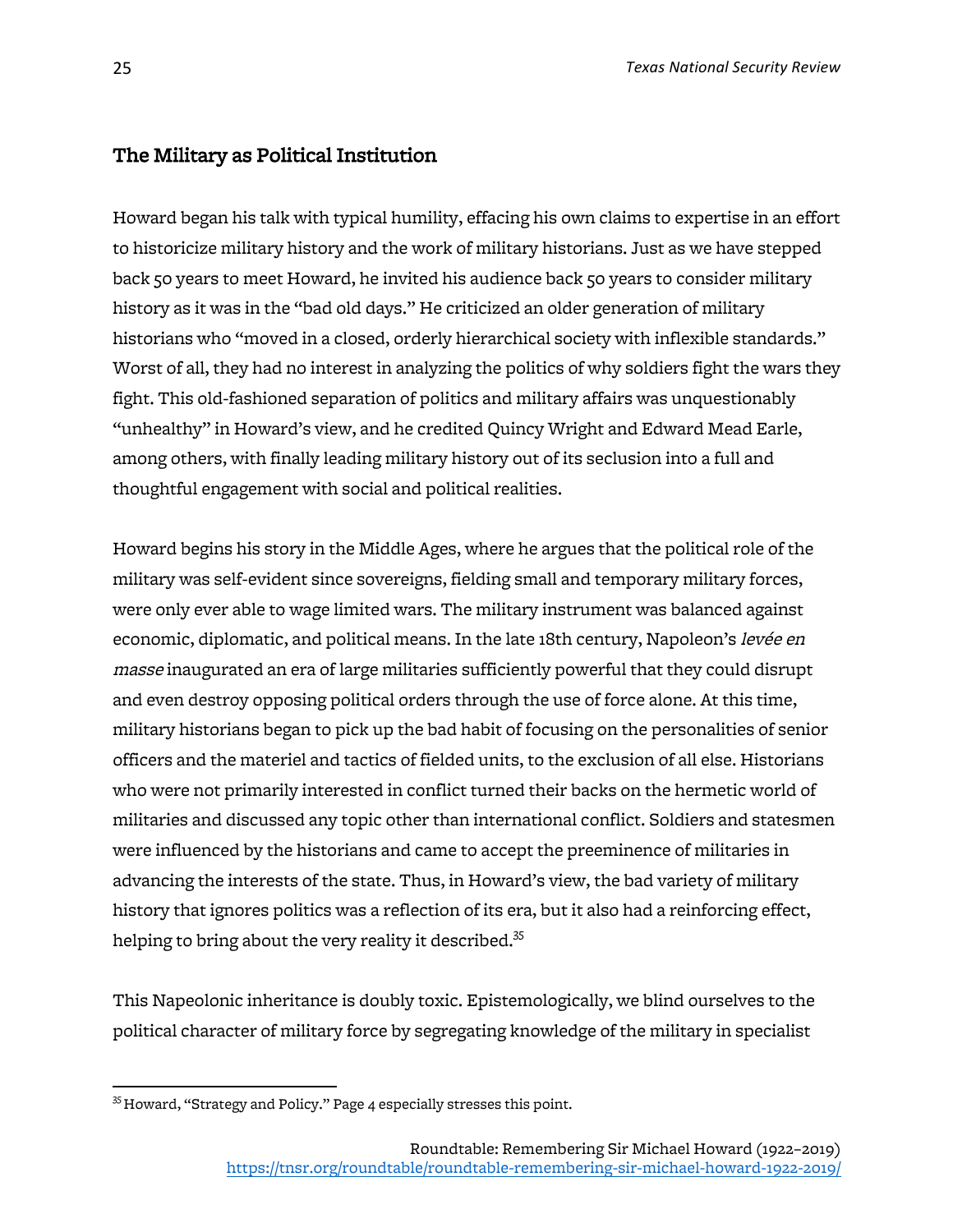## The Military as Political Institution

Howard began his talk with typical humility, effacing his own claims to expertise in an effort to historicize military history and the work of military historians. Just as we have stepped back 50 years to meet Howard, he invited his audience back 50 years to consider military history as it was in the "bad old days." He criticized an older generation of military historians who "moved in a closed, orderly hierarchical society with inflexible standards." Worst of all, they had no interest in analyzing the politics of why soldiers fight the wars they fight. This old-fashioned separation of politics and military affairs was unquestionably "unhealthy" in Howard's view, and he credited Quincy Wright and Edward Mead Earle, among others, with finally leading military history out of its seclusion into a full and thoughtful engagement with social and political realities.

Howard begins his story in the Middle Ages, where he argues that the political role of the military was self-evident since sovereigns, fielding small and temporary military forces, were only ever able to wage limited wars. The military instrument was balanced against economic, diplomatic, and political means. In the late 18th century, Napoleon's *levée en masse* inaugurated an era of large militaries sufficiently powerful that they could disrupt and even destroy opposing political orders through the use of force alone. At this time, military historians began to pick up the bad habit of focusing on the personalities of senior officers and the materiel and tactics of fielded units, to the exclusion of all else. Historians who were not primarily interested in conflict turned their backs on the hermetic world of militaries and discussed any topic other than international conflict. Soldiers and statesmen were influenced by the historians and came to accept the preeminence of militaries in advancing the interests of the state. Thus, in Howard's view, the bad variety of military history that ignores politics was a reflection of its era, but it also had a reinforcing effect, helping to bring about the very reality it described.[35]

This Napeolonic inheritance is doubly toxic. Epistemologically, we blind ourselves to the political character of military force by segregating knowledge of the military in specialist

[35] Howard, "Strategy and Policy." Page 4 especially stresses this point.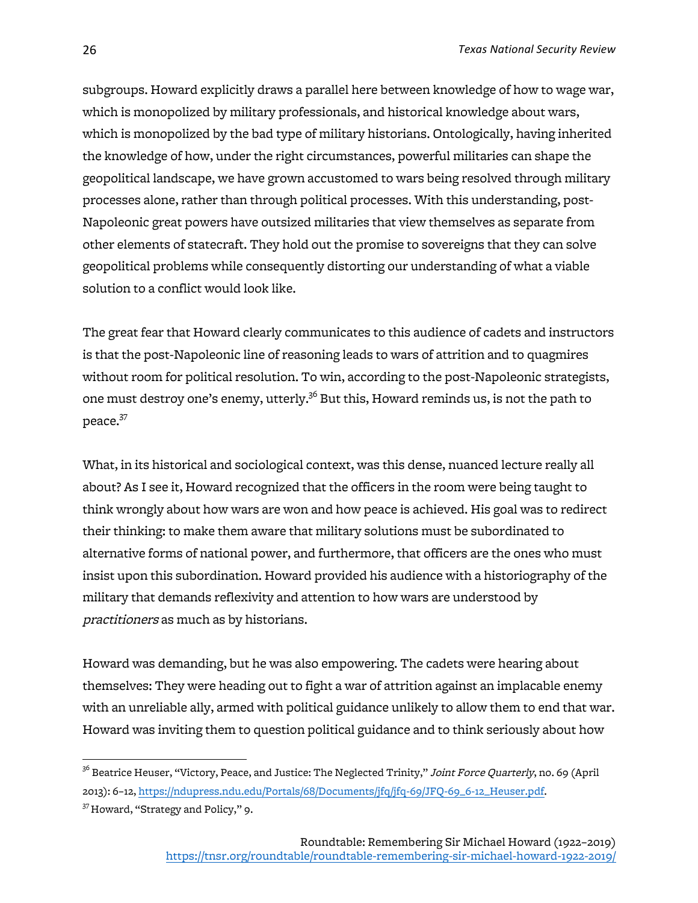subgroups. Howard explicitly draws a parallel here between knowledge of how to wage war, which is monopolized by military professionals, and historical knowledge about wars, which is monopolized by the bad type of military historians. Ontologically, having inherited the knowledge of how, under the right circumstances, powerful militaries can shape the geopolitical landscape, we have grown accustomed to wars being resolved through military processes alone, rather than through political processes. With this understanding, post-Napoleonic great powers have outsized militaries that view themselves as separate from other elements of statecraft. They hold out the promise to sovereigns that they can solve geopolitical problems while consequently distorting our understanding of what a viable solution to a conflict would look like.

The great fear that Howard clearly communicates to this audience of cadets and instructors is that the post-Napoleonic line of reasoning leads to wars of attrition and to quagmires without room for political resolution. To win, according to the post-Napoleonic strategists, one must destroy one's enemy, utterly.[36] But this, Howard reminds us, is not the path to peace.[37]

What, in its historical and sociological context, was this dense, nuanced lecture really all about? As I see it, Howard recognized that the officers in the room were being taught to think wrongly about how wars are won and how peace is achieved. His goal was to redirect their thinking: to make them aware that military solutions must be subordinated to alternative forms of national power, and furthermore, that officers are the ones who must insist upon this subordination. Howard provided his audience with a historiography of the military that demands reflexivity and attention to how wars are understood by *practitioners* as much as by historians.

Howard was demanding, but he was also empowering. The cadets were hearing about themselves: They were heading out to fight a war of attrition against an implacable enemy with an unreliable ally, armed with political guidance unlikely to allow them to end that war. Howard was inviting them to question political guidance and to think seriously about how

---

[36] Beatrice Heuser, "Victory, Peace, and Justice: The Neglected Trinity," *Joint Force Quarterly*, no. 69 (April 2013): 6–12, https://ndupress.ndu.edu/Portals/68/Documents/jfq/jfq-69/JFQ-69_6-12_Heuser.pdf.

[37] Howard, "Strategy and Policy," 9.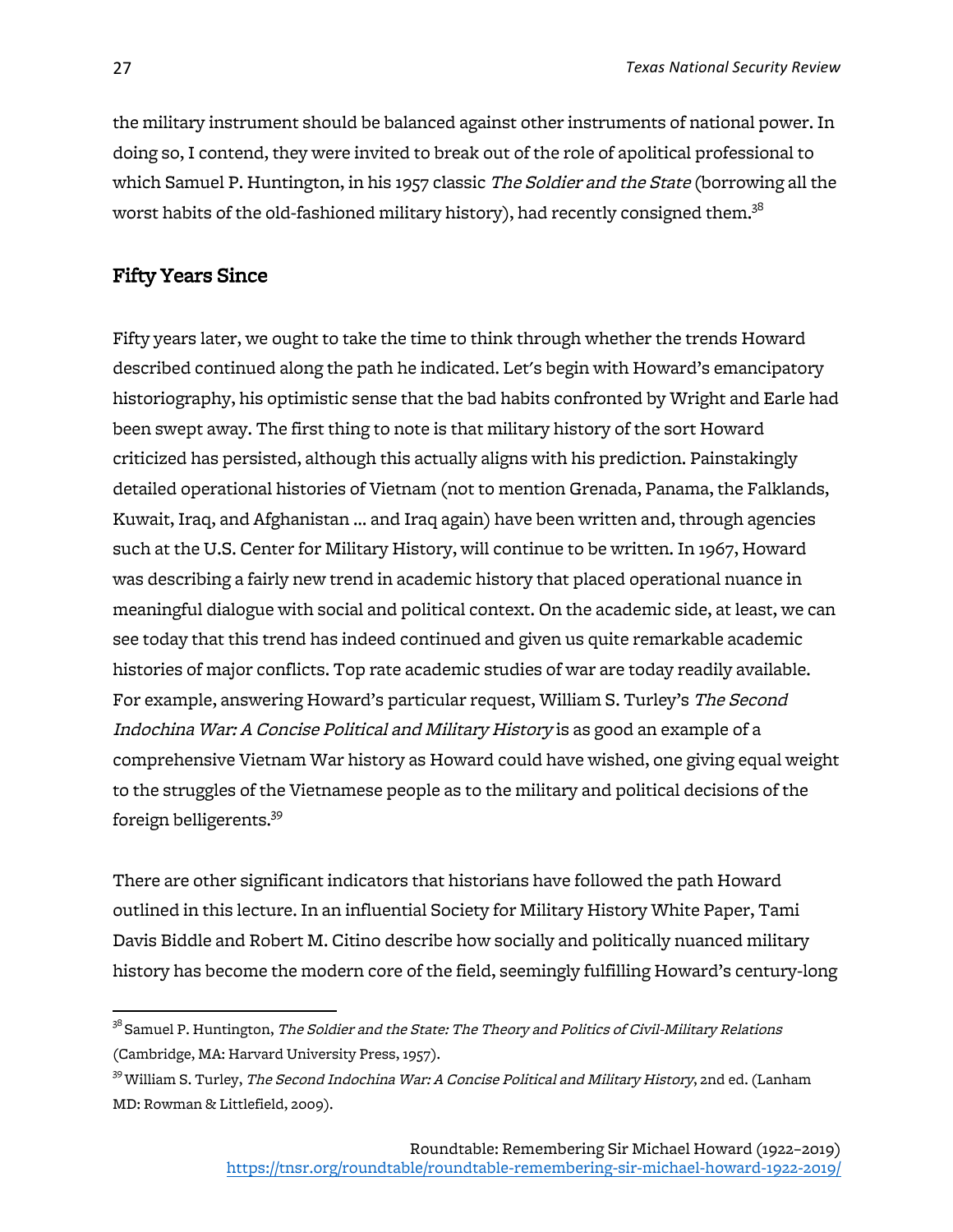the military instrument should be balanced against other instruments of national power. In doing so, I contend, they were invited to break out of the role of apolitical professional to which Samuel P. Huntington, in his 1957 classic *The Soldier and the State* (borrowing all the worst habits of the old-fashioned military history), had recently consigned them.[38]

## Fifty Years Since

Fifty years later, we ought to take the time to think through whether the trends Howard described continued along the path he indicated. Let's begin with Howard's emancipatory historiography, his optimistic sense that the bad habits confronted by Wright and Earle had been swept away. The first thing to note is that military history of the sort Howard criticized has persisted, although this actually aligns with his prediction. Painstakingly detailed operational histories of Vietnam (not to mention Grenada, Panama, the Falklands, Kuwait, Iraq, and Afghanistan … and Iraq again) have been written and, through agencies such at the U.S. Center for Military History, will continue to be written. In 1967, Howard was describing a fairly new trend in academic history that placed operational nuance in meaningful dialogue with social and political context. On the academic side, at least, we can see today that this trend has indeed continued and given us quite remarkable academic histories of major conflicts. Top rate academic studies of war are today readily available. For example, answering Howard's particular request, William S. Turley's *The Second Indochina War: A Concise Political and Military History* is as good an example of a comprehensive Vietnam War history as Howard could have wished, one giving equal weight to the struggles of the Vietnamese people as to the military and political decisions of the foreign belligerents.[39]

There are other significant indicators that historians have followed the path Howard outlined in this lecture. In an influential Society for Military History White Paper, Tami Davis Biddle and Robert M. Citino describe how socially and politically nuanced military history has become the modern core of the field, seemingly fulfilling Howard's century-long

---

[38] Samuel P. Huntington, *The Soldier and the State: The Theory and Politics of Civil-Military Relations* (Cambridge, MA: Harvard University Press, 1957).

[39] William S. Turley, *The Second Indochina War: A Concise Political and Military History*, 2nd ed. (Lanham MD: Rowman & Littlefield, 2009).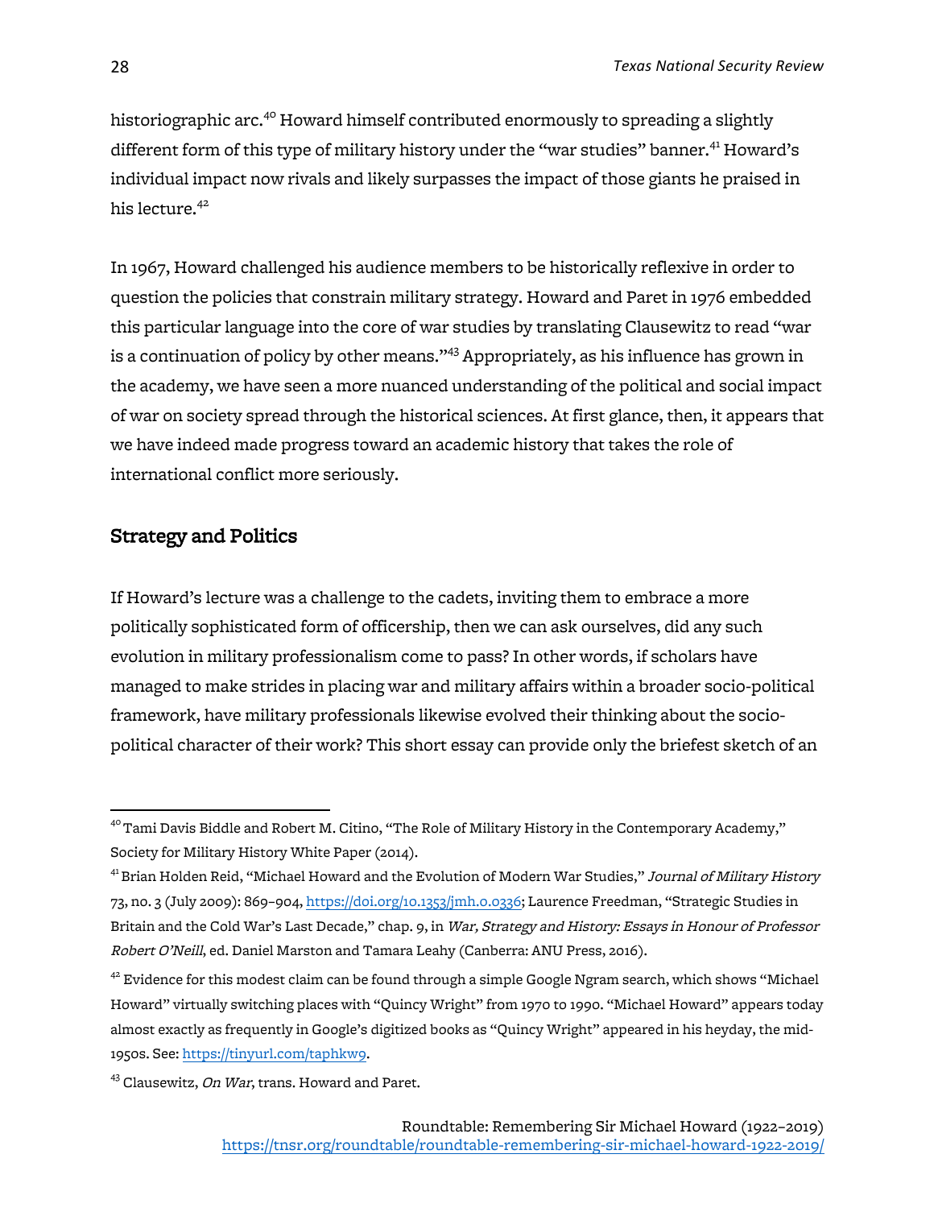historiographic arc.[40] Howard himself contributed enormously to spreading a slightly different form of this type of military history under the "war studies" banner.[41] Howard's individual impact now rivals and likely surpasses the impact of those giants he praised in his lecture.[42]

In 1967, Howard challenged his audience members to be historically reflexive in order to question the policies that constrain military strategy. Howard and Paret in 1976 embedded this particular language into the core of war studies by translating Clausewitz to read "war is a continuation of policy by other means."[43] Appropriately, as his influence has grown in the academy, we have seen a more nuanced understanding of the political and social impact of war on society spread through the historical sciences. At first glance, then, it appears that we have indeed made progress toward an academic history that takes the role of international conflict more seriously.

## Strategy and Politics

If Howard's lecture was a challenge to the cadets, inviting them to embrace a more politically sophisticated form of officership, then we can ask ourselves, did any such evolution in military professionalism come to pass? In other words, if scholars have managed to make strides in placing war and military affairs within a broader socio-political framework, have military professionals likewise evolved their thinking about the socio-political character of their work? This short essay can provide only the briefest sketch of an

---

[40] Tami Davis Biddle and Robert M. Citino, "The Role of Military History in the Contemporary Academy," Society for Military History White Paper (2014).

[41] Brian Holden Reid, "Michael Howard and the Evolution of Modern War Studies," *Journal of Military History* 73, no. 3 (July 2009): 869–904, https://doi.org/10.1353/jmh.0.0336; Laurence Freedman, "Strategic Studies in Britain and the Cold War's Last Decade," chap. 9, in *War, Strategy and History: Essays in Honour of Professor Robert O'Neill*, ed. Daniel Marston and Tamara Leahy (Canberra: ANU Press, 2016).

[42] Evidence for this modest claim can be found through a simple Google Ngram search, which shows "Michael Howard" virtually switching places with "Quincy Wright" from 1970 to 1990. "Michael Howard" appears today almost exactly as frequently in Google's digitized books as "Quincy Wright" appeared in his heyday, the mid-1950s. See: https://tinyurl.com/taphkw9.

[43] Clausewitz, *On War*, trans. Howard and Paret.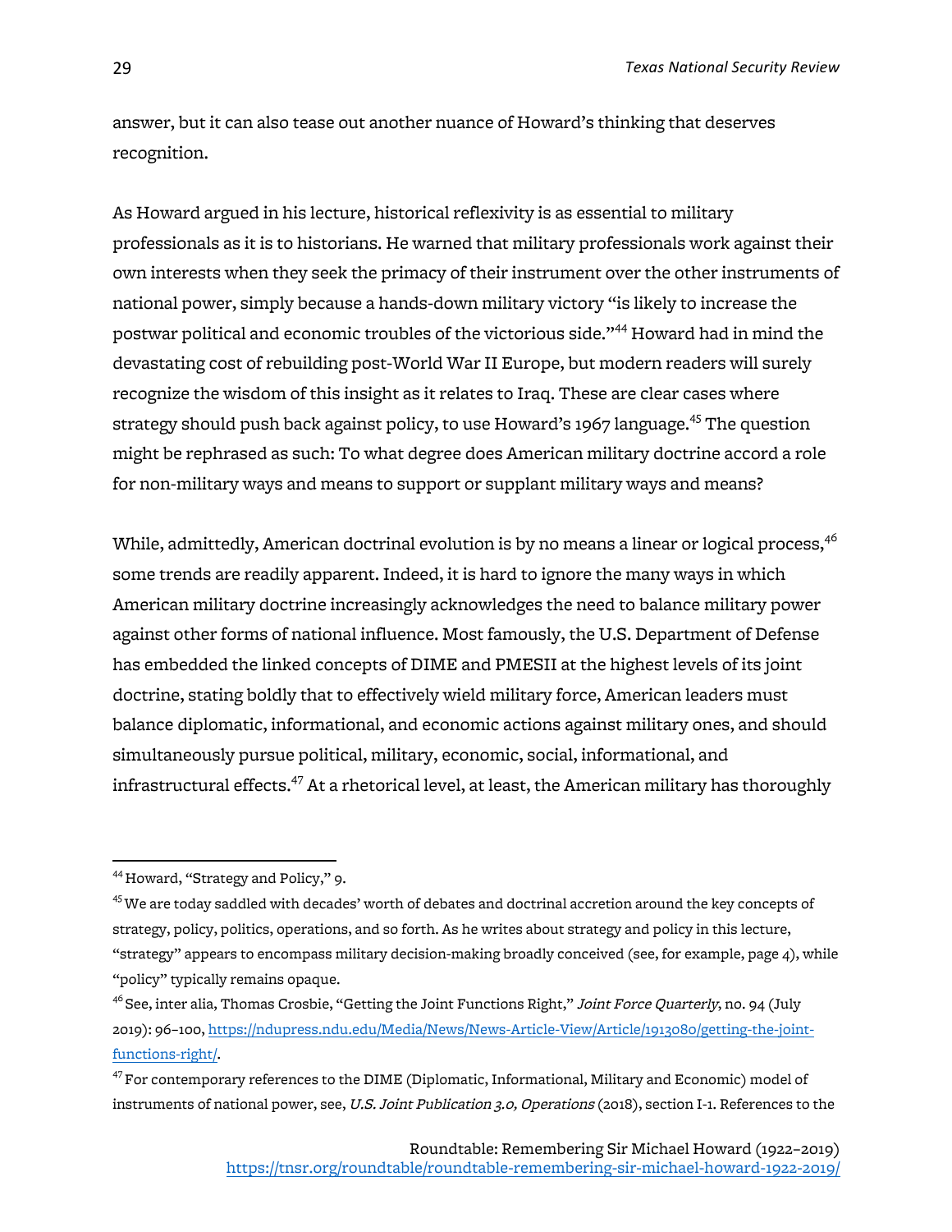answer, but it can also tease out another nuance of Howard's thinking that deserves recognition.

As Howard argued in his lecture, historical reflexivity is as essential to military professionals as it is to historians. He warned that military professionals work against their own interests when they seek the primacy of their instrument over the other instruments of national power, simply because a hands-down military victory "is likely to increase the postwar political and economic troubles of the victorious side."[44] Howard had in mind the devastating cost of rebuilding post-World War II Europe, but modern readers will surely recognize the wisdom of this insight as it relates to Iraq. These are clear cases where strategy should push back against policy, to use Howard's 1967 language.[45] The question might be rephrased as such: To what degree does American military doctrine accord a role for non-military ways and means to support or supplant military ways and means?

While, admittedly, American doctrinal evolution is by no means a linear or logical process,[46] some trends are readily apparent. Indeed, it is hard to ignore the many ways in which American military doctrine increasingly acknowledges the need to balance military power against other forms of national influence. Most famously, the U.S. Department of Defense has embedded the linked concepts of DIME and PMESII at the highest levels of its joint doctrine, stating boldly that to effectively wield military force, American leaders must balance diplomatic, informational, and economic actions against military ones, and should simultaneously pursue political, military, economic, social, informational, and infrastructural effects.[47] At a rhetorical level, at least, the American military has thoroughly

---

[44] Howard, "Strategy and Policy," 9.

[45] We are today saddled with decades' worth of debates and doctrinal accretion around the key concepts of strategy, policy, politics, operations, and so forth. As he writes about strategy and policy in this lecture, "strategy" appears to encompass military decision-making broadly conceived (see, for example, page 4), while "policy" typically remains opaque.

[46] See, inter alia, Thomas Crosbie, "Getting the Joint Functions Right," *Joint Force Quarterly*, no. 94 (July 2019): 96–100, https://ndupress.ndu.edu/Media/News/News-Article-View/Article/1913080/getting-the-joint-functions-right/.

[47] For contemporary references to the DIME (Diplomatic, Informational, Military and Economic) model of instruments of national power, see, *U.S. Joint Publication 3.0, Operations* (2018), section I-1. References to the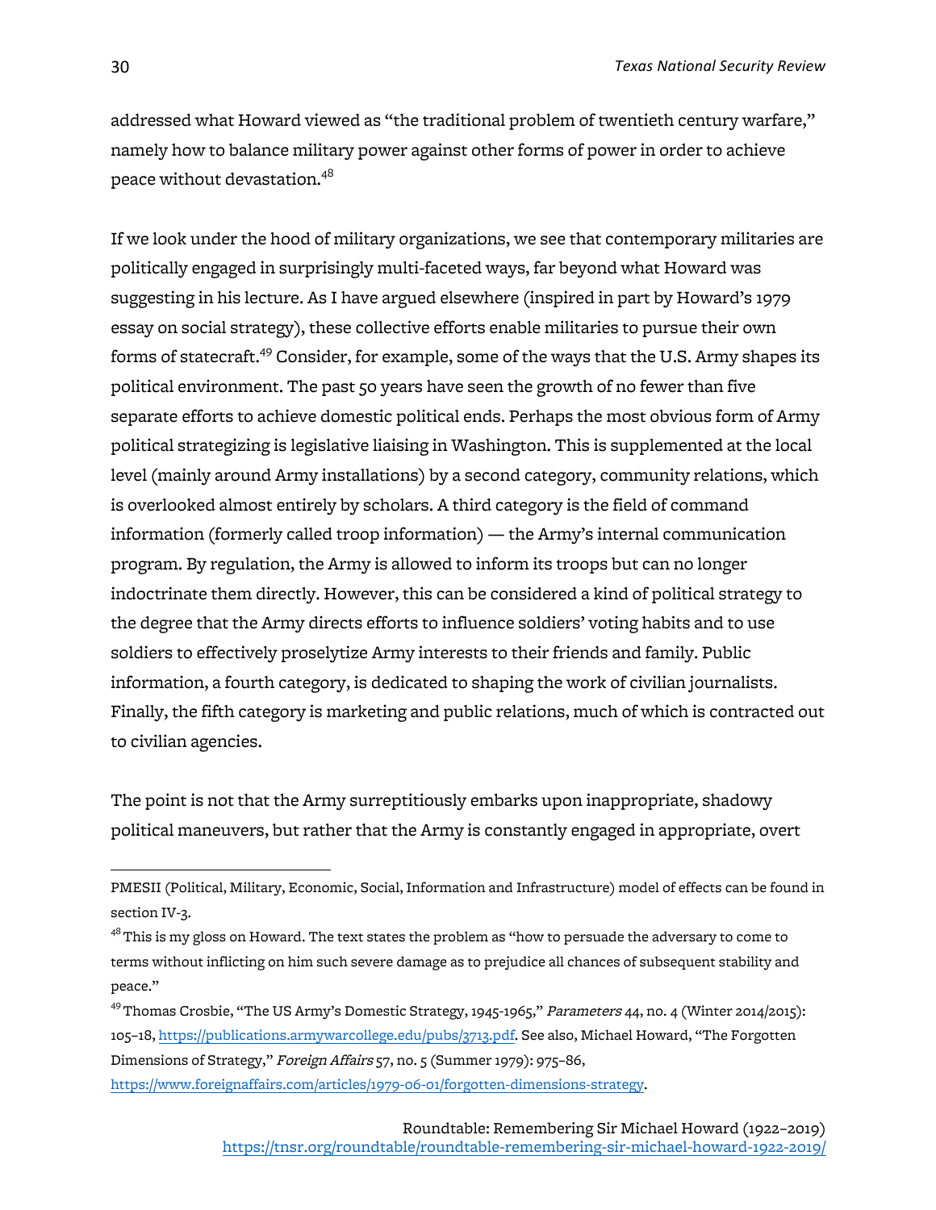addressed what Howard viewed as "the traditional problem of twentieth century warfare," namely how to balance military power against other forms of power in order to achieve peace without devastation.[48]

If we look under the hood of military organizations, we see that contemporary militaries are politically engaged in surprisingly multi-faceted ways, far beyond what Howard was suggesting in his lecture. As I have argued elsewhere (inspired in part by Howard's 1979 essay on social strategy), these collective efforts enable militaries to pursue their own forms of statecraft.[49] Consider, for example, some of the ways that the U.S. Army shapes its political environment. The past 50 years have seen the growth of no fewer than five separate efforts to achieve domestic political ends. Perhaps the most obvious form of Army political strategizing is legislative liaising in Washington. This is supplemented at the local level (mainly around Army installations) by a second category, community relations, which is overlooked almost entirely by scholars. A third category is the field of command information (formerly called troop information) — the Army's internal communication program. By regulation, the Army is allowed to inform its troops but can no longer indoctrinate them directly. However, this can be considered a kind of political strategy to the degree that the Army directs efforts to influence soldiers' voting habits and to use soldiers to effectively proselytize Army interests to their friends and family. Public information, a fourth category, is dedicated to shaping the work of civilian journalists. Finally, the fifth category is marketing and public relations, much of which is contracted out to civilian agencies.

The point is not that the Army surreptitiously embarks upon inappropriate, shadowy political maneuvers, but rather that the Army is constantly engaged in appropriate, overt

---

PMESII (Political, Military, Economic, Social, Information and Infrastructure) model of effects can be found in section IV-3.

[48] This is my gloss on Howard. The text states the problem as "how to persuade the adversary to come to terms without inflicting on him such severe damage as to prejudice all chances of subsequent stability and peace."

[49] Thomas Crosbie, "The US Army's Domestic Strategy, 1945-1965," *Parameters* 44, no. 4 (Winter 2014/2015): 105–18, https://publications.armywarcollege.edu/pubs/3713.pdf. See also, Michael Howard, "The Forgotten Dimensions of Strategy," *Foreign Affairs* 57, no. 5 (Summer 1979): 975–86, https://www.foreignaffairs.com/articles/1979-06-01/forgotten-dimensions-strategy.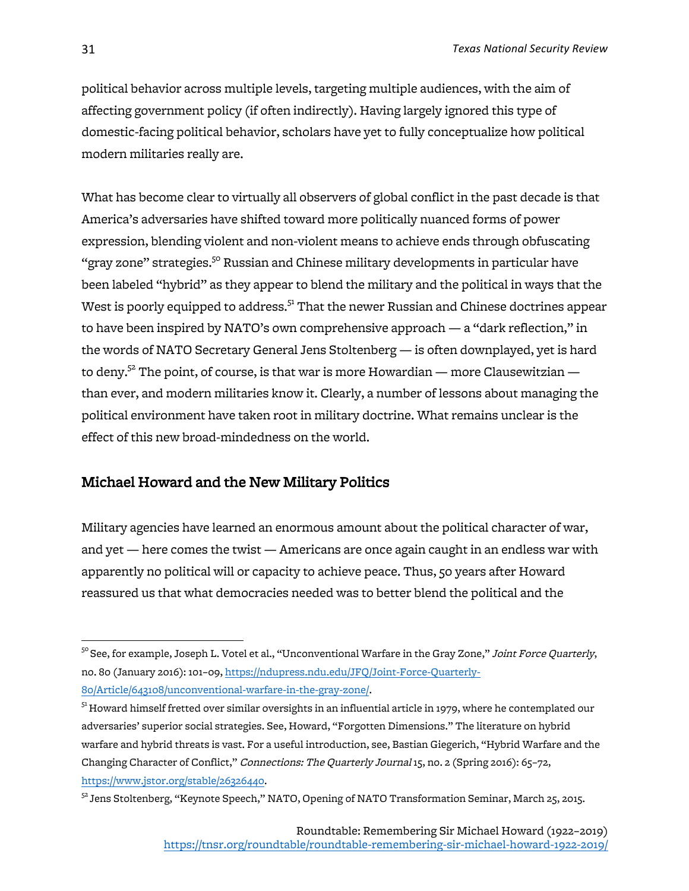political behavior across multiple levels, targeting multiple audiences, with the aim of affecting government policy (if often indirectly). Having largely ignored this type of domestic-facing political behavior, scholars have yet to fully conceptualize how political modern militaries really are.

What has become clear to virtually all observers of global conflict in the past decade is that America's adversaries have shifted toward more politically nuanced forms of power expression, blending violent and non-violent means to achieve ends through obfuscating "gray zone" strategies.[50] Russian and Chinese military developments in particular have been labeled "hybrid" as they appear to blend the military and the political in ways that the West is poorly equipped to address.[51] That the newer Russian and Chinese doctrines appear to have been inspired by NATO's own comprehensive approach — a "dark reflection," in the words of NATO Secretary General Jens Stoltenberg — is often downplayed, yet is hard to deny.[52] The point, of course, is that war is more Howardian — more Clausewitzian — than ever, and modern militaries know it. Clearly, a number of lessons about managing the political environment have taken root in military doctrine. What remains unclear is the effect of this new broad-mindedness on the world.

## Michael Howard and the New Military Politics

Military agencies have learned an enormous amount about the political character of war, and yet — here comes the twist — Americans are once again caught in an endless war with apparently no political will or capacity to achieve peace. Thus, 50 years after Howard reassured us that what democracies needed was to better blend the political and the

---

[50] See, for example, Joseph L. Votel et al., "Unconventional Warfare in the Gray Zone," *Joint Force Quarterly*, no. 80 (January 2016): 101–09, https://ndupress.ndu.edu/JFQ/Joint-Force-Quarterly-80/Article/643108/unconventional-warfare-in-the-gray-zone/.

[51] Howard himself fretted over similar oversights in an influential article in 1979, where he contemplated our adversaries' superior social strategies. See, Howard, "Forgotten Dimensions." The literature on hybrid warfare and hybrid threats is vast. For a useful introduction, see, Bastian Giegerich, "Hybrid Warfare and the Changing Character of Conflict," *Connections: The Quarterly Journal* 15, no. 2 (Spring 2016): 65–72, https://www.jstor.org/stable/26326440.

[52] Jens Stoltenberg, "Keynote Speech," NATO, Opening of NATO Transformation Seminar, March 25, 2015.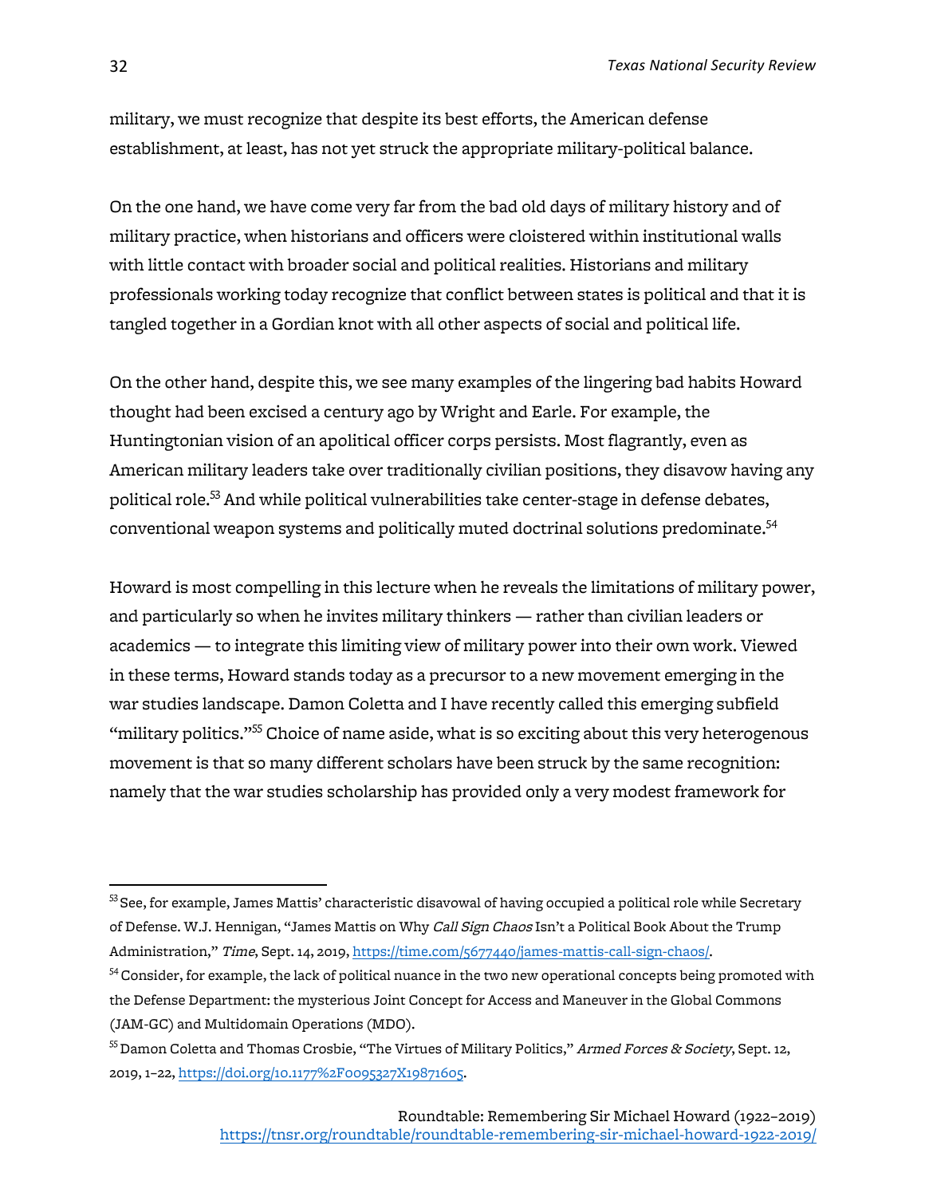military, we must recognize that despite its best efforts, the American defense establishment, at least, has not yet struck the appropriate military-political balance.

On the one hand, we have come very far from the bad old days of military history and of military practice, when historians and officers were cloistered within institutional walls with little contact with broader social and political realities. Historians and military professionals working today recognize that conflict between states is political and that it is tangled together in a Gordian knot with all other aspects of social and political life.

On the other hand, despite this, we see many examples of the lingering bad habits Howard thought had been excised a century ago by Wright and Earle. For example, the Huntingtonian vision of an apolitical officer corps persists. Most flagrantly, even as American military leaders take over traditionally civilian positions, they disavow having any political role.[53] And while political vulnerabilities take center-stage in defense debates, conventional weapon systems and politically muted doctrinal solutions predominate.[54]

Howard is most compelling in this lecture when he reveals the limitations of military power, and particularly so when he invites military thinkers — rather than civilian leaders or academics — to integrate this limiting view of military power into their own work. Viewed in these terms, Howard stands today as a precursor to a new movement emerging in the war studies landscape. Damon Coletta and I have recently called this emerging subfield "military politics."[55] Choice of name aside, what is so exciting about this very heterogenous movement is that so many different scholars have been struck by the same recognition: namely that the war studies scholarship has provided only a very modest framework for

---

[53] See, for example, James Mattis' characteristic disavowal of having occupied a political role while Secretary of Defense. W.J. Hennigan, "James Mattis on Why *Call Sign Chaos* Isn't a Political Book About the Trump Administration," *Time*, Sept. 14, 2019, https://time.com/5677440/james-mattis-call-sign-chaos/.

[54] Consider, for example, the lack of political nuance in the two new operational concepts being promoted with the Defense Department: the mysterious Joint Concept for Access and Maneuver in the Global Commons (JAM-GC) and Multidomain Operations (MDO).

[55] Damon Coletta and Thomas Crosbie, "The Virtues of Military Politics," *Armed Forces & Society*, Sept. 12, 2019, 1–22, https://doi.org/10.1177%2F0095327X19871605.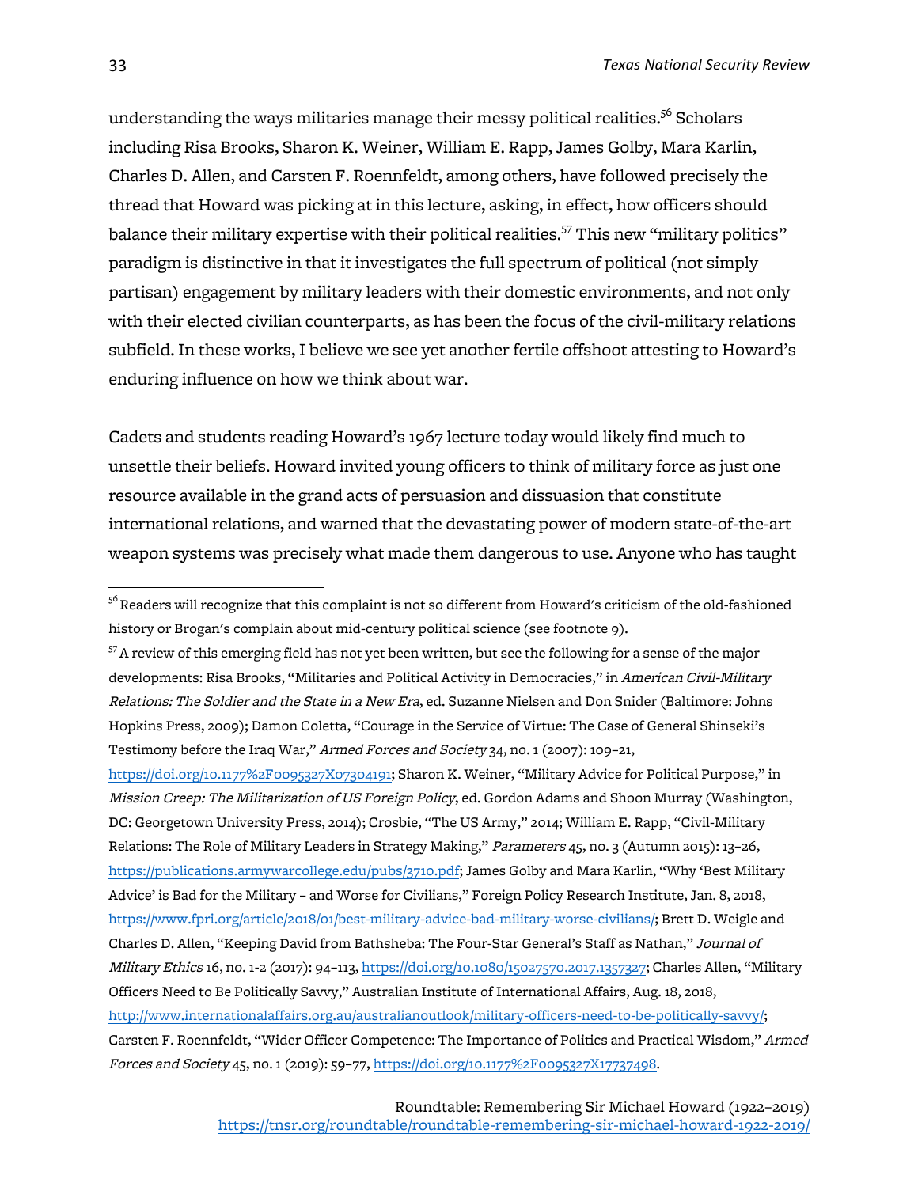understanding the ways militaries manage their messy political realities.[56] Scholars including Risa Brooks, Sharon K. Weiner, William E. Rapp, James Golby, Mara Karlin, Charles D. Allen, and Carsten F. Roennfeldt, among others, have followed precisely the thread that Howard was picking at in this lecture, asking, in effect, how officers should balance their military expertise with their political realities.[57] This new "military politics" paradigm is distinctive in that it investigates the full spectrum of political (not simply partisan) engagement by military leaders with their domestic environments, and not only with their elected civilian counterparts, as has been the focus of the civil-military relations subfield. In these works, I believe we see yet another fertile offshoot attesting to Howard's enduring influence on how we think about war.

Cadets and students reading Howard's 1967 lecture today would likely find much to unsettle their beliefs. Howard invited young officers to think of military force as just one resource available in the grand acts of persuasion and dissuasion that constitute international relations, and warned that the devastating power of modern state-of-the-art weapon systems was precisely what made them dangerous to use. Anyone who has taught

---

[56] Readers will recognize that this complaint is not so different from Howard's criticism of the old-fashioned history or Brogan's complain about mid-century political science (see footnote 9).

[57] A review of this emerging field has not yet been written, but see the following for a sense of the major developments: Risa Brooks, "Militaries and Political Activity in Democracies," in *American Civil-Military Relations: The Soldier and the State in a New Era*, ed. Suzanne Nielsen and Don Snider (Baltimore: Johns Hopkins Press, 2009); Damon Coletta, "Courage in the Service of Virtue: The Case of General Shinseki's Testimony before the Iraq War," *Armed Forces and Society* 34, no. 1 (2007): 109–21, https://doi.org/10.1177%2F0095327X07304191; Sharon K. Weiner, "Military Advice for Political Purpose," in *Mission Creep: The Militarization of US Foreign Policy*, ed. Gordon Adams and Shoon Murray (Washington, DC: Georgetown University Press, 2014); Crosbie, "The US Army," 2014; William E. Rapp, "Civil-Military Relations: The Role of Military Leaders in Strategy Making," *Parameters* 45, no. 3 (Autumn 2015): 13–26, https://publications.armywarcollege.edu/pubs/3710.pdf; James Golby and Mara Karlin, "Why 'Best Military Advice' is Bad for the Military – and Worse for Civilians," Foreign Policy Research Institute, Jan. 8, 2018, https://www.fpri.org/article/2018/01/best-military-advice-bad-military-worse-civilians/; Brett D. Weigle and Charles D. Allen, "Keeping David from Bathsheba: The Four-Star General's Staff as Nathan," *Journal of Military Ethics* 16, no. 1-2 (2017): 94–113, https://doi.org/10.1080/15027570.2017.1357327; Charles Allen, "Military Officers Need to Be Politically Savvy," Australian Institute of International Affairs, Aug. 18, 2018, http://www.internationalaffairs.org.au/australianoutlook/military-officers-need-to-be-politically-savvy/; Carsten F. Roennfeldt, "Wider Officer Competence: The Importance of Politics and Practical Wisdom," *Armed Forces and Society* 45, no. 1 (2019): 59–77, https://doi.org/10.1177%2F0095327X17737498.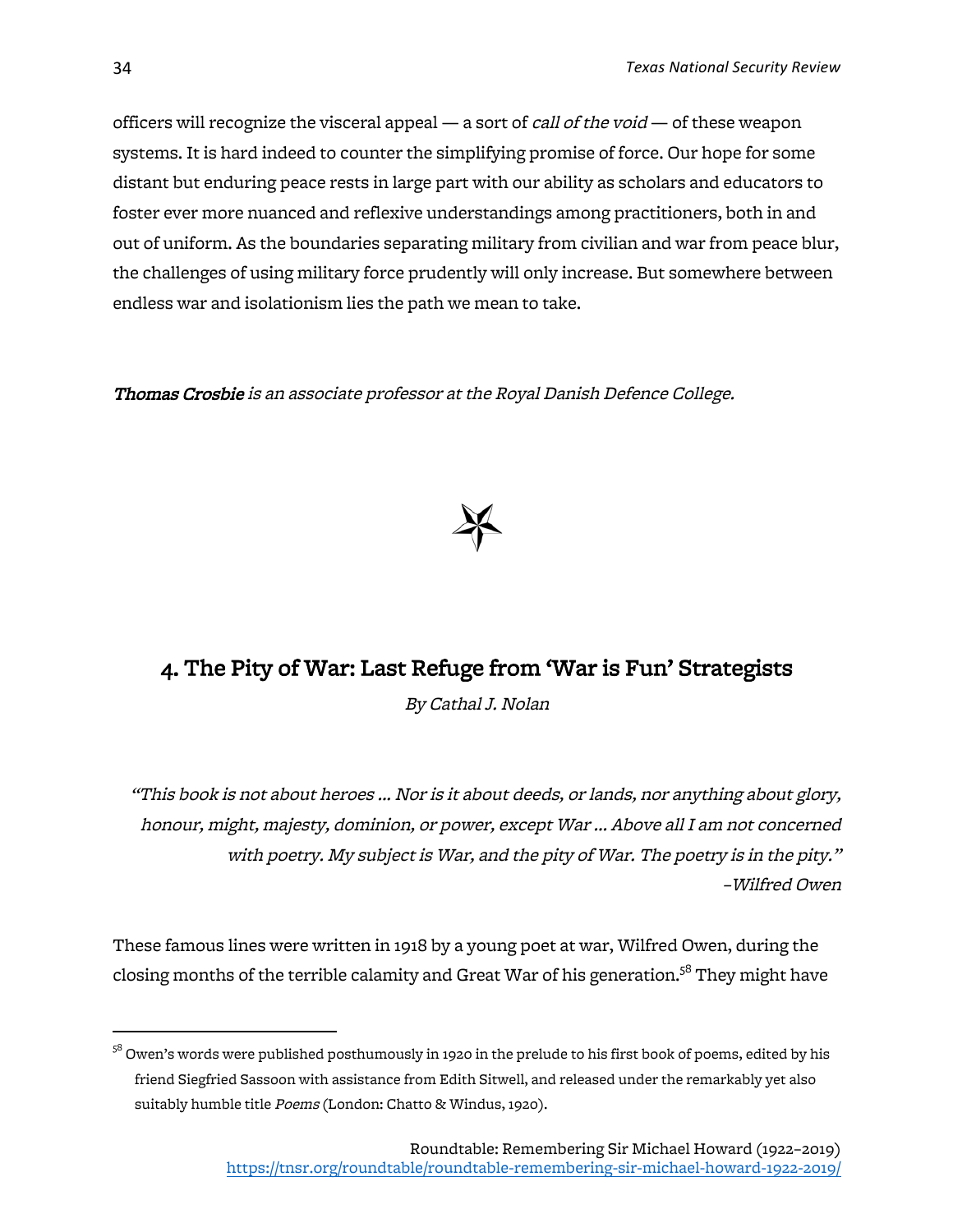officers will recognize the visceral appeal — a sort of *call of the void* — of these weapon systems. It is hard indeed to counter the simplifying promise of force. Our hope for some distant but enduring peace rests in large part with our ability as scholars and educators to foster ever more nuanced and reflexive understandings among practitioners, both in and out of uniform. As the boundaries separating military from civilian and war from peace blur, the challenges of using military force prudently will only increase. But somewhere between endless war and isolationism lies the path we mean to take.

***Thomas Crosbie*** *is an associate professor at the Royal Danish Defence College.*

## 4. The Pity of War: Last Refuge from 'War is Fun' Strategists

*By Cathal J. Nolan*

> *"This book is not about heroes ... Nor is it about deeds, or lands, nor anything about glory, honour, might, majesty, dominion, or power, except War ... Above all I am not concerned with poetry. My subject is War, and the pity of War. The poetry is in the pity."*
>
> *–Wilfred Owen*

These famous lines were written in 1918 by a young poet at war, Wilfred Owen, during the closing months of the terrible calamity and Great War of his generation.[58] They might have

[58] Owen's words were published posthumously in 1920 in the prelude to his first book of poems, edited by his friend Siegfried Sassoon with assistance from Edith Sitwell, and released under the remarkably yet also suitably humble title *Poems* (London: Chatto & Windus, 1920).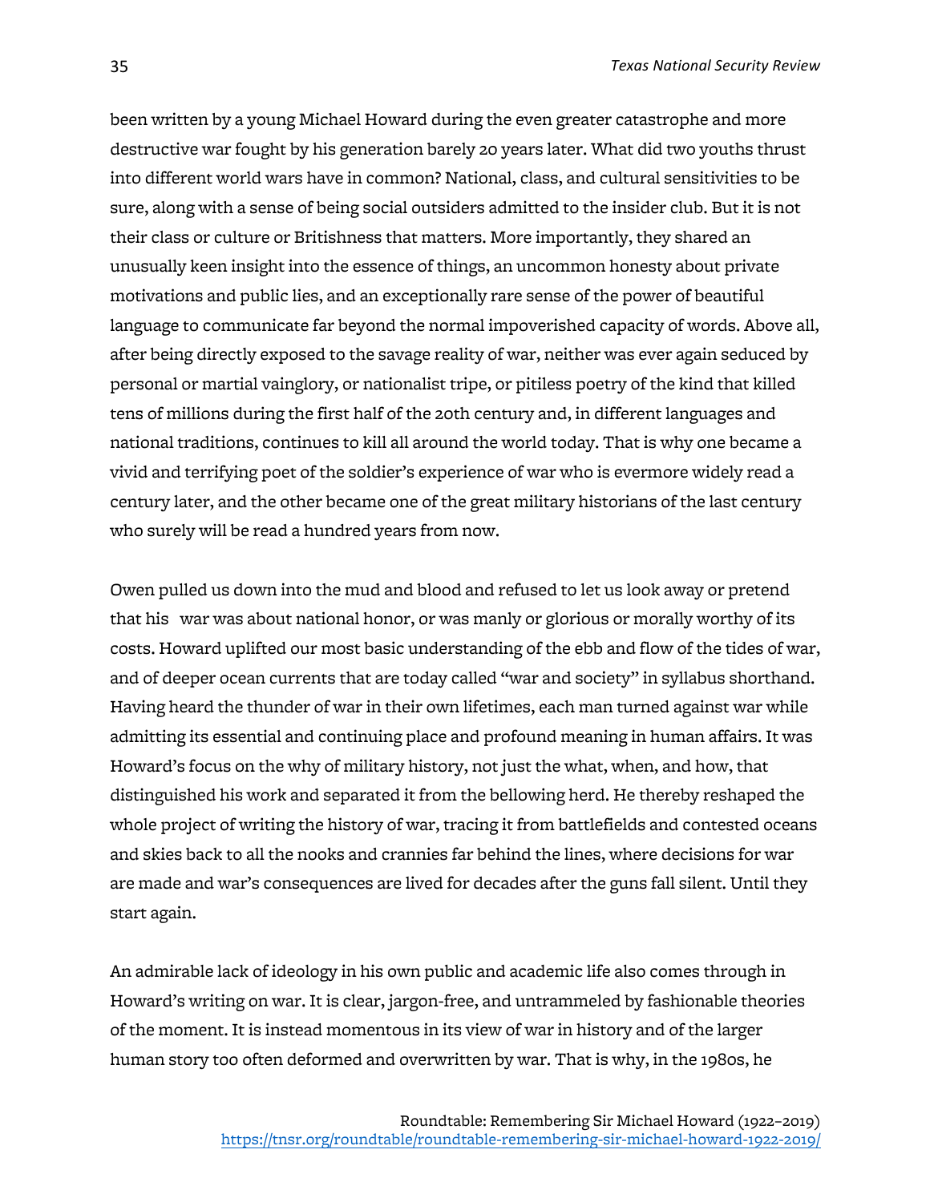been written by a young Michael Howard during the even greater catastrophe and more destructive war fought by his generation barely 20 years later. What did two youths thrust into different world wars have in common? National, class, and cultural sensitivities to be sure, along with a sense of being social outsiders admitted to the insider club. But it is not their class or culture or Britishness that matters. More importantly, they shared an unusually keen insight into the essence of things, an uncommon honesty about private motivations and public lies, and an exceptionally rare sense of the power of beautiful language to communicate far beyond the normal impoverished capacity of words. Above all, after being directly exposed to the savage reality of war, neither was ever again seduced by personal or martial vainglory, or nationalist tripe, or pitiless poetry of the kind that killed tens of millions during the first half of the 20th century and, in different languages and national traditions, continues to kill all around the world today. That is why one became a vivid and terrifying poet of the soldier's experience of war who is evermore widely read a century later, and the other became one of the great military historians of the last century who surely will be read a hundred years from now.

Owen pulled us down into the mud and blood and refused to let us look away or pretend that his war was about national honor, or was manly or glorious or morally worthy of its costs. Howard uplifted our most basic understanding of the ebb and flow of the tides of war, and of deeper ocean currents that are today called "war and society" in syllabus shorthand. Having heard the thunder of war in their own lifetimes, each man turned against war while admitting its essential and continuing place and profound meaning in human affairs. It was Howard's focus on the why of military history, not just the what, when, and how, that distinguished his work and separated it from the bellowing herd. He thereby reshaped the whole project of writing the history of war, tracing it from battlefields and contested oceans and skies back to all the nooks and crannies far behind the lines, where decisions for war are made and war's consequences are lived for decades after the guns fall silent. Until they start again.

An admirable lack of ideology in his own public and academic life also comes through in Howard's writing on war. It is clear, jargon-free, and untrammeled by fashionable theories of the moment. It is instead momentous in its view of war in history and of the larger human story too often deformed and overwritten by war. That is why, in the 1980s, he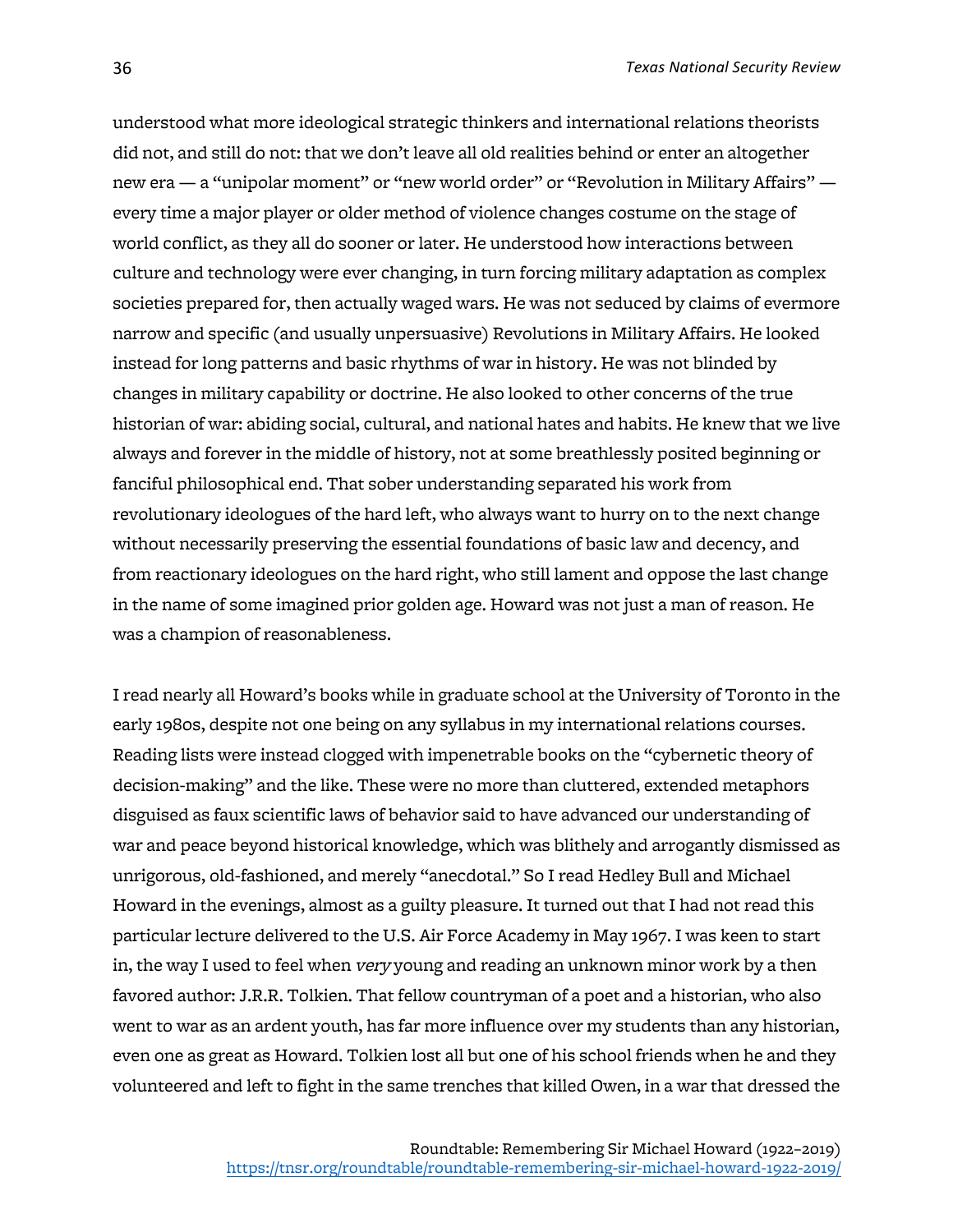understood what more ideological strategic thinkers and international relations theorists did not, and still do not: that we don't leave all old realities behind or enter an altogether new era — a "unipolar moment" or "new world order" or "Revolution in Military Affairs" — every time a major player or older method of violence changes costume on the stage of world conflict, as they all do sooner or later. He understood how interactions between culture and technology were ever changing, in turn forcing military adaptation as complex societies prepared for, then actually waged wars. He was not seduced by claims of evermore narrow and specific (and usually unpersuasive) Revolutions in Military Affairs. He looked instead for long patterns and basic rhythms of war in history. He was not blinded by changes in military capability or doctrine. He also looked to other concerns of the true historian of war: abiding social, cultural, and national hates and habits. He knew that we live always and forever in the middle of history, not at some breathlessly posited beginning or fanciful philosophical end. That sober understanding separated his work from revolutionary ideologues of the hard left, who always want to hurry on to the next change without necessarily preserving the essential foundations of basic law and decency, and from reactionary ideologues on the hard right, who still lament and oppose the last change in the name of some imagined prior golden age. Howard was not just a man of reason. He was a champion of reasonableness.

I read nearly all Howard's books while in graduate school at the University of Toronto in the early 1980s, despite not one being on any syllabus in my international relations courses. Reading lists were instead clogged with impenetrable books on the "cybernetic theory of decision-making" and the like. These were no more than cluttered, extended metaphors disguised as faux scientific laws of behavior said to have advanced our understanding of war and peace beyond historical knowledge, which was blithely and arrogantly dismissed as unrigorous, old-fashioned, and merely "anecdotal." So I read Hedley Bull and Michael Howard in the evenings, almost as a guilty pleasure. It turned out that I had not read this particular lecture delivered to the U.S. Air Force Academy in May 1967. I was keen to start in, the way I used to feel when *very* young and reading an unknown minor work by a then favored author: J.R.R. Tolkien. That fellow countryman of a poet and a historian, who also went to war as an ardent youth, has far more influence over my students than any historian, even one as great as Howard. Tolkien lost all but one of his school friends when he and they volunteered and left to fight in the same trenches that killed Owen, in a war that dressed the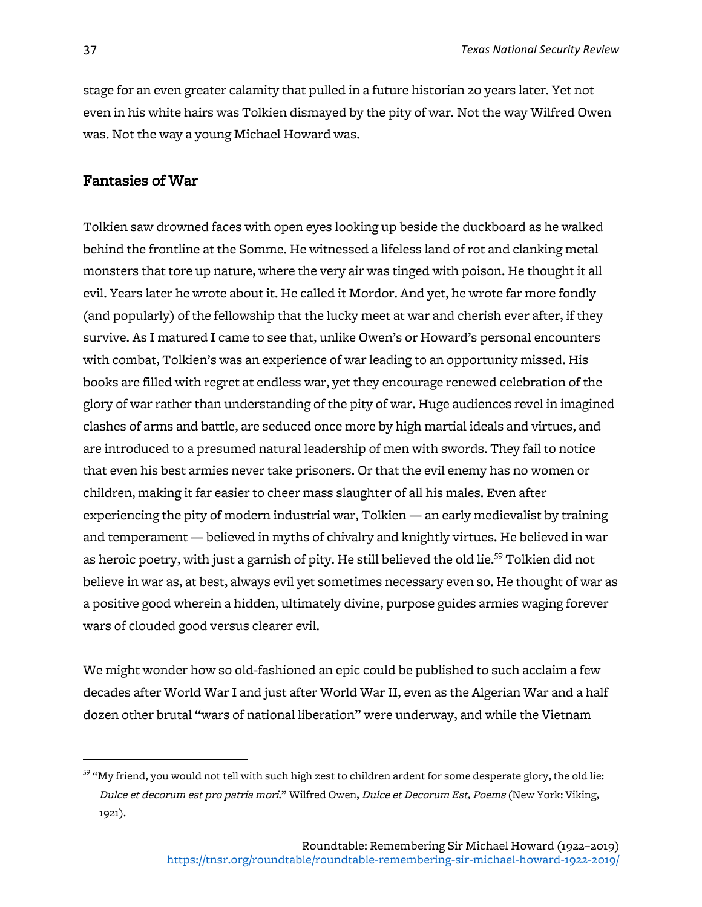stage for an even greater calamity that pulled in a future historian 20 years later. Yet not even in his white hairs was Tolkien dismayed by the pity of war. Not the way Wilfred Owen was. Not the way a young Michael Howard was.

## Fantasies of War

Tolkien saw drowned faces with open eyes looking up beside the duckboard as he walked behind the frontline at the Somme. He witnessed a lifeless land of rot and clanking metal monsters that tore up nature, where the very air was tinged with poison. He thought it all evil. Years later he wrote about it. He called it Mordor. And yet, he wrote far more fondly (and popularly) of the fellowship that the lucky meet at war and cherish ever after, if they survive. As I matured I came to see that, unlike Owen's or Howard's personal encounters with combat, Tolkien's was an experience of war leading to an opportunity missed. His books are filled with regret at endless war, yet they encourage renewed celebration of the glory of war rather than understanding of the pity of war. Huge audiences revel in imagined clashes of arms and battle, are seduced once more by high martial ideals and virtues, and are introduced to a presumed natural leadership of men with swords. They fail to notice that even his best armies never take prisoners. Or that the evil enemy has no women or children, making it far easier to cheer mass slaughter of all his males. Even after experiencing the pity of modern industrial war, Tolkien — an early medievalist by training and temperament — believed in myths of chivalry and knightly virtues. He believed in war as heroic poetry, with just a garnish of pity. He still believed the old lie.[59] Tolkien did not believe in war as, at best, always evil yet sometimes necessary even so. He thought of war as a positive good wherein a hidden, ultimately divine, purpose guides armies waging forever wars of clouded good versus clearer evil.

We might wonder how so old-fashioned an epic could be published to such acclaim a few decades after World War I and just after World War II, even as the Algerian War and a half dozen other brutal "wars of national liberation" were underway, and while the Vietnam

---

[59] "My friend, you would not tell with such high zest to children ardent for some desperate glory, the old lie: *Dulce et decorum est pro patria mori.*" Wilfred Owen, *Dulce et Decorum Est, Poems* (New York: Viking, 1921).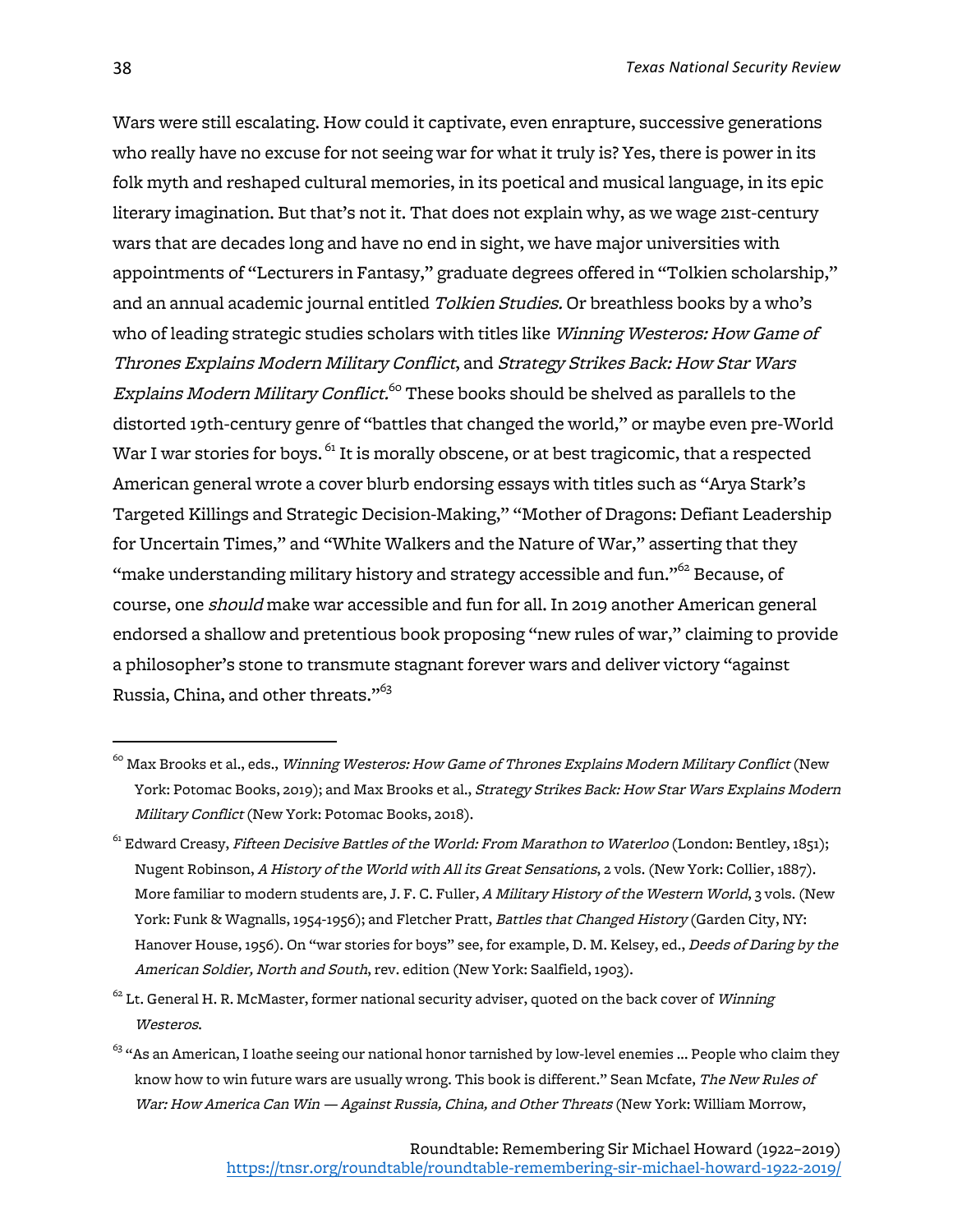Wars were still escalating. How could it captivate, even enrapture, successive generations who really have no excuse for not seeing war for what it truly is? Yes, there is power in its folk myth and reshaped cultural memories, in its poetical and musical language, in its epic literary imagination. But that's not it. That does not explain why, as we wage 21st-century wars that are decades long and have no end in sight, we have major universities with appointments of "Lecturers in Fantasy," graduate degrees offered in "Tolkien scholarship," and an annual academic journal entitled *Tolkien Studies.* Or breathless books by a who's who of leading strategic studies scholars with titles like *Winning Westeros: How Game of Thrones Explains Modern Military Conflict*, and *Strategy Strikes Back: How Star Wars Explains Modern Military Conflict.*[60] These books should be shelved as parallels to the distorted 19th-century genre of "battles that changed the world," or maybe even pre-World War I war stories for boys.[61] It is morally obscene, or at best tragicomic, that a respected American general wrote a cover blurb endorsing essays with titles such as "Arya Stark's Targeted Killings and Strategic Decision-Making," "Mother of Dragons: Defiant Leadership for Uncertain Times," and "White Walkers and the Nature of War," asserting that they "make understanding military history and strategy accessible and fun."[62] Because, of course, one *should* make war accessible and fun for all. In 2019 another American general endorsed a shallow and pretentious book proposing "new rules of war," claiming to provide a philosopher's stone to transmute stagnant forever wars and deliver victory "against Russia, China, and other threats."[63]

---

[60] Max Brooks et al., eds., *Winning Westeros: How Game of Thrones Explains Modern Military Conflict* (New York: Potomac Books, 2019); and Max Brooks et al., *Strategy Strikes Back: How Star Wars Explains Modern Military Conflict* (New York: Potomac Books, 2018).

[61] Edward Creasy, *Fifteen Decisive Battles of the World: From Marathon to Waterloo* (London: Bentley, 1851); Nugent Robinson, *A History of the World with All its Great Sensations*, 2 vols. (New York: Collier, 1887). More familiar to modern students are, J. F. C. Fuller, *A Military History of the Western World*, 3 vols. (New York: Funk & Wagnalls, 1954-1956); and Fletcher Pratt, *Battles that Changed History* (Garden City, NY: Hanover House, 1956). On "war stories for boys" see, for example, D. M. Kelsey, ed., *Deeds of Daring by the American Soldier, North and South*, rev. edition (New York: Saalfield, 1903).

[62] Lt. General H. R. McMaster, former national security adviser, quoted on the back cover of *Winning Westeros*.

[63] "As an American, I loathe seeing our national honor tarnished by low-level enemies ... People who claim they know how to win future wars are usually wrong. This book is different." Sean Mcfate, *The New Rules of War: How America Can Win — Against Russia, China, and Other Threats* (New York: William Morrow,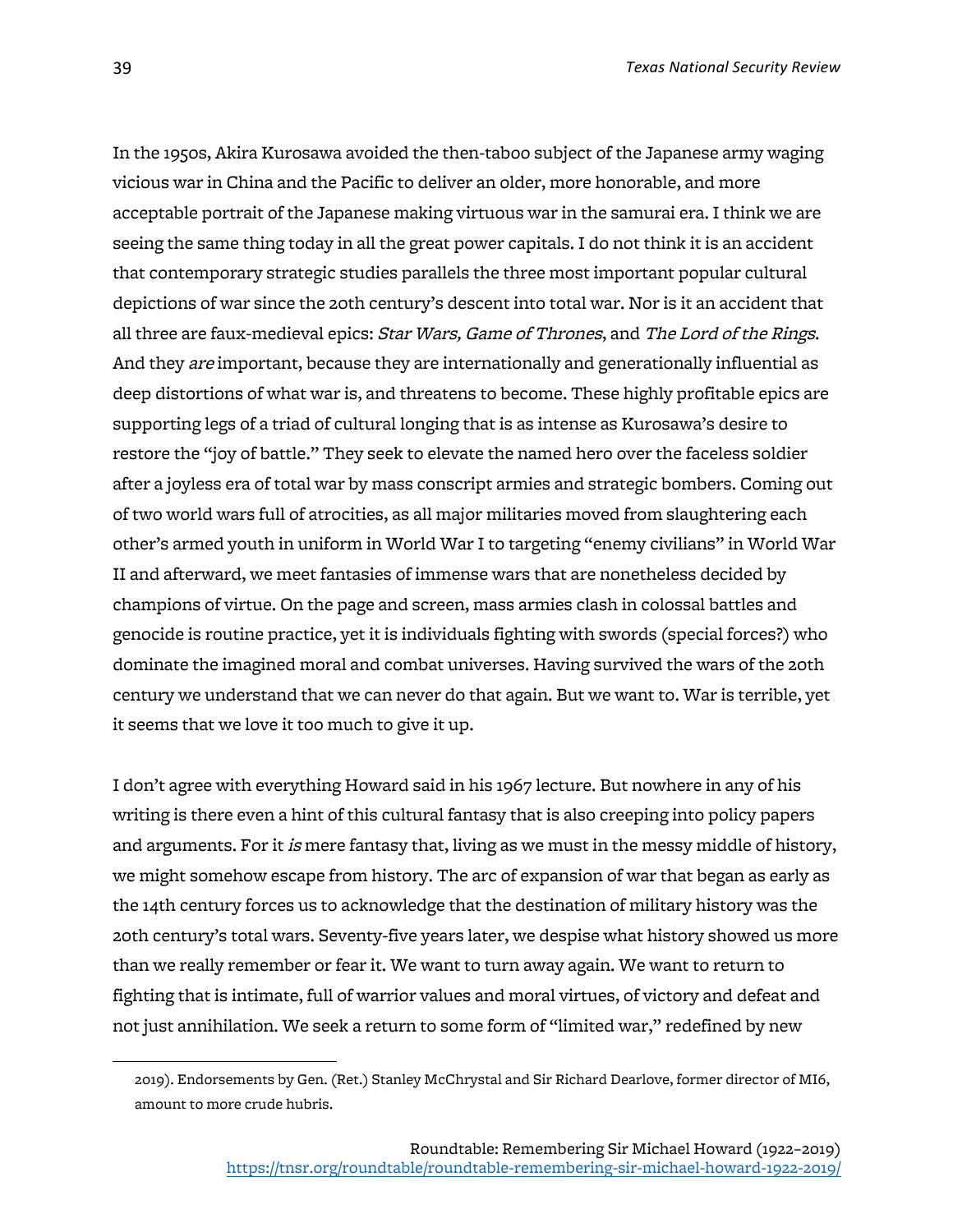In the 1950s, Akira Kurosawa avoided the then-taboo subject of the Japanese army waging vicious war in China and the Pacific to deliver an older, more honorable, and more acceptable portrait of the Japanese making virtuous war in the samurai era. I think we are seeing the same thing today in all the great power capitals. I do not think it is an accident that contemporary strategic studies parallels the three most important popular cultural depictions of war since the 20th century's descent into total war. Nor is it an accident that all three are faux-medieval epics: *Star Wars, Game of Thrones*, and *The Lord of the Rings*. And they *are* important, because they are internationally and generationally influential as deep distortions of what war is, and threatens to become. These highly profitable epics are supporting legs of a triad of cultural longing that is as intense as Kurosawa's desire to restore the "joy of battle." They seek to elevate the named hero over the faceless soldier after a joyless era of total war by mass conscript armies and strategic bombers. Coming out of two world wars full of atrocities, as all major militaries moved from slaughtering each other's armed youth in uniform in World War I to targeting "enemy civilians" in World War II and afterward, we meet fantasies of immense wars that are nonetheless decided by champions of virtue. On the page and screen, mass armies clash in colossal battles and genocide is routine practice, yet it is individuals fighting with swords (special forces?) who dominate the imagined moral and combat universes. Having survived the wars of the 20th century we understand that we can never do that again. But we want to. War is terrible, yet it seems that we love it too much to give it up.

I don't agree with everything Howard said in his 1967 lecture. But nowhere in any of his writing is there even a hint of this cultural fantasy that is also creeping into policy papers and arguments. For it *is* mere fantasy that, living as we must in the messy middle of history, we might somehow escape from history. The arc of expansion of war that began as early as the 14th century forces us to acknowledge that the destination of military history was the 20th century's total wars. Seventy-five years later, we despise what history showed us more than we really remember or fear it. We want to turn away again. We want to return to fighting that is intimate, full of warrior values and moral virtues, of victory and defeat and not just annihilation. We seek a return to some form of "limited war," redefined by new

2019). Endorsements by Gen. (Ret.) Stanley McChrystal and Sir Richard Dearlove, former director of MI6, amount to more crude hubris.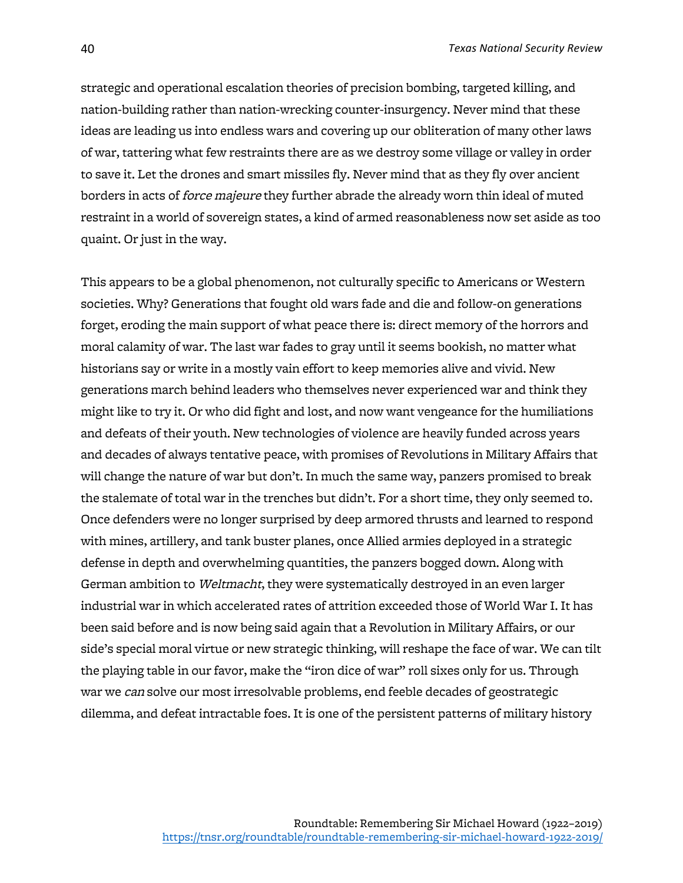strategic and operational escalation theories of precision bombing, targeted killing, and nation-building rather than nation-wrecking counter-insurgency. Never mind that these ideas are leading us into endless wars and covering up our obliteration of many other laws of war, tattering what few restraints there are as we destroy some village or valley in order to save it. Let the drones and smart missiles fly. Never mind that as they fly over ancient borders in acts of *force majeure* they further abrade the already worn thin ideal of muted restraint in a world of sovereign states, a kind of armed reasonableness now set aside as too quaint. Or just in the way.

This appears to be a global phenomenon, not culturally specific to Americans or Western societies. Why? Generations that fought old wars fade and die and follow-on generations forget, eroding the main support of what peace there is: direct memory of the horrors and moral calamity of war. The last war fades to gray until it seems bookish, no matter what historians say or write in a mostly vain effort to keep memories alive and vivid. New generations march behind leaders who themselves never experienced war and think they might like to try it. Or who did fight and lost, and now want vengeance for the humiliations and defeats of their youth. New technologies of violence are heavily funded across years and decades of always tentative peace, with promises of Revolutions in Military Affairs that will change the nature of war but don't. In much the same way, panzers promised to break the stalemate of total war in the trenches but didn't. For a short time, they only seemed to. Once defenders were no longer surprised by deep armored thrusts and learned to respond with mines, artillery, and tank buster planes, once Allied armies deployed in a strategic defense in depth and overwhelming quantities, the panzers bogged down. Along with German ambition to *Weltmacht*, they were systematically destroyed in an even larger industrial war in which accelerated rates of attrition exceeded those of World War I. It has been said before and is now being said again that a Revolution in Military Affairs, or our side's special moral virtue or new strategic thinking, will reshape the face of war. We can tilt the playing table in our favor, make the "iron dice of war" roll sixes only for us. Through war we *can* solve our most irresolvable problems, end feeble decades of geostrategic dilemma, and defeat intractable foes. It is one of the persistent patterns of military history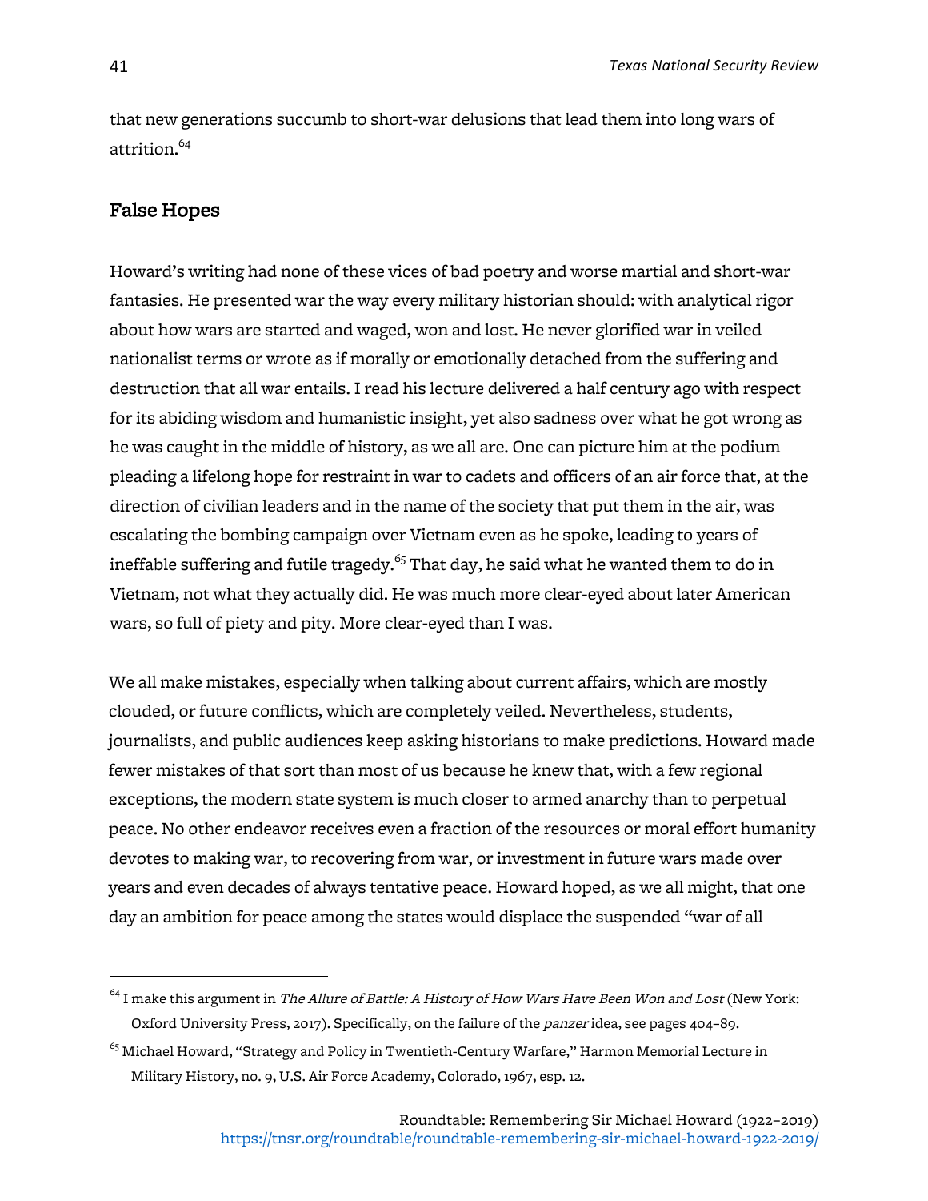that new generations succumb to short-war delusions that lead them into long wars of attrition.[64]

## False Hopes

Howard's writing had none of these vices of bad poetry and worse martial and short-war fantasies. He presented war the way every military historian should: with analytical rigor about how wars are started and waged, won and lost. He never glorified war in veiled nationalist terms or wrote as if morally or emotionally detached from the suffering and destruction that all war entails. I read his lecture delivered a half century ago with respect for its abiding wisdom and humanistic insight, yet also sadness over what he got wrong as he was caught in the middle of history, as we all are. One can picture him at the podium pleading a lifelong hope for restraint in war to cadets and officers of an air force that, at the direction of civilian leaders and in the name of the society that put them in the air, was escalating the bombing campaign over Vietnam even as he spoke, leading to years of ineffable suffering and futile tragedy.[65] That day, he said what he wanted them to do in Vietnam, not what they actually did. He was much more clear-eyed about later American wars, so full of piety and pity. More clear-eyed than I was.

We all make mistakes, especially when talking about current affairs, which are mostly clouded, or future conflicts, which are completely veiled. Nevertheless, students, journalists, and public audiences keep asking historians to make predictions. Howard made fewer mistakes of that sort than most of us because he knew that, with a few regional exceptions, the modern state system is much closer to armed anarchy than to perpetual peace. No other endeavor receives even a fraction of the resources or moral effort humanity devotes to making war, to recovering from war, or investment in future wars made over years and even decades of always tentative peace. Howard hoped, as we all might, that one day an ambition for peace among the states would displace the suspended "war of all

---

[64] I make this argument in *The Allure of Battle: A History of How Wars Have Been Won and Lost* (New York: Oxford University Press, 2017). Specifically, on the failure of the *panzer* idea, see pages 404–89.

[65] Michael Howard, "Strategy and Policy in Twentieth-Century Warfare," Harmon Memorial Lecture in Military History, no. 9, U.S. Air Force Academy, Colorado, 1967, esp. 12.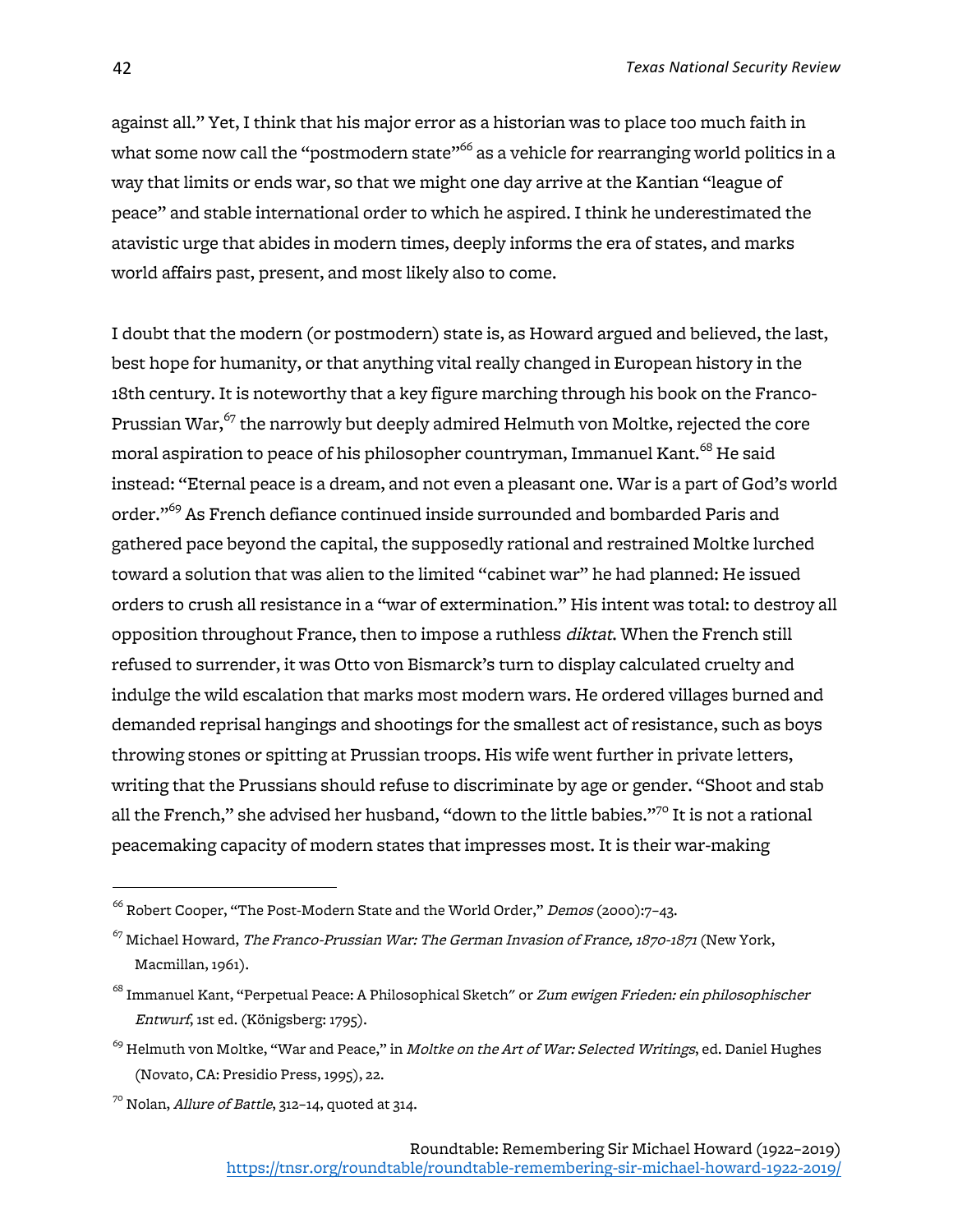against all." Yet, I think that his major error as a historian was to place too much faith in what some now call the "postmodern state"[66] as a vehicle for rearranging world politics in a way that limits or ends war, so that we might one day arrive at the Kantian "league of peace" and stable international order to which he aspired. I think he underestimated the atavistic urge that abides in modern times, deeply informs the era of states, and marks world affairs past, present, and most likely also to come.

I doubt that the modern (or postmodern) state is, as Howard argued and believed, the last, best hope for humanity, or that anything vital really changed in European history in the 18th century. It is noteworthy that a key figure marching through his book on the Franco-Prussian War,[67] the narrowly but deeply admired Helmuth von Moltke, rejected the core moral aspiration to peace of his philosopher countryman, Immanuel Kant.[68] He said instead: "Eternal peace is a dream, and not even a pleasant one. War is a part of God's world order."[69] As French defiance continued inside surrounded and bombarded Paris and gathered pace beyond the capital, the supposedly rational and restrained Moltke lurched toward a solution that was alien to the limited "cabinet war" he had planned: He issued orders to crush all resistance in a "war of extermination." His intent was total: to destroy all opposition throughout France, then to impose a ruthless *diktat*. When the French still refused to surrender, it was Otto von Bismarck's turn to display calculated cruelty and indulge the wild escalation that marks most modern wars. He ordered villages burned and demanded reprisal hangings and shootings for the smallest act of resistance, such as boys throwing stones or spitting at Prussian troops. His wife went further in private letters, writing that the Prussians should refuse to discriminate by age or gender. "Shoot and stab all the French," she advised her husband, "down to the little babies."[70] It is not a rational peacemaking capacity of modern states that impresses most. It is their war-making

---

[66] Robert Cooper, "The Post-Modern State and the World Order," *Demos* (2000):7–43.

[67] Michael Howard, *The Franco-Prussian War: The German Invasion of France, 1870-1871* (New York, Macmillan, 1961).

[68] Immanuel Kant, "Perpetual Peace: A Philosophical Sketch" or *Zum ewigen Frieden: ein philosophischer Entwurf*, 1st ed. (Königsberg: 1795).

[69] Helmuth von Moltke, "War and Peace," in *Moltke on the Art of War: Selected Writings*, ed. Daniel Hughes (Novato, CA: Presidio Press, 1995), 22.

[70] Nolan, *Allure of Battle*, 312–14, quoted at 314.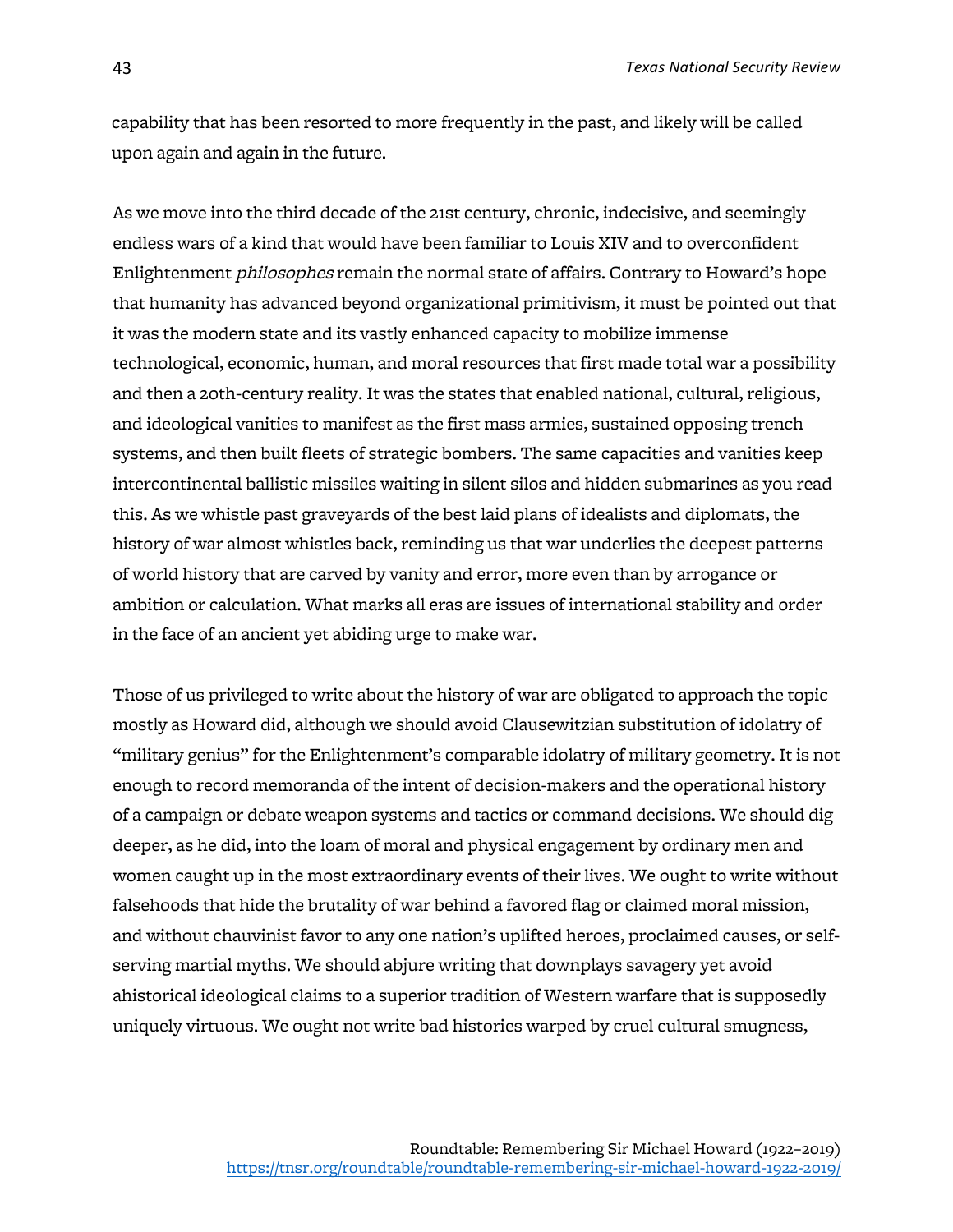capability that has been resorted to more frequently in the past, and likely will be called upon again and again in the future.

As we move into the third decade of the 21st century, chronic, indecisive, and seemingly endless wars of a kind that would have been familiar to Louis XIV and to overconfident Enlightenment *philosophes* remain the normal state of affairs. Contrary to Howard's hope that humanity has advanced beyond organizational primitivism, it must be pointed out that it was the modern state and its vastly enhanced capacity to mobilize immense technological, economic, human, and moral resources that first made total war a possibility and then a 20th-century reality. It was the states that enabled national, cultural, religious, and ideological vanities to manifest as the first mass armies, sustained opposing trench systems, and then built fleets of strategic bombers. The same capacities and vanities keep intercontinental ballistic missiles waiting in silent silos and hidden submarines as you read this. As we whistle past graveyards of the best laid plans of idealists and diplomats, the history of war almost whistles back, reminding us that war underlies the deepest patterns of world history that are carved by vanity and error, more even than by arrogance or ambition or calculation. What marks all eras are issues of international stability and order in the face of an ancient yet abiding urge to make war.

Those of us privileged to write about the history of war are obligated to approach the topic mostly as Howard did, although we should avoid Clausewitzian substitution of idolatry of "military genius" for the Enlightenment's comparable idolatry of military geometry. It is not enough to record memoranda of the intent of decision-makers and the operational history of a campaign or debate weapon systems and tactics or command decisions. We should dig deeper, as he did, into the loam of moral and physical engagement by ordinary men and women caught up in the most extraordinary events of their lives. We ought to write without falsehoods that hide the brutality of war behind a favored flag or claimed moral mission, and without chauvinist favor to any one nation's uplifted heroes, proclaimed causes, or self-serving martial myths. We should abjure writing that downplays savagery yet avoid ahistorical ideological claims to a superior tradition of Western warfare that is supposedly uniquely virtuous. We ought not write bad histories warped by cruel cultural smugness,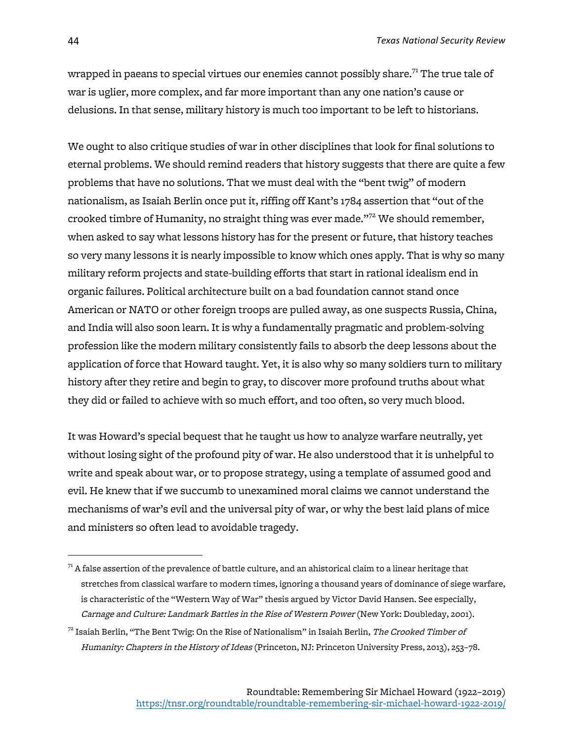wrapped in paeans to special virtues our enemies cannot possibly share.[71] The true tale of war is uglier, more complex, and far more important than any one nation's cause or delusions. In that sense, military history is much too important to be left to historians.

We ought to also critique studies of war in other disciplines that look for final solutions to eternal problems. We should remind readers that history suggests that there are quite a few problems that have no solutions. That we must deal with the "bent twig" of modern nationalism, as Isaiah Berlin once put it, riffing off Kant's 1784 assertion that "out of the crooked timbre of Humanity, no straight thing was ever made."[72] We should remember, when asked to say what lessons history has for the present or future, that history teaches so very many lessons it is nearly impossible to know which ones apply. That is why so many military reform projects and state-building efforts that start in rational idealism end in organic failures. Political architecture built on a bad foundation cannot stand once American or NATO or other foreign troops are pulled away, as one suspects Russia, China, and India will also soon learn. It is why a fundamentally pragmatic and problem-solving profession like the modern military consistently fails to absorb the deep lessons about the application of force that Howard taught. Yet, it is also why so many soldiers turn to military history after they retire and begin to gray, to discover more profound truths about what they did or failed to achieve with so much effort, and too often, so very much blood.

It was Howard's special bequest that he taught us how to analyze warfare neutrally, yet without losing sight of the profound pity of war. He also understood that it is unhelpful to write and speak about war, or to propose strategy, using a template of assumed good and evil. He knew that if we succumb to unexamined moral claims we cannot understand the mechanisms of war's evil and the universal pity of war, or why the best laid plans of mice and ministers so often lead to avoidable tragedy.

---

[71] A false assertion of the prevalence of battle culture, and an ahistorical claim to a linear heritage that stretches from classical warfare to modern times, ignoring a thousand years of dominance of siege warfare, is characteristic of the "Western Way of War" thesis argued by Victor David Hansen. See especially, *Carnage and Culture: Landmark Battles in the Rise of Western Power* (New York: Doubleday, 2001).

[72] Isaiah Berlin, "The Bent Twig: On the Rise of Nationalism" in Isaiah Berlin, *The Crooked Timber of Humanity: Chapters in the History of Ideas* (Princeton, NJ: Princeton University Press, 2013), 253–78.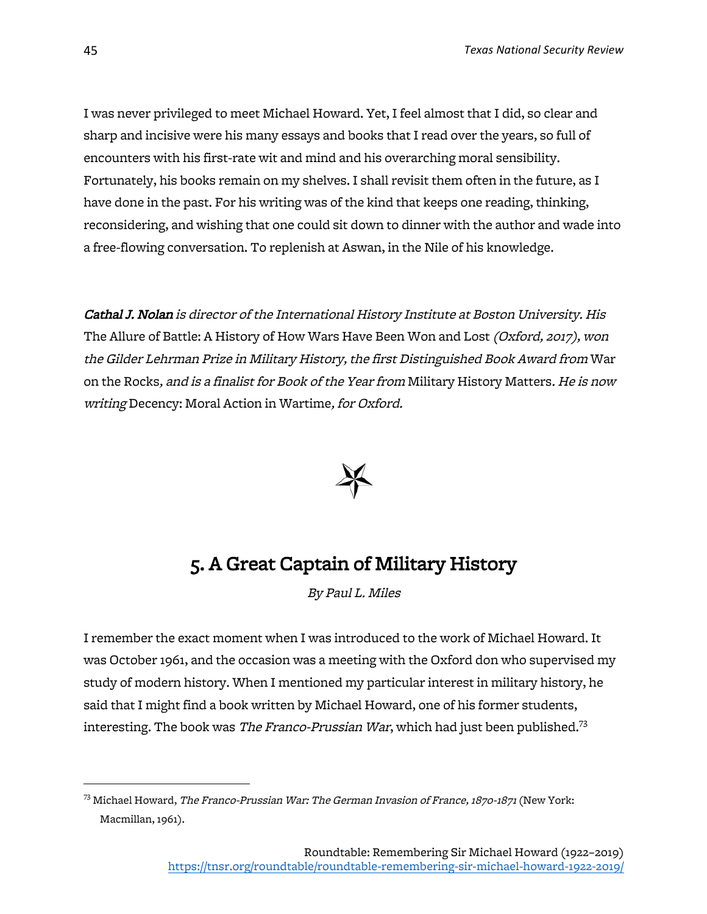I was never privileged to meet Michael Howard. Yet, I feel almost that I did, so clear and sharp and incisive were his many essays and books that I read over the years, so full of encounters with his first-rate wit and mind and his overarching moral sensibility. Fortunately, his books remain on my shelves. I shall revisit them often in the future, as I have done in the past. For his writing was of the kind that keeps one reading, thinking, reconsidering, and wishing that one could sit down to dinner with the author and wade into a free-flowing conversation. To replenish at Aswan, in the Nile of his knowledge.

***Cathal J. Nolan*** *is director of the International History Institute at Boston University. His* The Allure of Battle: A History of How Wars Have Been Won and Lost *(Oxford, 2017), won the Gilder Lehrman Prize in Military History, the first Distinguished Book Award from* War on the Rocks*, and is a finalist for Book of the Year from* Military History Matters*. He is now writing* Decency: Moral Action in Wartime*, for Oxford.*

## 5. A Great Captain of Military History

*By Paul L. Miles*

I remember the exact moment when I was introduced to the work of Michael Howard. It was October 1961, and the occasion was a meeting with the Oxford don who supervised my study of modern history. When I mentioned my particular interest in military history, he said that I might find a book written by Michael Howard, one of his former students, interesting. The book was *The Franco-Prussian War*, which had just been published.[73]

[73] Michael Howard, *The Franco-Prussian War: The German Invasion of France, 1870-1871* (New York: Macmillan, 1961).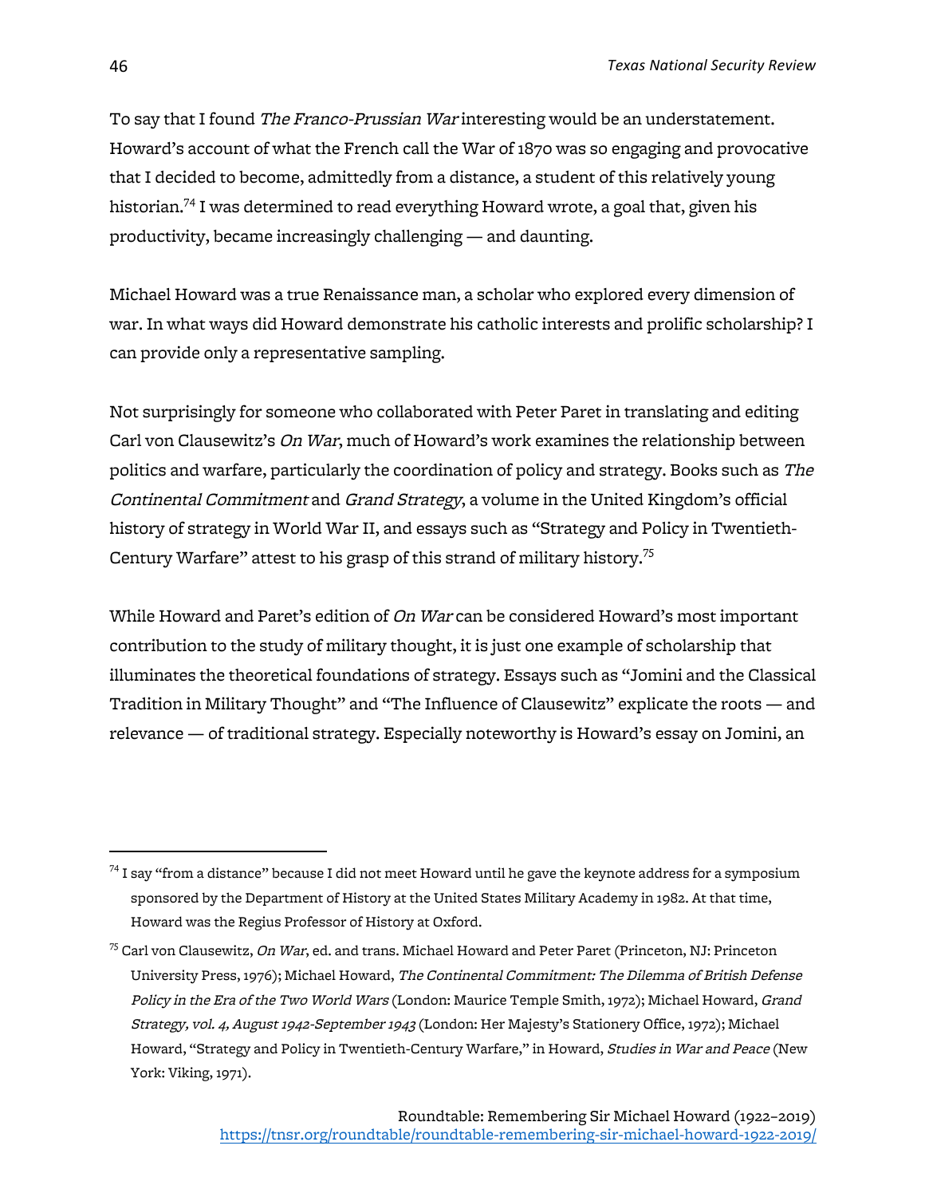To say that I found *The Franco-Prussian War* interesting would be an understatement. Howard's account of what the French call the War of 1870 was so engaging and provocative that I decided to become, admittedly from a distance, a student of this relatively young historian.[74] I was determined to read everything Howard wrote, a goal that, given his productivity, became increasingly challenging — and daunting.

Michael Howard was a true Renaissance man, a scholar who explored every dimension of war. In what ways did Howard demonstrate his catholic interests and prolific scholarship? I can provide only a representative sampling.

Not surprisingly for someone who collaborated with Peter Paret in translating and editing Carl von Clausewitz's *On War*, much of Howard's work examines the relationship between politics and warfare, particularly the coordination of policy and strategy. Books such as *The Continental Commitment* and *Grand Strategy*, a volume in the United Kingdom's official history of strategy in World War II, and essays such as "Strategy and Policy in Twentieth-Century Warfare" attest to his grasp of this strand of military history.[75]

While Howard and Paret's edition of *On War* can be considered Howard's most important contribution to the study of military thought, it is just one example of scholarship that illuminates the theoretical foundations of strategy. Essays such as "Jomini and the Classical Tradition in Military Thought" and "The Influence of Clausewitz" explicate the roots — and relevance — of traditional strategy. Especially noteworthy is Howard's essay on Jomini, an

---

[74] I say "from a distance" because I did not meet Howard until he gave the keynote address for a symposium sponsored by the Department of History at the United States Military Academy in 1982. At that time, Howard was the Regius Professor of History at Oxford.

[75] Carl von Clausewitz, *On War*, ed. and trans. Michael Howard and Peter Paret (Princeton, NJ: Princeton University Press, 1976); Michael Howard, *The Continental Commitment: The Dilemma of British Defense Policy in the Era of the Two World Wars* (London: Maurice Temple Smith, 1972); Michael Howard, *Grand Strategy, vol. 4, August 1942-September 1943* (London: Her Majesty's Stationery Office, 1972); Michael Howard, "Strategy and Policy in Twentieth-Century Warfare," in Howard, *Studies in War and Peace* (New York: Viking, 1971).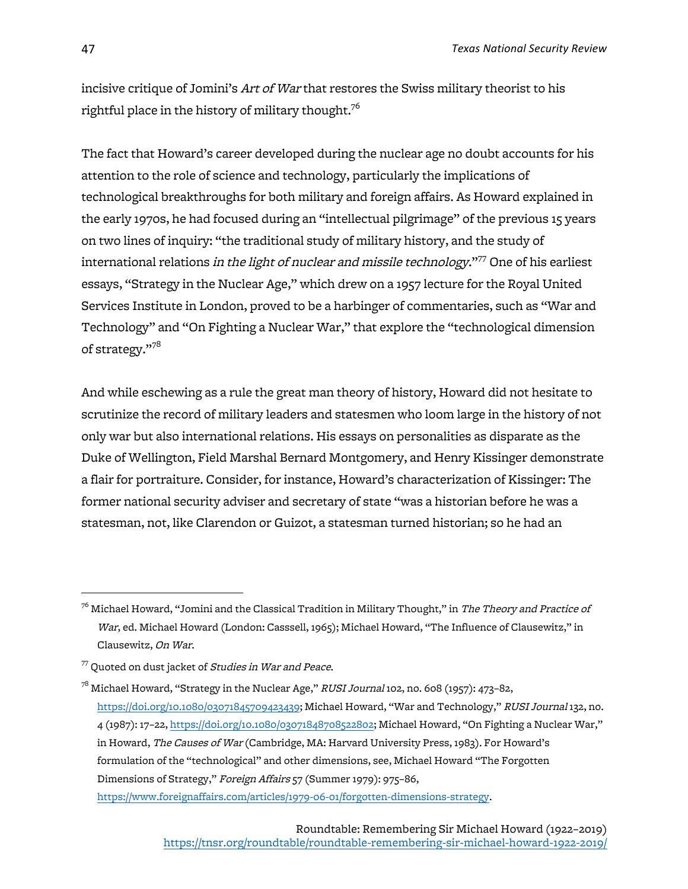incisive critique of Jomini's *Art of War* that restores the Swiss military theorist to his rightful place in the history of military thought.[76]

The fact that Howard's career developed during the nuclear age no doubt accounts for his attention to the role of science and technology, particularly the implications of technological breakthroughs for both military and foreign affairs. As Howard explained in the early 1970s, he had focused during an "intellectual pilgrimage" of the previous 15 years on two lines of inquiry: "the traditional study of military history, and the study of international relations *in the light of nuclear and missile technology*."[77] One of his earliest essays, "Strategy in the Nuclear Age," which drew on a 1957 lecture for the Royal United Services Institute in London, proved to be a harbinger of commentaries, such as "War and Technology" and "On Fighting a Nuclear War," that explore the "technological dimension of strategy."[78]

And while eschewing as a rule the great man theory of history, Howard did not hesitate to scrutinize the record of military leaders and statesmen who loom large in the history of not only war but also international relations. His essays on personalities as disparate as the Duke of Wellington, Field Marshal Bernard Montgomery, and Henry Kissinger demonstrate a flair for portraiture. Consider, for instance, Howard's characterization of Kissinger: The former national security adviser and secretary of state "was a historian before he was a statesman, not, like Clarendon or Guizot, a statesman turned historian; so he had an

---

[76] Michael Howard, "Jomini and the Classical Tradition in Military Thought," in *The Theory and Practice of War*, ed. Michael Howard (London: Casssell, 1965); Michael Howard, "The Influence of Clausewitz," in Clausewitz, *On War*.

[77] Quoted on dust jacket of *Studies in War and Peace*.

[78] Michael Howard, "Strategy in the Nuclear Age," *RUSI Journal* 102, no. 608 (1957): 473–82, https://doi.org/10.1080/03071845709423439; Michael Howard, "War and Technology," *RUSI Journal* 132, no. 4 (1987): 17–22, https://doi.org/10.1080/03071848708522802; Michael Howard, "On Fighting a Nuclear War," in Howard, *The Causes of War* (Cambridge, MA: Harvard University Press, 1983). For Howard's formulation of the "technological" and other dimensions, see, Michael Howard "The Forgotten Dimensions of Strategy," *Foreign Affairs* 57 (Summer 1979): 975–86, https://www.foreignaffairs.com/articles/1979-06-01/forgotten-dimensions-strategy.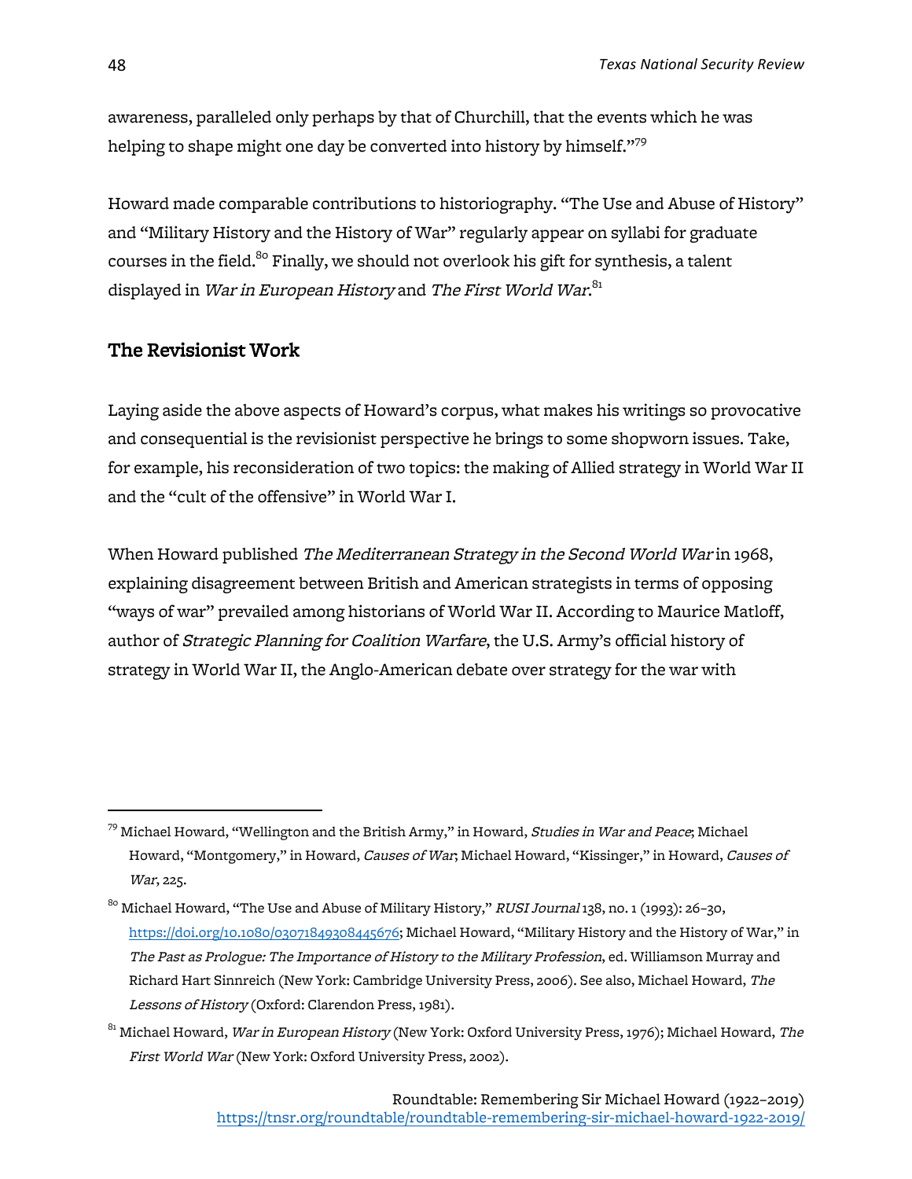awareness, paralleled only perhaps by that of Churchill, that the events which he was helping to shape might one day be converted into history by himself."[79]

Howard made comparable contributions to historiography. "The Use and Abuse of History" and "Military History and the History of War" regularly appear on syllabi for graduate courses in the field.[80] Finally, we should not overlook his gift for synthesis, a talent displayed in *War in European History* and *The First World War*.[81]

## The Revisionist Work

Laying aside the above aspects of Howard's corpus, what makes his writings so provocative and consequential is the revisionist perspective he brings to some shopworn issues. Take, for example, his reconsideration of two topics: the making of Allied strategy in World War II and the "cult of the offensive" in World War I.

When Howard published *The Mediterranean Strategy in the Second World War* in 1968, explaining disagreement between British and American strategists in terms of opposing "ways of war" prevailed among historians of World War II. According to Maurice Matloff, author of *Strategic Planning for Coalition Warfare*, the U.S. Army's official history of strategy in World War II, the Anglo-American debate over strategy for the war with

---

[79] Michael Howard, "Wellington and the British Army," in Howard, *Studies in War and Peace*; Michael Howard, "Montgomery," in Howard, *Causes of War*; Michael Howard, "Kissinger," in Howard, *Causes of War*, 225.

[80] Michael Howard, "The Use and Abuse of Military History," *RUSI Journal* 138, no. 1 (1993): 26–30, https://doi.org/10.1080/03071849308445676; Michael Howard, "Military History and the History of War," in *The Past as Prologue: The Importance of History to the Military Profession*, ed. Williamson Murray and Richard Hart Sinnreich (New York: Cambridge University Press, 2006). See also, Michael Howard, *The Lessons of History* (Oxford: Clarendon Press, 1981).

[81] Michael Howard, *War in European History* (New York: Oxford University Press, 1976); Michael Howard, *The First World War* (New York: Oxford University Press, 2002).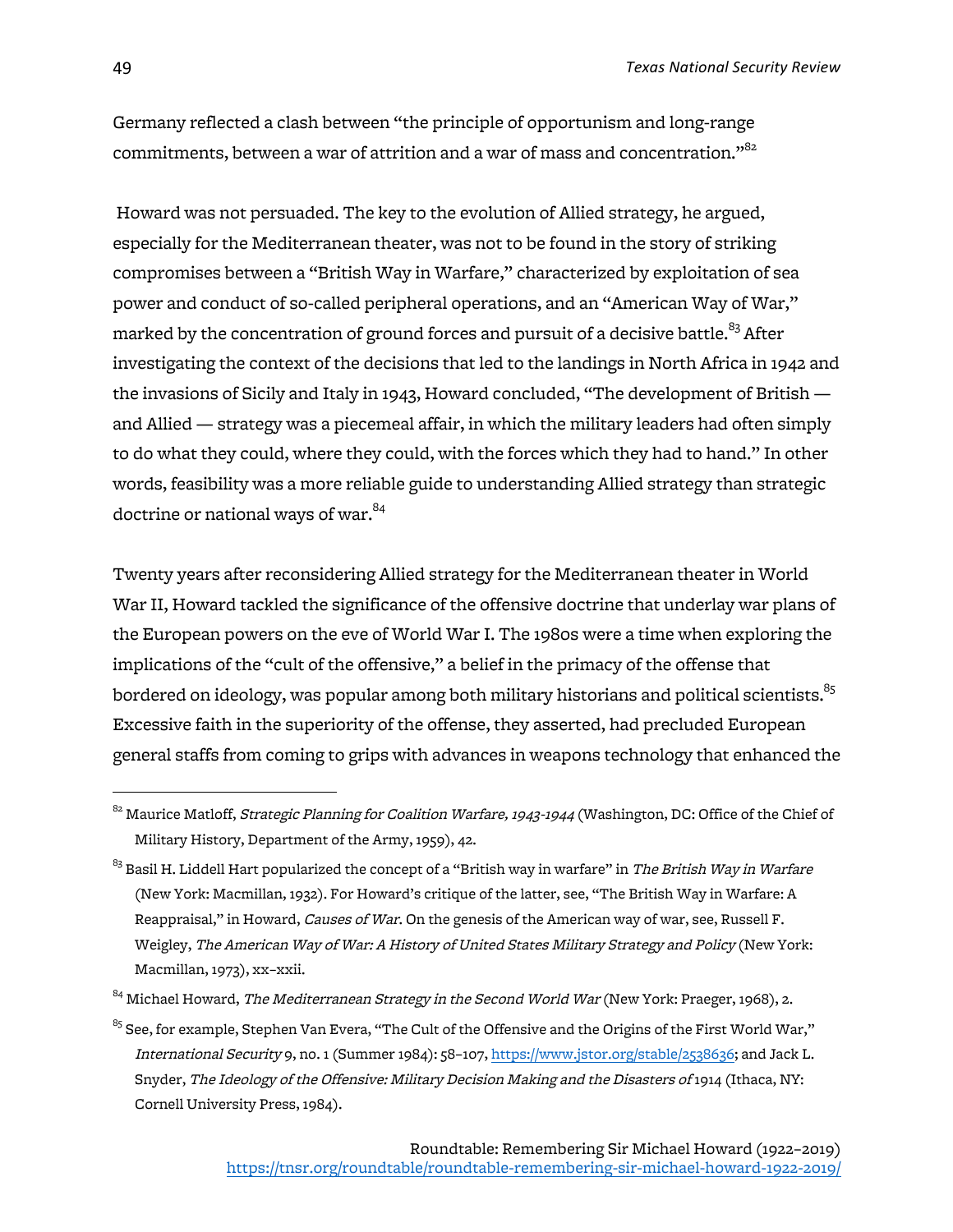Germany reflected a clash between "the principle of opportunism and long-range commitments, between a war of attrition and a war of mass and concentration."[82]

Howard was not persuaded. The key to the evolution of Allied strategy, he argued, especially for the Mediterranean theater, was not to be found in the story of striking compromises between a "British Way in Warfare," characterized by exploitation of sea power and conduct of so-called peripheral operations, and an "American Way of War," marked by the concentration of ground forces and pursuit of a decisive battle.[83] After investigating the context of the decisions that led to the landings in North Africa in 1942 and the invasions of Sicily and Italy in 1943, Howard concluded, "The development of British — and Allied — strategy was a piecemeal affair, in which the military leaders had often simply to do what they could, where they could, with the forces which they had to hand." In other words, feasibility was a more reliable guide to understanding Allied strategy than strategic doctrine or national ways of war.[84]

Twenty years after reconsidering Allied strategy for the Mediterranean theater in World War II, Howard tackled the significance of the offensive doctrine that underlay war plans of the European powers on the eve of World War I. The 1980s were a time when exploring the implications of the "cult of the offensive," a belief in the primacy of the offense that bordered on ideology, was popular among both military historians and political scientists.[85] Excessive faith in the superiority of the offense, they asserted, had precluded European general staffs from coming to grips with advances in weapons technology that enhanced the

---

[82] Maurice Matloff, *Strategic Planning for Coalition Warfare, 1943-1944* (Washington, DC: Office of the Chief of Military History, Department of the Army, 1959), 42.

[83] Basil H. Liddell Hart popularized the concept of a "British way in warfare" in *The British Way in Warfare* (New York: Macmillan, 1932). For Howard's critique of the latter, see, "The British Way in Warfare: A Reappraisal," in Howard, *Causes of War*. On the genesis of the American way of war, see, Russell F. Weigley, *The American Way of War: A History of United States Military Strategy and Policy* (New York: Macmillan, 1973), xx–xxii.

[84] Michael Howard, *The Mediterranean Strategy in the Second World War* (New York: Praeger, 1968), 2.

[85] See, for example, Stephen Van Evera, "The Cult of the Offensive and the Origins of the First World War," *International Security* 9, no. 1 (Summer 1984): 58–107, https://www.jstor.org/stable/2538636; and Jack L. Snyder, *The Ideology of the Offensive: Military Decision Making and the Disasters of 1914* (Ithaca, NY: Cornell University Press, 1984).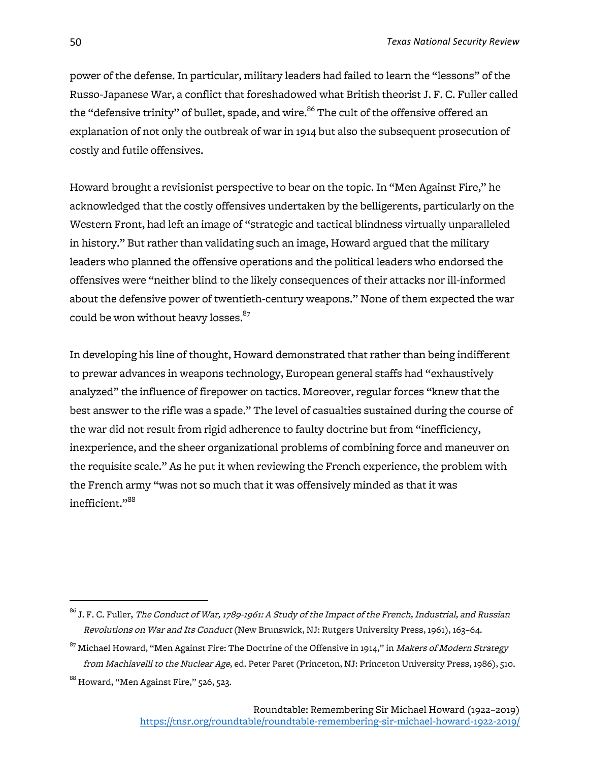power of the defense. In particular, military leaders had failed to learn the "lessons" of the Russo-Japanese War, a conflict that foreshadowed what British theorist J. F. C. Fuller called the "defensive trinity" of bullet, spade, and wire.[86] The cult of the offensive offered an explanation of not only the outbreak of war in 1914 but also the subsequent prosecution of costly and futile offensives.

Howard brought a revisionist perspective to bear on the topic. In "Men Against Fire," he acknowledged that the costly offensives undertaken by the belligerents, particularly on the Western Front, had left an image of "strategic and tactical blindness virtually unparalleled in history." But rather than validating such an image, Howard argued that the military leaders who planned the offensive operations and the political leaders who endorsed the offensives were "neither blind to the likely consequences of their attacks nor ill-informed about the defensive power of twentieth-century weapons." None of them expected the war could be won without heavy losses.[87]

In developing his line of thought, Howard demonstrated that rather than being indifferent to prewar advances in weapons technology, European general staffs had "exhaustively analyzed" the influence of firepower on tactics. Moreover, regular forces "knew that the best answer to the rifle was a spade." The level of casualties sustained during the course of the war did not result from rigid adherence to faulty doctrine but from "inefficiency, inexperience, and the sheer organizational problems of combining force and maneuver on the requisite scale." As he put it when reviewing the French experience, the problem with the French army "was not so much that it was offensively minded as that it was inefficient."[88]

---

[86] J. F. C. Fuller, *The Conduct of War, 1789-1961: A Study of the Impact of the French, Industrial, and Russian Revolutions on War and Its Conduct* (New Brunswick, NJ: Rutgers University Press, 1961), 163–64.

[87] Michael Howard, "Men Against Fire: The Doctrine of the Offensive in 1914," in *Makers of Modern Strategy from Machiavelli to the Nuclear Age*, ed. Peter Paret (Princeton, NJ: Princeton University Press, 1986), 510.

[88] Howard, "Men Against Fire," 526, 523.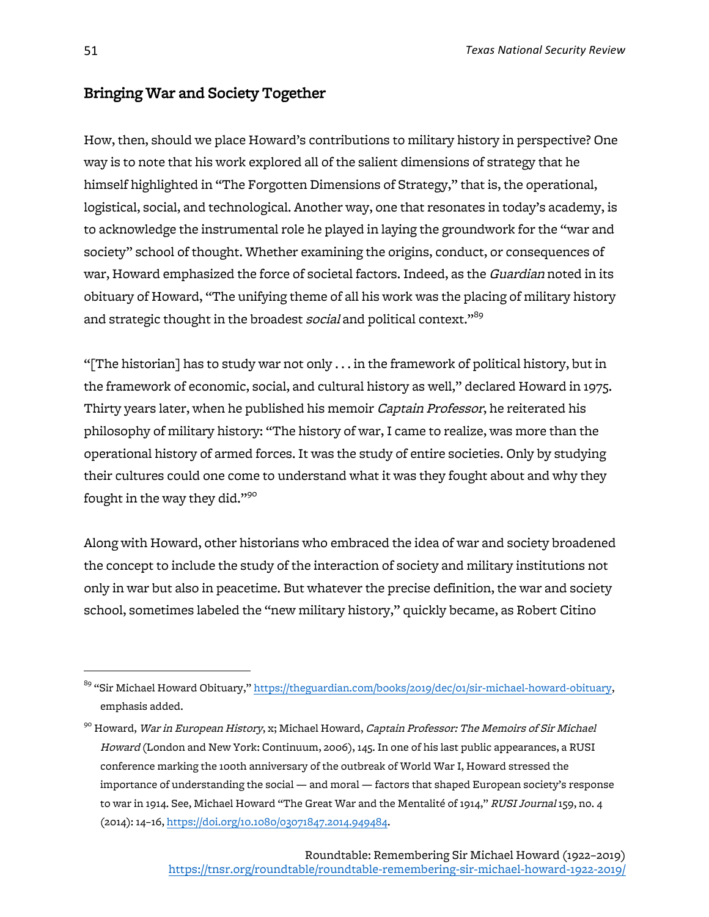## Bringing War and Society Together

How, then, should we place Howard's contributions to military history in perspective? One way is to note that his work explored all of the salient dimensions of strategy that he himself highlighted in "The Forgotten Dimensions of Strategy," that is, the operational, logistical, social, and technological. Another way, one that resonates in today's academy, is to acknowledge the instrumental role he played in laying the groundwork for the "war and society" school of thought. Whether examining the origins, conduct, or consequences of war, Howard emphasized the force of societal factors. Indeed, as the *Guardian* noted in its obituary of Howard, "The unifying theme of all his work was the placing of military history and strategic thought in the broadest *social* and political context."[89]

"[The historian] has to study war not only . . . in the framework of political history, but in the framework of economic, social, and cultural history as well," declared Howard in 1975. Thirty years later, when he published his memoir *Captain Professor*, he reiterated his philosophy of military history: "The history of war, I came to realize, was more than the operational history of armed forces. It was the study of entire societies. Only by studying their cultures could one come to understand what it was they fought about and why they fought in the way they did."[90]

Along with Howard, other historians who embraced the idea of war and society broadened the concept to include the study of the interaction of society and military institutions not only in war but also in peacetime. But whatever the precise definition, the war and society school, sometimes labeled the "new military history," quickly became, as Robert Citino

---

[89] "Sir Michael Howard Obituary," https://theguardian.com/books/2019/dec/01/sir-michael-howard-obituary, emphasis added.

[90] Howard, *War in European History*, x; Michael Howard, *Captain Professor: The Memoirs of Sir Michael Howard* (London and New York: Continuum, 2006), 145. In one of his last public appearances, a RUSI conference marking the 100th anniversary of the outbreak of World War I, Howard stressed the importance of understanding the social — and moral — factors that shaped European society's response to war in 1914. See, Michael Howard "The Great War and the Mentalité of 1914," *RUSI Journal* 159, no. 4 (2014): 14–16, https://doi.org/10.1080/03071847.2014.949484.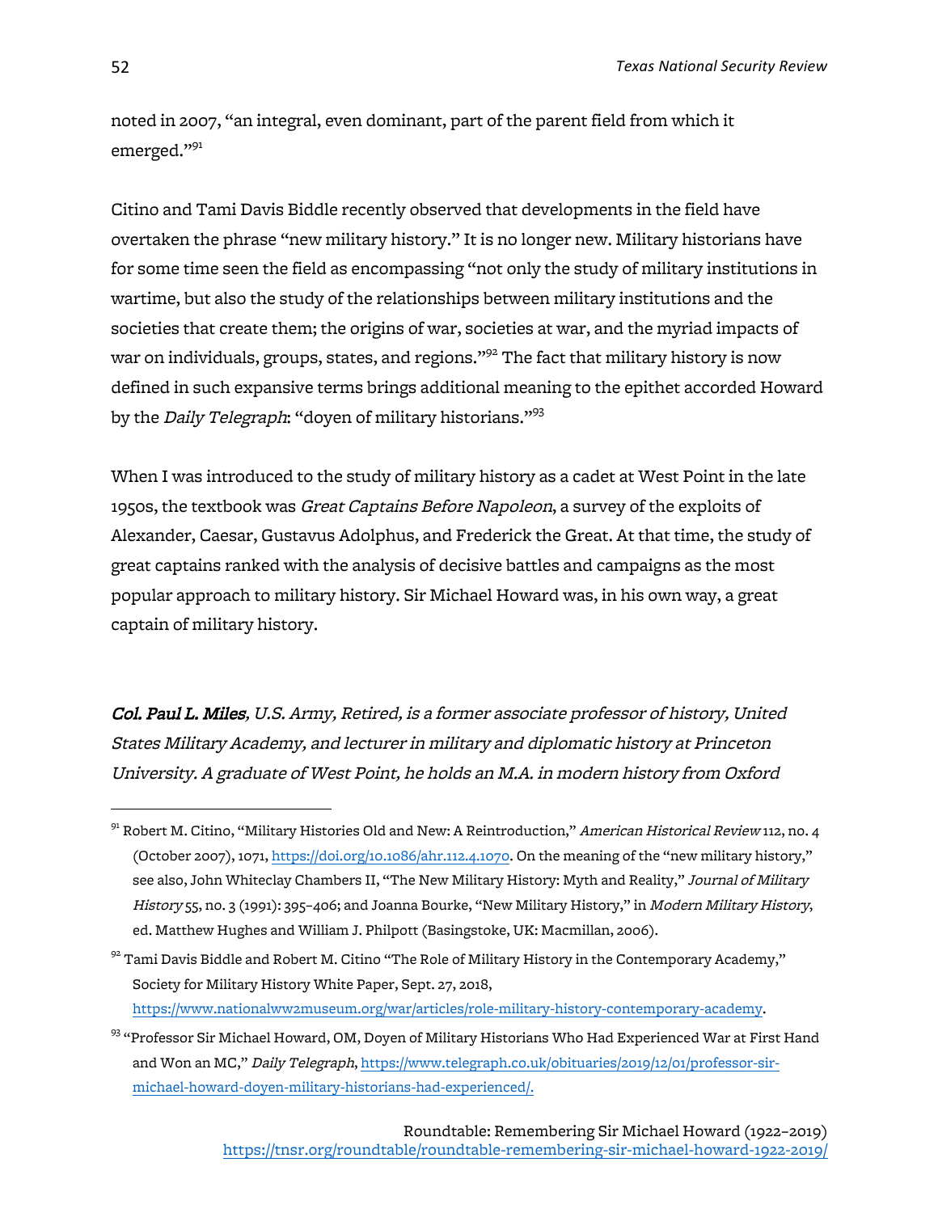noted in 2007, "an integral, even dominant, part of the parent field from which it emerged."[91]

Citino and Tami Davis Biddle recently observed that developments in the field have overtaken the phrase "new military history." It is no longer new. Military historians have for some time seen the field as encompassing "not only the study of military institutions in wartime, but also the study of the relationships between military institutions and the societies that create them; the origins of war, societies at war, and the myriad impacts of war on individuals, groups, states, and regions."[92] The fact that military history is now defined in such expansive terms brings additional meaning to the epithet accorded Howard by the *Daily Telegraph*: "doyen of military historians."[93]

When I was introduced to the study of military history as a cadet at West Point in the late 1950s, the textbook was *Great Captains Before Napoleon*, a survey of the exploits of Alexander, Caesar, Gustavus Adolphus, and Frederick the Great. At that time, the study of great captains ranked with the analysis of decisive battles and campaigns as the most popular approach to military history. Sir Michael Howard was, in his own way, a great captain of military history.

***Col. Paul L. Miles**, U.S. Army, Retired, is a former associate professor of history, United States Military Academy, and lecturer in military and diplomatic history at Princeton University. A graduate of West Point, he holds an M.A. in modern history from Oxford*

---

[91] Robert M. Citino, "Military Histories Old and New: A Reintroduction," *American Historical Review* 112, no. 4 (October 2007), 1071, https://doi.org/10.1086/ahr.112.4.1070. On the meaning of the "new military history," see also, John Whiteclay Chambers II, "The New Military History: Myth and Reality," *Journal of Military History* 55, no. 3 (1991): 395–406; and Joanna Bourke, "New Military History," in *Modern Military History*, ed. Matthew Hughes and William J. Philpott (Basingstoke, UK: Macmillan, 2006).

[92] Tami Davis Biddle and Robert M. Citino "The Role of Military History in the Contemporary Academy," Society for Military History White Paper, Sept. 27, 2018, https://www.nationalww2museum.org/war/articles/role-military-history-contemporary-academy.

[93] "Professor Sir Michael Howard, OM, Doyen of Military Historians Who Had Experienced War at First Hand and Won an MC," *Daily Telegraph*, https://www.telegraph.co.uk/obituaries/2019/12/01/professor-sir-michael-howard-doyen-military-historians-had-experienced/.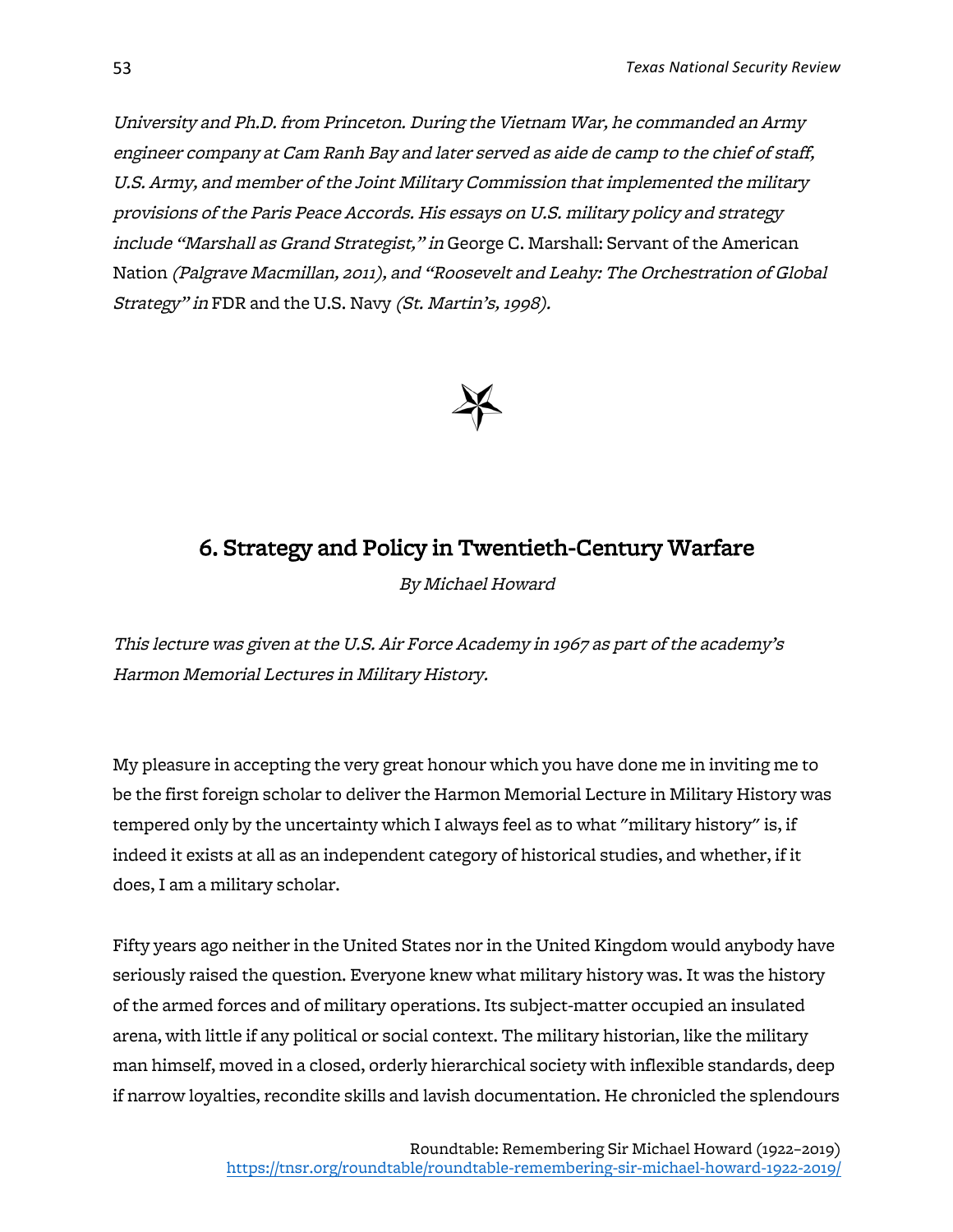*University and Ph.D. from Princeton. During the Vietnam War, he commanded an Army engineer company at Cam Ranh Bay and later served as aide de camp to the chief of staff, U.S. Army, and member of the Joint Military Commission that implemented the military provisions of the Paris Peace Accords. His essays on U.S. military policy and strategy include "Marshall as Grand Strategist," in* George C. Marshall: Servant of the American Nation *(Palgrave Macmillan, 2011), and "Roosevelt and Leahy: The Orchestration of Global Strategy" in* FDR and the U.S. Navy *(St. Martin's, 1998).*

## 6. Strategy and Policy in Twentieth-Century Warfare

*By Michael Howard*

*This lecture was given at the U.S. Air Force Academy in 1967 as part of the academy's Harmon Memorial Lectures in Military History.*

My pleasure in accepting the very great honour which you have done me in inviting me to be the first foreign scholar to deliver the Harmon Memorial Lecture in Military History was tempered only by the uncertainty which I always feel as to what "military history" is, if indeed it exists at all as an independent category of historical studies, and whether, if it does, I am a military scholar.

Fifty years ago neither in the United States nor in the United Kingdom would anybody have seriously raised the question. Everyone knew what military history was. It was the history of the armed forces and of military operations. Its subject-matter occupied an insulated arena, with little if any political or social context. The military historian, like the military man himself, moved in a closed, orderly hierarchical society with inflexible standards, deep if narrow loyalties, recondite skills and lavish documentation. He chronicled the splendours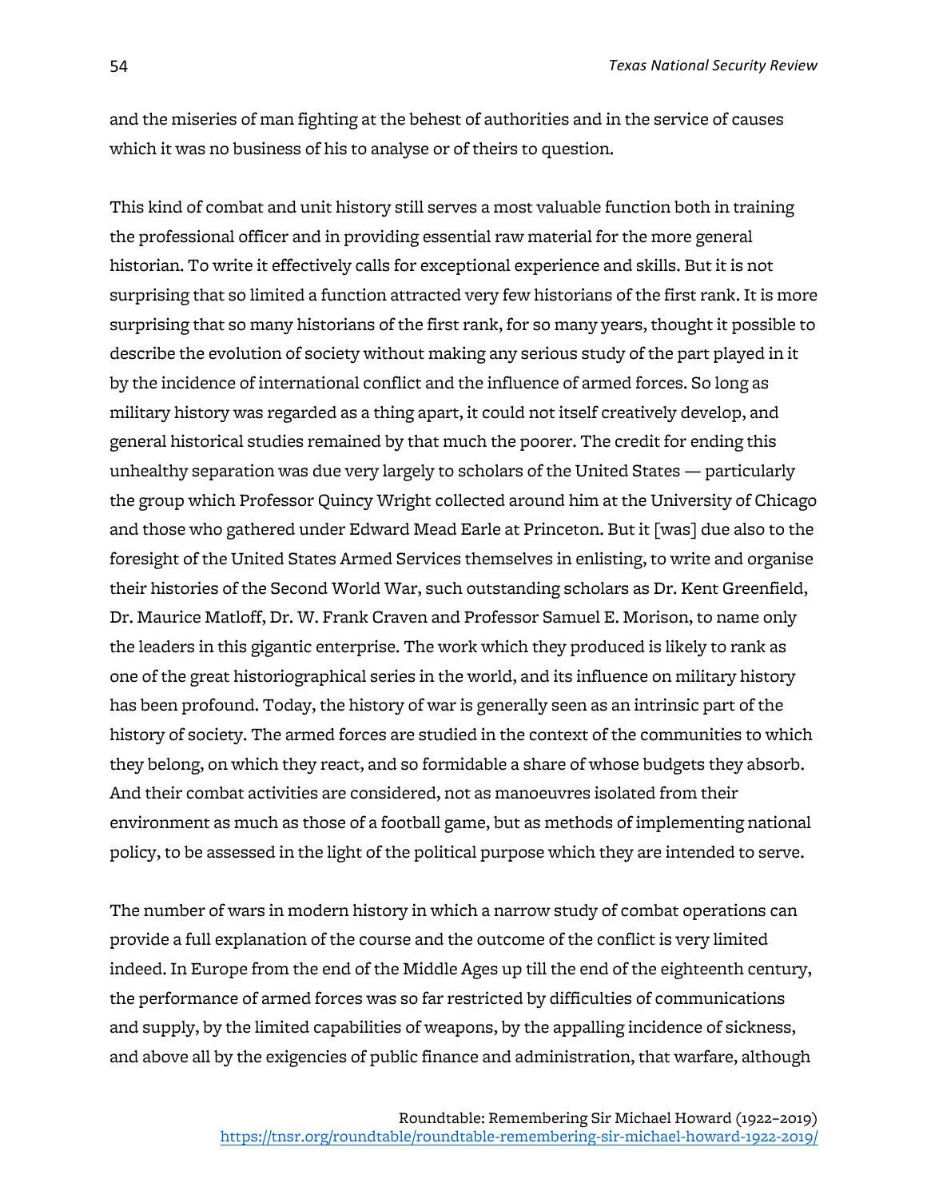and the miseries of man fighting at the behest of authorities and in the service of causes which it was no business of his to analyse or of theirs to question.

This kind of combat and unit history still serves a most valuable function both in training the professional officer and in providing essential raw material for the more general historian. To write it effectively calls for exceptional experience and skills. But it is not surprising that so limited a function attracted very few historians of the first rank. It is more surprising that so many historians of the first rank, for so many years, thought it possible to describe the evolution of society without making any serious study of the part played in it by the incidence of international conflict and the influence of armed forces. So long as military history was regarded as a thing apart, it could not itself creatively develop, and general historical studies remained by that much the poorer. The credit for ending this unhealthy separation was due very largely to scholars of the United States — particularly the group which Professor Quincy Wright collected around him at the University of Chicago and those who gathered under Edward Mead Earle at Princeton. But it [was] due also to the foresight of the United States Armed Services themselves in enlisting, to write and organise their histories of the Second World War, such outstanding scholars as Dr. Kent Greenfield, Dr. Maurice Matloff, Dr. W. Frank Craven and Professor Samuel E. Morison, to name only the leaders in this gigantic enterprise. The work which they produced is likely to rank as one of the great historiographical series in the world, and its influence on military history has been profound. Today, the history of war is generally seen as an intrinsic part of the history of society. The armed forces are studied in the context of the communities to which they belong, on which they react, and so formidable a share of whose budgets they absorb. And their combat activities are considered, not as manoeuvres isolated from their environment as much as those of a football game, but as methods of implementing national policy, to be assessed in the light of the political purpose which they are intended to serve.

The number of wars in modern history in which a narrow study of combat operations can provide a full explanation of the course and the outcome of the conflict is very limited indeed. In Europe from the end of the Middle Ages up till the end of the eighteenth century, the performance of armed forces was so far restricted by difficulties of communications and supply, by the limited capabilities of weapons, by the appalling incidence of sickness, and above all by the exigencies of public finance and administration, that warfare, although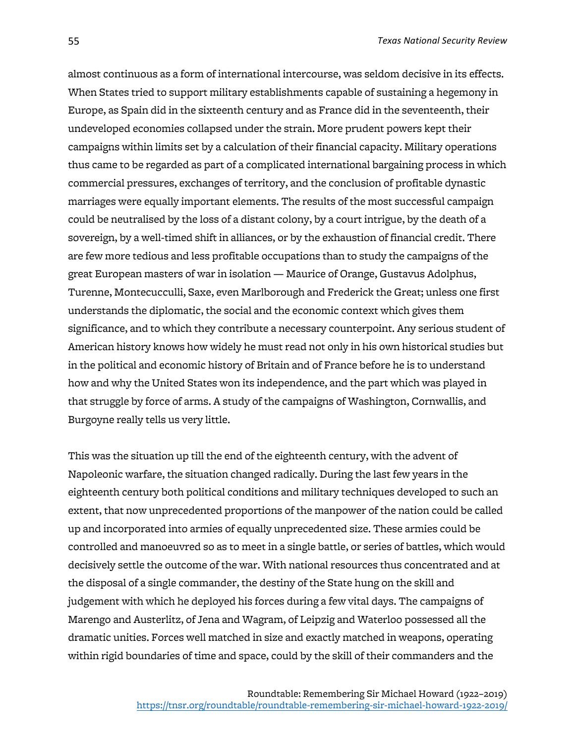almost continuous as a form of international intercourse, was seldom decisive in its effects. When States tried to support military establishments capable of sustaining a hegemony in Europe, as Spain did in the sixteenth century and as France did in the seventeenth, their undeveloped economies collapsed under the strain. More prudent powers kept their campaigns within limits set by a calculation of their financial capacity. Military operations thus came to be regarded as part of a complicated international bargaining process in which commercial pressures, exchanges of territory, and the conclusion of profitable dynastic marriages were equally important elements. The results of the most successful campaign could be neutralised by the loss of a distant colony, by a court intrigue, by the death of a sovereign, by a well-timed shift in alliances, or by the exhaustion of financial credit. There are few more tedious and less profitable occupations than to study the campaigns of the great European masters of war in isolation — Maurice of Orange, Gustavus Adolphus, Turenne, Montecucculli, Saxe, even Marlborough and Frederick the Great; unless one first understands the diplomatic, the social and the economic context which gives them significance, and to which they contribute a necessary counterpoint. Any serious student of American history knows how widely he must read not only in his own historical studies but in the political and economic history of Britain and of France before he is to understand how and why the United States won its independence, and the part which was played in that struggle by force of arms. A study of the campaigns of Washington, Cornwallis, and Burgoyne really tells us very little.

This was the situation up till the end of the eighteenth century, with the advent of Napoleonic warfare, the situation changed radically. During the last few years in the eighteenth century both political conditions and military techniques developed to such an extent, that now unprecedented proportions of the manpower of the nation could be called up and incorporated into armies of equally unprecedented size. These armies could be controlled and manoeuvred so as to meet in a single battle, or series of battles, which would decisively settle the outcome of the war. With national resources thus concentrated and at the disposal of a single commander, the destiny of the State hung on the skill and judgement with which he deployed his forces during a few vital days. The campaigns of Marengo and Austerlitz, of Jena and Wagram, of Leipzig and Waterloo possessed all the dramatic unities. Forces well matched in size and exactly matched in weapons, operating within rigid boundaries of time and space, could by the skill of their commanders and the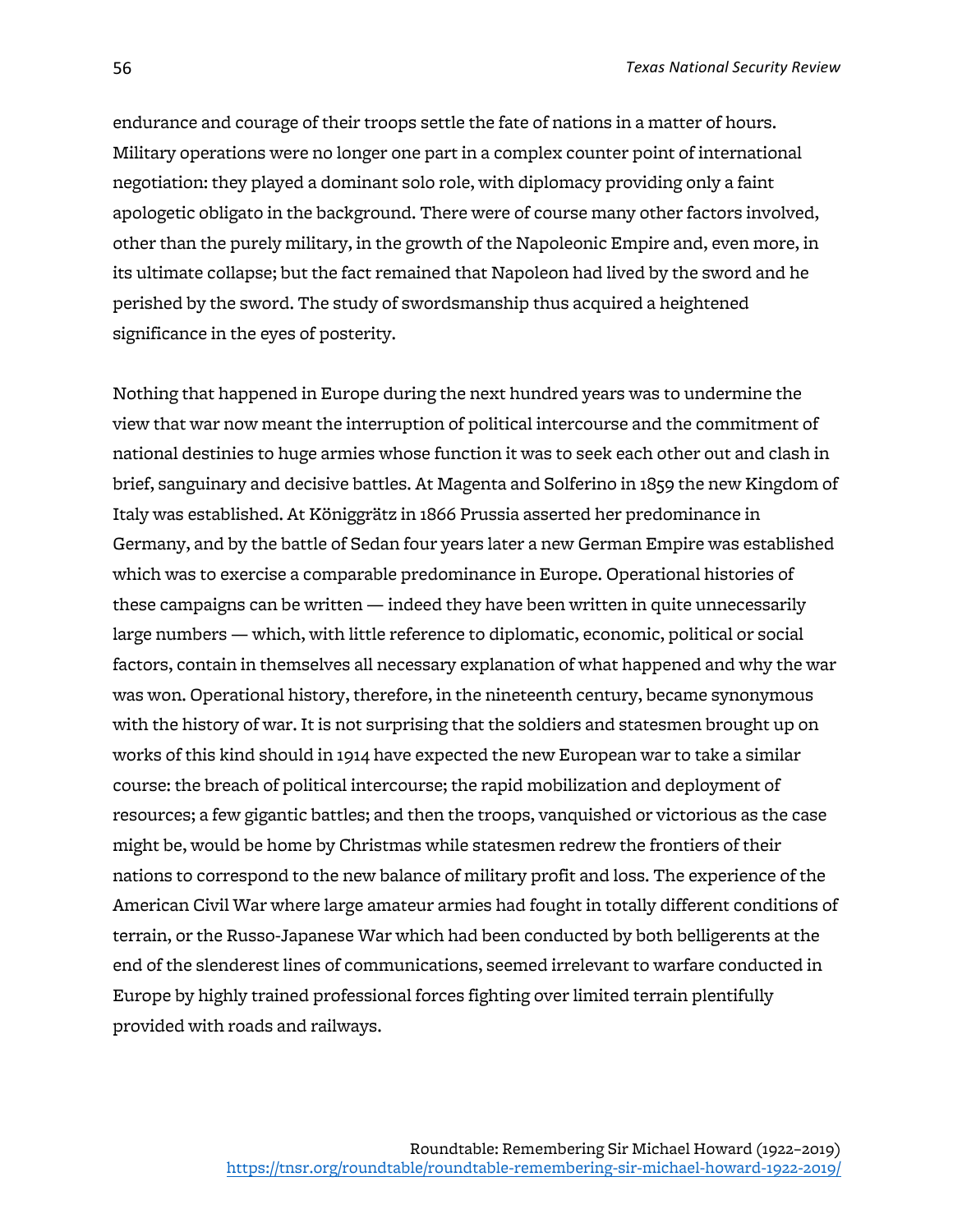endurance and courage of their troops settle the fate of nations in a matter of hours. Military operations were no longer one part in a complex counter point of international negotiation: they played a dominant solo role, with diplomacy providing only a faint apologetic obligato in the background. There were of course many other factors involved, other than the purely military, in the growth of the Napoleonic Empire and, even more, in its ultimate collapse; but the fact remained that Napoleon had lived by the sword and he perished by the sword. The study of swordsmanship thus acquired a heightened significance in the eyes of posterity.

Nothing that happened in Europe during the next hundred years was to undermine the view that war now meant the interruption of political intercourse and the commitment of national destinies to huge armies whose function it was to seek each other out and clash in brief, sanguinary and decisive battles. At Magenta and Solferino in 1859 the new Kingdom of Italy was established. At Königgrätz in 1866 Prussia asserted her predominance in Germany, and by the battle of Sedan four years later a new German Empire was established which was to exercise a comparable predominance in Europe. Operational histories of these campaigns can be written — indeed they have been written in quite unnecessarily large numbers — which, with little reference to diplomatic, economic, political or social factors, contain in themselves all necessary explanation of what happened and why the war was won. Operational history, therefore, in the nineteenth century, became synonymous with the history of war. It is not surprising that the soldiers and statesmen brought up on works of this kind should in 1914 have expected the new European war to take a similar course: the breach of political intercourse; the rapid mobilization and deployment of resources; a few gigantic battles; and then the troops, vanquished or victorious as the case might be, would be home by Christmas while statesmen redrew the frontiers of their nations to correspond to the new balance of military profit and loss. The experience of the American Civil War where large amateur armies had fought in totally different conditions of terrain, or the Russo-Japanese War which had been conducted by both belligerents at the end of the slenderest lines of communications, seemed irrelevant to warfare conducted in Europe by highly trained professional forces fighting over limited terrain plentifully provided with roads and railways.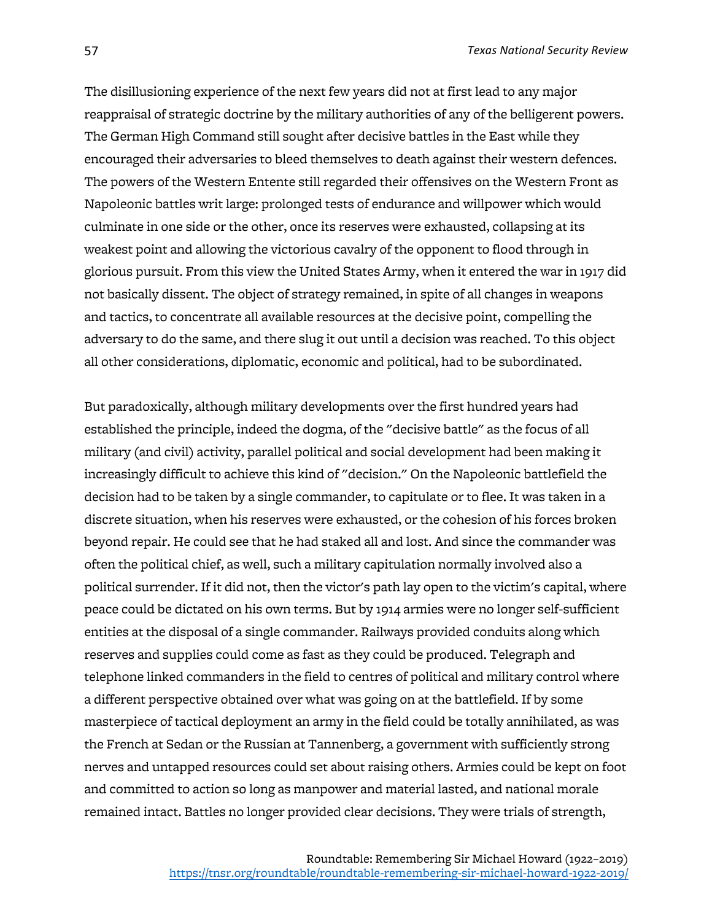The disillusioning experience of the next few years did not at first lead to any major reappraisal of strategic doctrine by the military authorities of any of the belligerent powers. The German High Command still sought after decisive battles in the East while they encouraged their adversaries to bleed themselves to death against their western defences. The powers of the Western Entente still regarded their offensives on the Western Front as Napoleonic battles writ large: prolonged tests of endurance and willpower which would culminate in one side or the other, once its reserves were exhausted, collapsing at its weakest point and allowing the victorious cavalry of the opponent to flood through in glorious pursuit. From this view the United States Army, when it entered the war in 1917 did not basically dissent. The object of strategy remained, in spite of all changes in weapons and tactics, to concentrate all available resources at the decisive point, compelling the adversary to do the same, and there slug it out until a decision was reached. To this object all other considerations, diplomatic, economic and political, had to be subordinated.

But paradoxically, although military developments over the first hundred years had established the principle, indeed the dogma, of the "decisive battle" as the focus of all military (and civil) activity, parallel political and social development had been making it increasingly difficult to achieve this kind of "decision." On the Napoleonic battlefield the decision had to be taken by a single commander, to capitulate or to flee. It was taken in a discrete situation, when his reserves were exhausted, or the cohesion of his forces broken beyond repair. He could see that he had staked all and lost. And since the commander was often the political chief, as well, such a military capitulation normally involved also a political surrender. If it did not, then the victor's path lay open to the victim's capital, where peace could be dictated on his own terms. But by 1914 armies were no longer self-sufficient entities at the disposal of a single commander. Railways provided conduits along which reserves and supplies could come as fast as they could be produced. Telegraph and telephone linked commanders in the field to centres of political and military control where a different perspective obtained over what was going on at the battlefield. If by some masterpiece of tactical deployment an army in the field could be totally annihilated, as was the French at Sedan or the Russian at Tannenberg, a government with sufficiently strong nerves and untapped resources could set about raising others. Armies could be kept on foot and committed to action so long as manpower and material lasted, and national morale remained intact. Battles no longer provided clear decisions. They were trials of strength,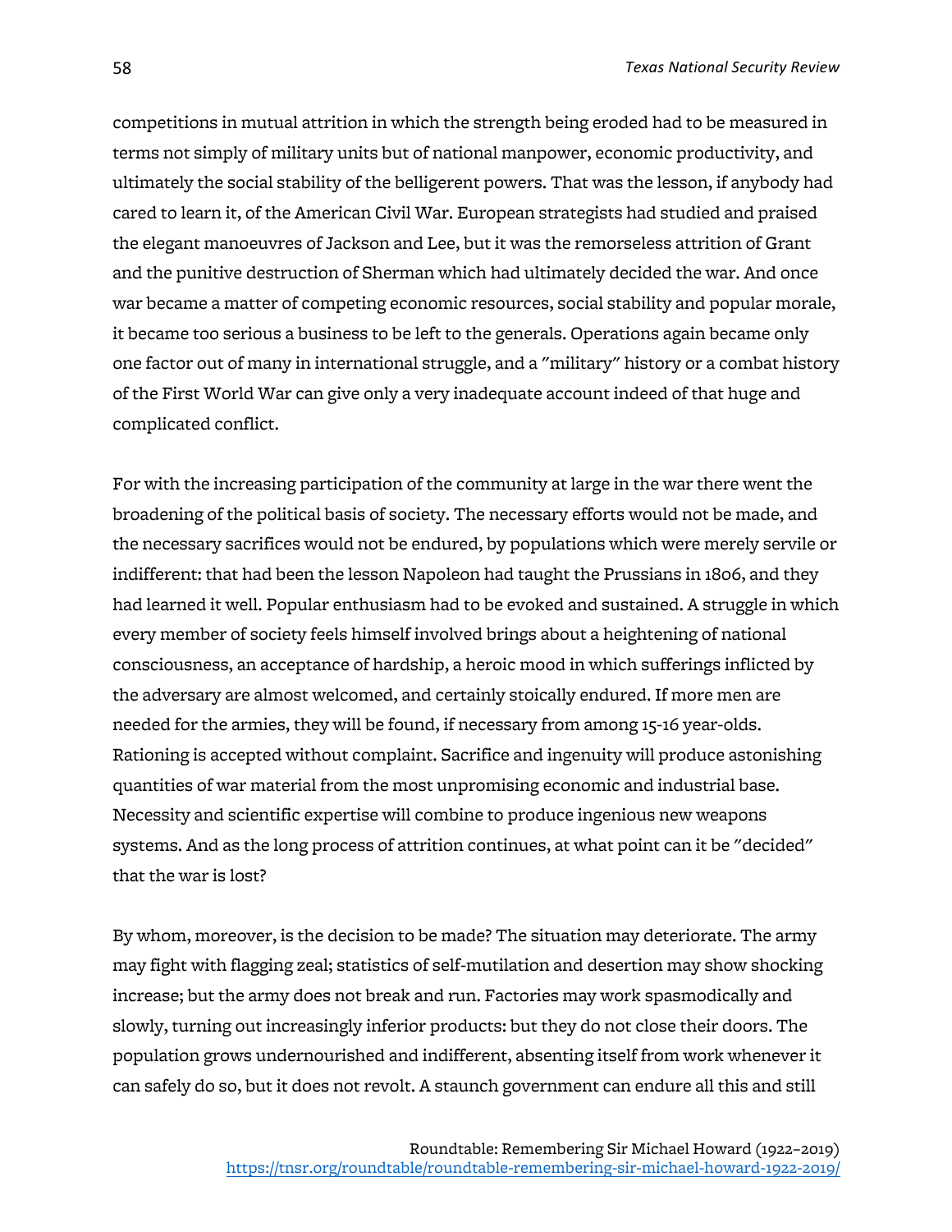competitions in mutual attrition in which the strength being eroded had to be measured in terms not simply of military units but of national manpower, economic productivity, and ultimately the social stability of the belligerent powers. That was the lesson, if anybody had cared to learn it, of the American Civil War. European strategists had studied and praised the elegant manoeuvres of Jackson and Lee, but it was the remorseless attrition of Grant and the punitive destruction of Sherman which had ultimately decided the war. And once war became a matter of competing economic resources, social stability and popular morale, it became too serious a business to be left to the generals. Operations again became only one factor out of many in international struggle, and a "military" history or a combat history of the First World War can give only a very inadequate account indeed of that huge and complicated conflict.

For with the increasing participation of the community at large in the war there went the broadening of the political basis of society. The necessary efforts would not be made, and the necessary sacrifices would not be endured, by populations which were merely servile or indifferent: that had been the lesson Napoleon had taught the Prussians in 1806, and they had learned it well. Popular enthusiasm had to be evoked and sustained. A struggle in which every member of society feels himself involved brings about a heightening of national consciousness, an acceptance of hardship, a heroic mood in which sufferings inflicted by the adversary are almost welcomed, and certainly stoically endured. If more men are needed for the armies, they will be found, if necessary from among 15-16 year-olds. Rationing is accepted without complaint. Sacrifice and ingenuity will produce astonishing quantities of war material from the most unpromising economic and industrial base. Necessity and scientific expertise will combine to produce ingenious new weapons systems. And as the long process of attrition continues, at what point can it be "decided" that the war is lost?

By whom, moreover, is the decision to be made? The situation may deteriorate. The army may fight with flagging zeal; statistics of self-mutilation and desertion may show shocking increase; but the army does not break and run. Factories may work spasmodically and slowly, turning out increasingly inferior products: but they do not close their doors. The population grows undernourished and indifferent, absenting itself from work whenever it can safely do so, but it does not revolt. A staunch government can endure all this and still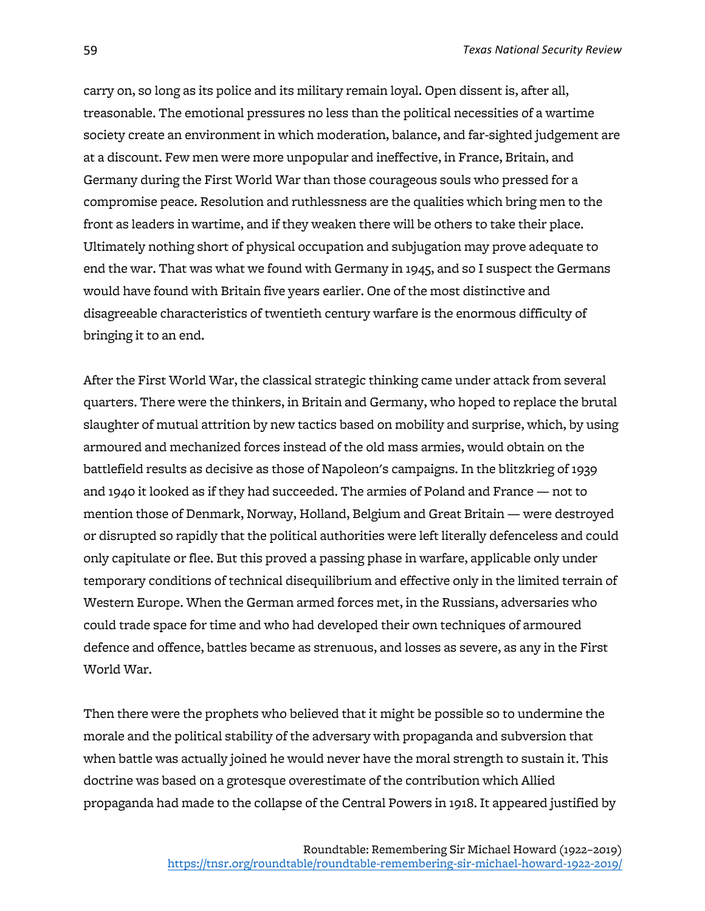carry on, so long as its police and its military remain loyal. Open dissent is, after all, treasonable. The emotional pressures no less than the political necessities of a wartime society create an environment in which moderation, balance, and far-sighted judgement are at a discount. Few men were more unpopular and ineffective, in France, Britain, and Germany during the First World War than those courageous souls who pressed for a compromise peace. Resolution and ruthlessness are the qualities which bring men to the front as leaders in wartime, and if they weaken there will be others to take their place. Ultimately nothing short of physical occupation and subjugation may prove adequate to end the war. That was what we found with Germany in 1945, and so I suspect the Germans would have found with Britain five years earlier. One of the most distinctive and disagreeable characteristics of twentieth century warfare is the enormous difficulty of bringing it to an end.

After the First World War, the classical strategic thinking came under attack from several quarters. There were the thinkers, in Britain and Germany, who hoped to replace the brutal slaughter of mutual attrition by new tactics based on mobility and surprise, which, by using armoured and mechanized forces instead of the old mass armies, would obtain on the battlefield results as decisive as those of Napoleon's campaigns. In the blitzkrieg of 1939 and 1940 it looked as if they had succeeded. The armies of Poland and France — not to mention those of Denmark, Norway, Holland, Belgium and Great Britain — were destroyed or disrupted so rapidly that the political authorities were left literally defenceless and could only capitulate or flee. But this proved a passing phase in warfare, applicable only under temporary conditions of technical disequilibrium and effective only in the limited terrain of Western Europe. When the German armed forces met, in the Russians, adversaries who could trade space for time and who had developed their own techniques of armoured defence and offence, battles became as strenuous, and losses as severe, as any in the First World War.

Then there were the prophets who believed that it might be possible so to undermine the morale and the political stability of the adversary with propaganda and subversion that when battle was actually joined he would never have the moral strength to sustain it. This doctrine was based on a grotesque overestimate of the contribution which Allied propaganda had made to the collapse of the Central Powers in 1918. It appeared justified by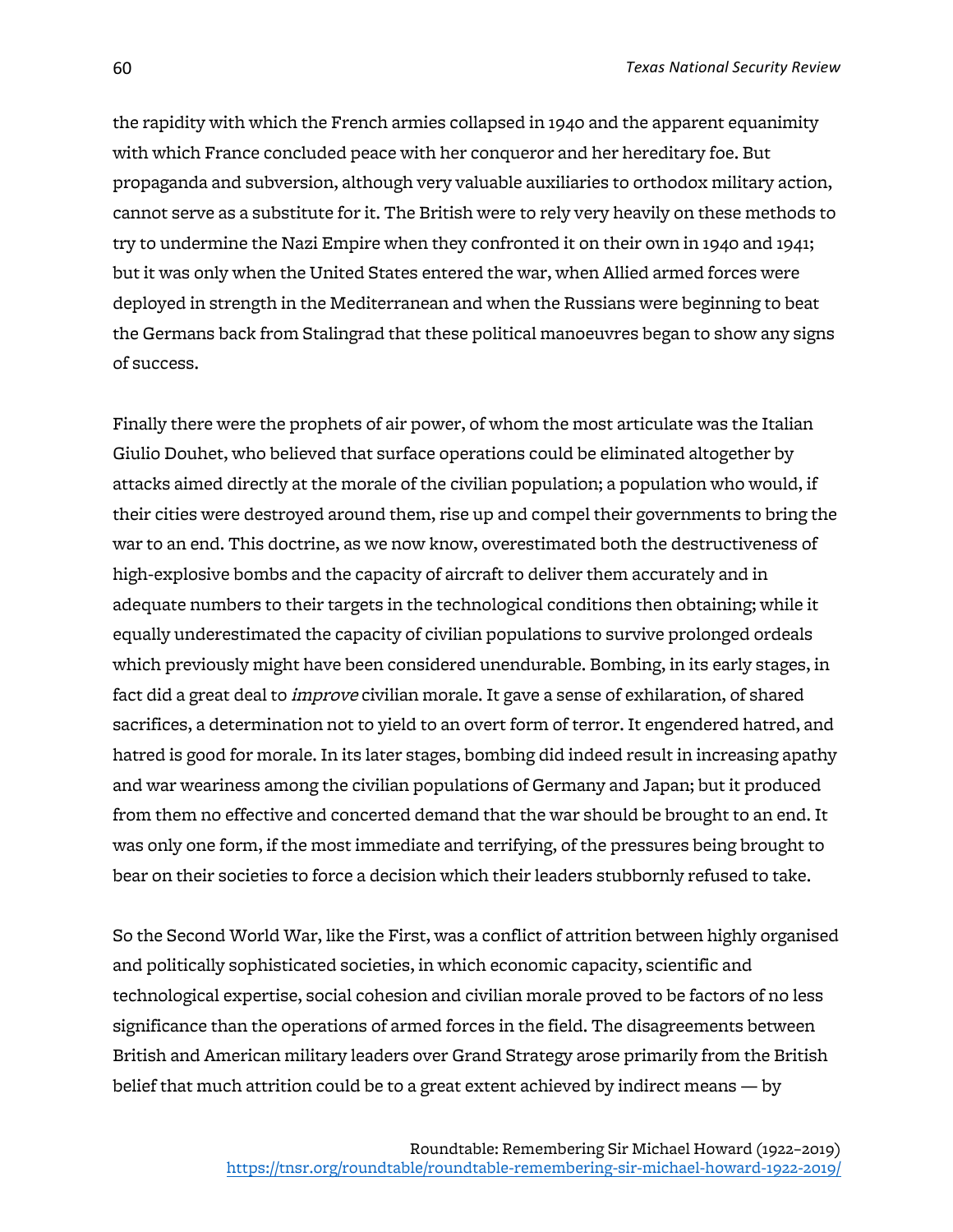the rapidity with which the French armies collapsed in 1940 and the apparent equanimity with which France concluded peace with her conqueror and her hereditary foe. But propaganda and subversion, although very valuable auxiliaries to orthodox military action, cannot serve as a substitute for it. The British were to rely very heavily on these methods to try to undermine the Nazi Empire when they confronted it on their own in 1940 and 1941; but it was only when the United States entered the war, when Allied armed forces were deployed in strength in the Mediterranean and when the Russians were beginning to beat the Germans back from Stalingrad that these political manoeuvres began to show any signs of success.

Finally there were the prophets of air power, of whom the most articulate was the Italian Giulio Douhet, who believed that surface operations could be eliminated altogether by attacks aimed directly at the morale of the civilian population; a population who would, if their cities were destroyed around them, rise up and compel their governments to bring the war to an end. This doctrine, as we now know, overestimated both the destructiveness of high-explosive bombs and the capacity of aircraft to deliver them accurately and in adequate numbers to their targets in the technological conditions then obtaining; while it equally underestimated the capacity of civilian populations to survive prolonged ordeals which previously might have been considered unendurable. Bombing, in its early stages, in fact did a great deal to *improve* civilian morale. It gave a sense of exhilaration, of shared sacrifices, a determination not to yield to an overt form of terror. It engendered hatred, and hatred is good for morale. In its later stages, bombing did indeed result in increasing apathy and war weariness among the civilian populations of Germany and Japan; but it produced from them no effective and concerted demand that the war should be brought to an end. It was only one form, if the most immediate and terrifying, of the pressures being brought to bear on their societies to force a decision which their leaders stubbornly refused to take.

So the Second World War, like the First, was a conflict of attrition between highly organised and politically sophisticated societies, in which economic capacity, scientific and technological expertise, social cohesion and civilian morale proved to be factors of no less significance than the operations of armed forces in the field. The disagreements between British and American military leaders over Grand Strategy arose primarily from the British belief that much attrition could be to a great extent achieved by indirect means — by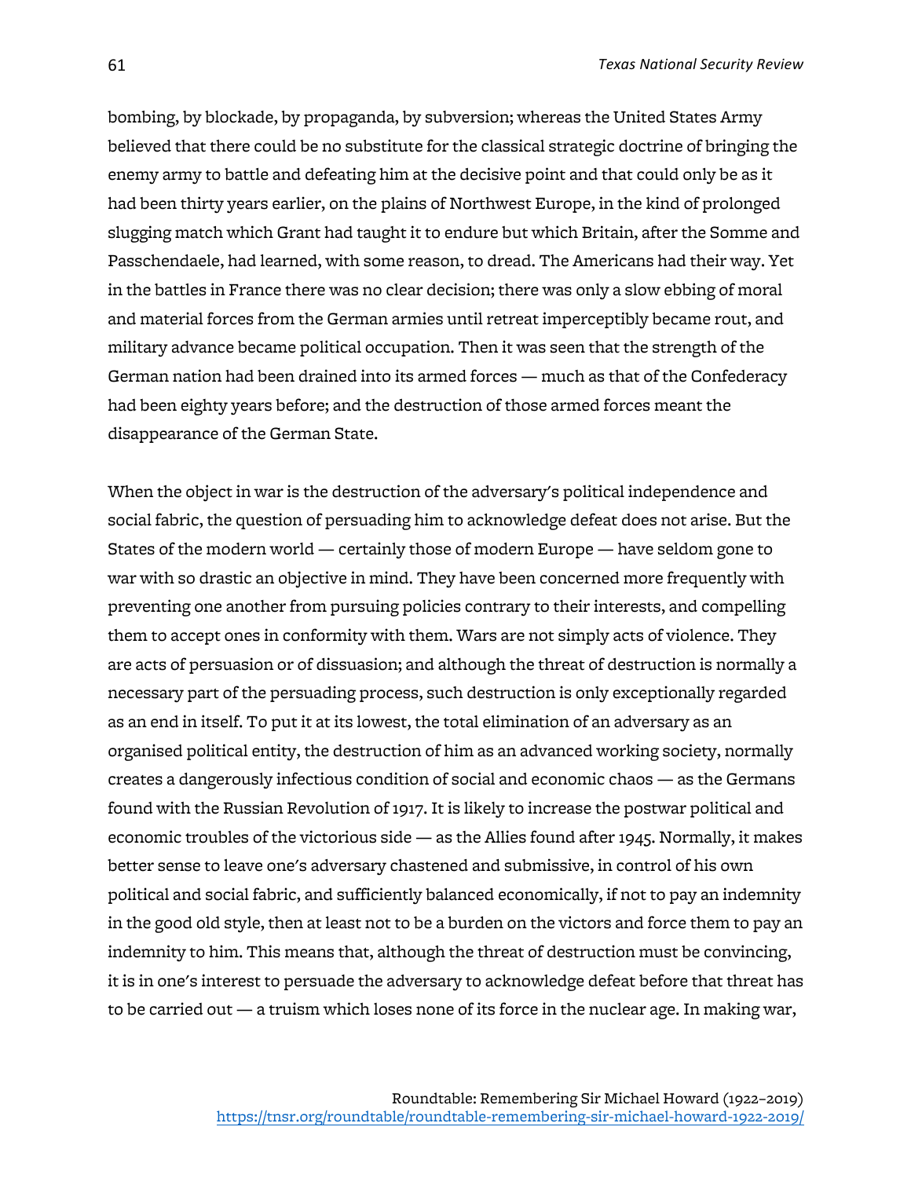bombing, by blockade, by propaganda, by subversion; whereas the United States Army believed that there could be no substitute for the classical strategic doctrine of bringing the enemy army to battle and defeating him at the decisive point and that could only be as it had been thirty years earlier, on the plains of Northwest Europe, in the kind of prolonged slugging match which Grant had taught it to endure but which Britain, after the Somme and Passchendaele, had learned, with some reason, to dread. The Americans had their way. Yet in the battles in France there was no clear decision; there was only a slow ebbing of moral and material forces from the German armies until retreat imperceptibly became rout, and military advance became political occupation. Then it was seen that the strength of the German nation had been drained into its armed forces — much as that of the Confederacy had been eighty years before; and the destruction of those armed forces meant the disappearance of the German State.

When the object in war is the destruction of the adversary's political independence and social fabric, the question of persuading him to acknowledge defeat does not arise. But the States of the modern world — certainly those of modern Europe — have seldom gone to war with so drastic an objective in mind. They have been concerned more frequently with preventing one another from pursuing policies contrary to their interests, and compelling them to accept ones in conformity with them. Wars are not simply acts of violence. They are acts of persuasion or of dissuasion; and although the threat of destruction is normally a necessary part of the persuading process, such destruction is only exceptionally regarded as an end in itself. To put it at its lowest, the total elimination of an adversary as an organised political entity, the destruction of him as an advanced working society, normally creates a dangerously infectious condition of social and economic chaos — as the Germans found with the Russian Revolution of 1917. It is likely to increase the postwar political and economic troubles of the victorious side — as the Allies found after 1945. Normally, it makes better sense to leave one's adversary chastened and submissive, in control of his own political and social fabric, and sufficiently balanced economically, if not to pay an indemnity in the good old style, then at least not to be a burden on the victors and force them to pay an indemnity to him. This means that, although the threat of destruction must be convincing, it is in one's interest to persuade the adversary to acknowledge defeat before that threat has to be carried out — a truism which loses none of its force in the nuclear age. In making war,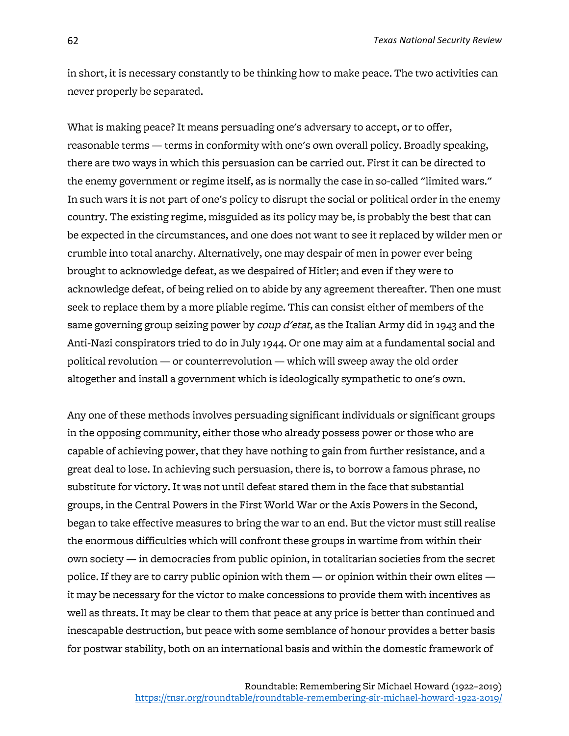in short, it is necessary constantly to be thinking how to make peace. The two activities can never properly be separated.

What is making peace? It means persuading one's adversary to accept, or to offer, reasonable terms — terms in conformity with one's own overall policy. Broadly speaking, there are two ways in which this persuasion can be carried out. First it can be directed to the enemy government or regime itself, as is normally the case in so-called "limited wars." In such wars it is not part of one's policy to disrupt the social or political order in the enemy country. The existing regime, misguided as its policy may be, is probably the best that can be expected in the circumstances, and one does not want to see it replaced by wilder men or crumble into total anarchy. Alternatively, one may despair of men in power ever being brought to acknowledge defeat, as we despaired of Hitler; and even if they were to acknowledge defeat, of being relied on to abide by any agreement thereafter. Then one must seek to replace them by a more pliable regime. This can consist either of members of the same governing group seizing power by *coup d'etat*, as the Italian Army did in 1943 and the Anti-Nazi conspirators tried to do in July 1944. Or one may aim at a fundamental social and political revolution — or counterrevolution — which will sweep away the old order altogether and install a government which is ideologically sympathetic to one's own.

Any one of these methods involves persuading significant individuals or significant groups in the opposing community, either those who already possess power or those who are capable of achieving power, that they have nothing to gain from further resistance, and a great deal to lose. In achieving such persuasion, there is, to borrow a famous phrase, no substitute for victory. It was not until defeat stared them in the face that substantial groups, in the Central Powers in the First World War or the Axis Powers in the Second, began to take effective measures to bring the war to an end. But the victor must still realise the enormous difficulties which will confront these groups in wartime from within their own society — in democracies from public opinion, in totalitarian societies from the secret police. If they are to carry public opinion with them — or opinion within their own elites — it may be necessary for the victor to make concessions to provide them with incentives as well as threats. It may be clear to them that peace at any price is better than continued and inescapable destruction, but peace with some semblance of honour provides a better basis for postwar stability, both on an international basis and within the domestic framework of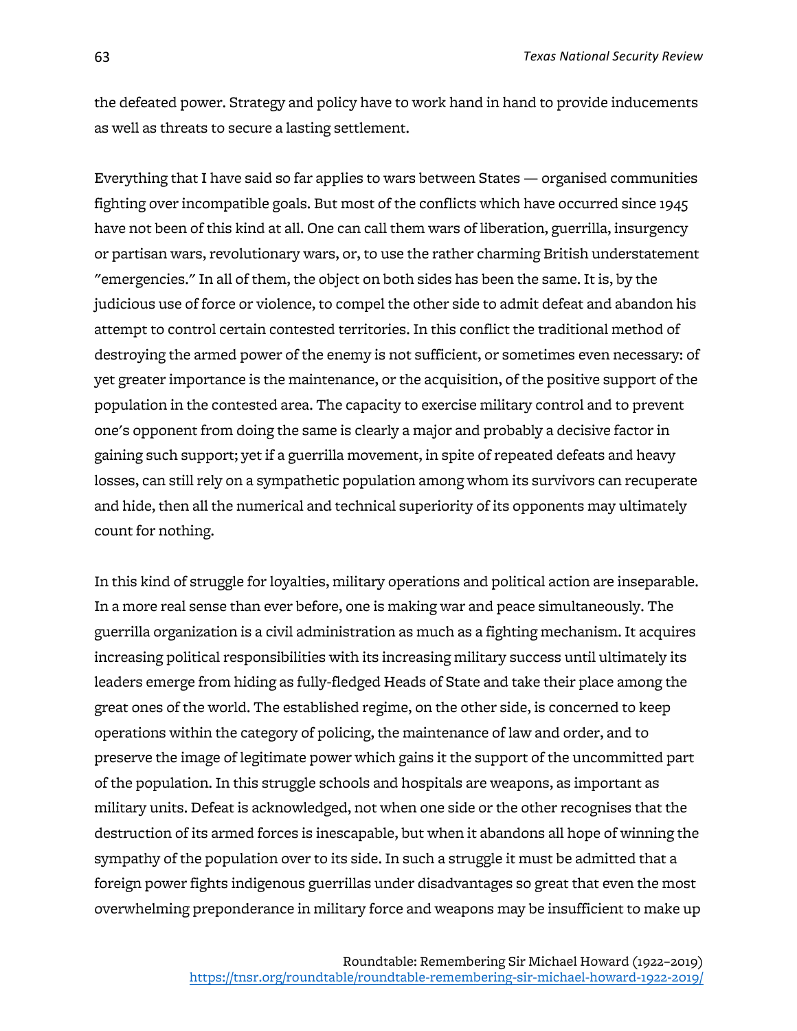the defeated power. Strategy and policy have to work hand in hand to provide inducements as well as threats to secure a lasting settlement.

Everything that I have said so far applies to wars between States — organised communities fighting over incompatible goals. But most of the conflicts which have occurred since 1945 have not been of this kind at all. One can call them wars of liberation, guerrilla, insurgency or partisan wars, revolutionary wars, or, to use the rather charming British understatement "emergencies." In all of them, the object on both sides has been the same. It is, by the judicious use of force or violence, to compel the other side to admit defeat and abandon his attempt to control certain contested territories. In this conflict the traditional method of destroying the armed power of the enemy is not sufficient, or sometimes even necessary: of yet greater importance is the maintenance, or the acquisition, of the positive support of the population in the contested area. The capacity to exercise military control and to prevent one's opponent from doing the same is clearly a major and probably a decisive factor in gaining such support; yet if a guerrilla movement, in spite of repeated defeats and heavy losses, can still rely on a sympathetic population among whom its survivors can recuperate and hide, then all the numerical and technical superiority of its opponents may ultimately count for nothing.

In this kind of struggle for loyalties, military operations and political action are inseparable. In a more real sense than ever before, one is making war and peace simultaneously. The guerrilla organization is a civil administration as much as a fighting mechanism. It acquires increasing political responsibilities with its increasing military success until ultimately its leaders emerge from hiding as fully-fledged Heads of State and take their place among the great ones of the world. The established regime, on the other side, is concerned to keep operations within the category of policing, the maintenance of law and order, and to preserve the image of legitimate power which gains it the support of the uncommitted part of the population. In this struggle schools and hospitals are weapons, as important as military units. Defeat is acknowledged, not when one side or the other recognises that the destruction of its armed forces is inescapable, but when it abandons all hope of winning the sympathy of the population over to its side. In such a struggle it must be admitted that a foreign power fights indigenous guerrillas under disadvantages so great that even the most overwhelming preponderance in military force and weapons may be insufficient to make up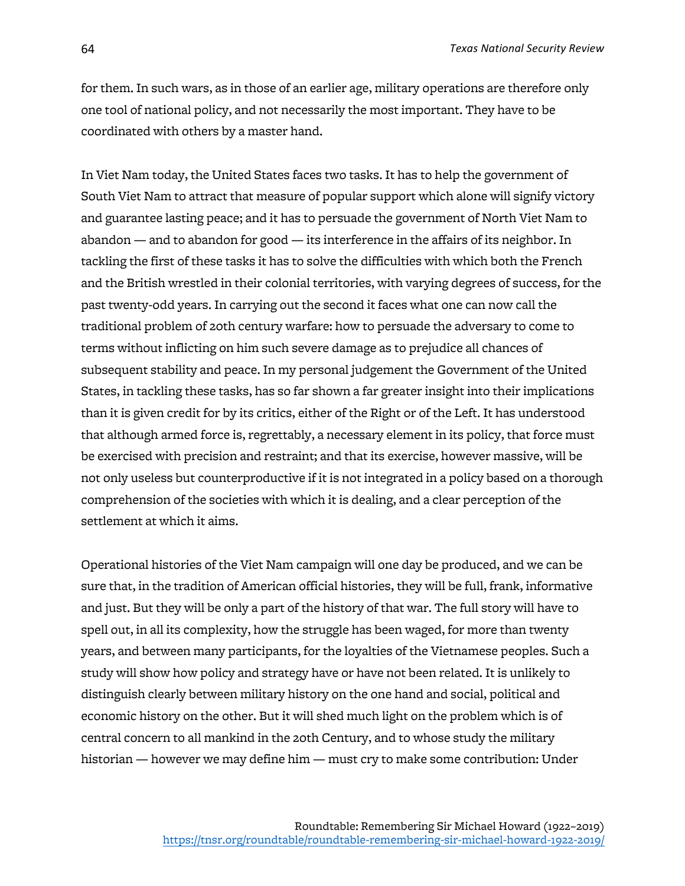for them. In such wars, as in those of an earlier age, military operations are therefore only one tool of national policy, and not necessarily the most important. They have to be coordinated with others by a master hand.

In Viet Nam today, the United States faces two tasks. It has to help the government of South Viet Nam to attract that measure of popular support which alone will signify victory and guarantee lasting peace; and it has to persuade the government of North Viet Nam to abandon — and to abandon for good — its interference in the affairs of its neighbor. In tackling the first of these tasks it has to solve the difficulties with which both the French and the British wrestled in their colonial territories, with varying degrees of success, for the past twenty-odd years. In carrying out the second it faces what one can now call the traditional problem of 20th century warfare: how to persuade the adversary to come to terms without inflicting on him such severe damage as to prejudice all chances of subsequent stability and peace. In my personal judgement the Government of the United States, in tackling these tasks, has so far shown a far greater insight into their implications than it is given credit for by its critics, either of the Right or of the Left. It has understood that although armed force is, regrettably, a necessary element in its policy, that force must be exercised with precision and restraint; and that its exercise, however massive, will be not only useless but counterproductive if it is not integrated in a policy based on a thorough comprehension of the societies with which it is dealing, and a clear perception of the settlement at which it aims.

Operational histories of the Viet Nam campaign will one day be produced, and we can be sure that, in the tradition of American official histories, they will be full, frank, informative and just. But they will be only a part of the history of that war. The full story will have to spell out, in all its complexity, how the struggle has been waged, for more than twenty years, and between many participants, for the loyalties of the Vietnamese peoples. Such a study will show how policy and strategy have or have not been related. It is unlikely to distinguish clearly between military history on the one hand and social, political and economic history on the other. But it will shed much light on the problem which is of central concern to all mankind in the 20th Century, and to whose study the military historian — however we may define him — must cry to make some contribution: Under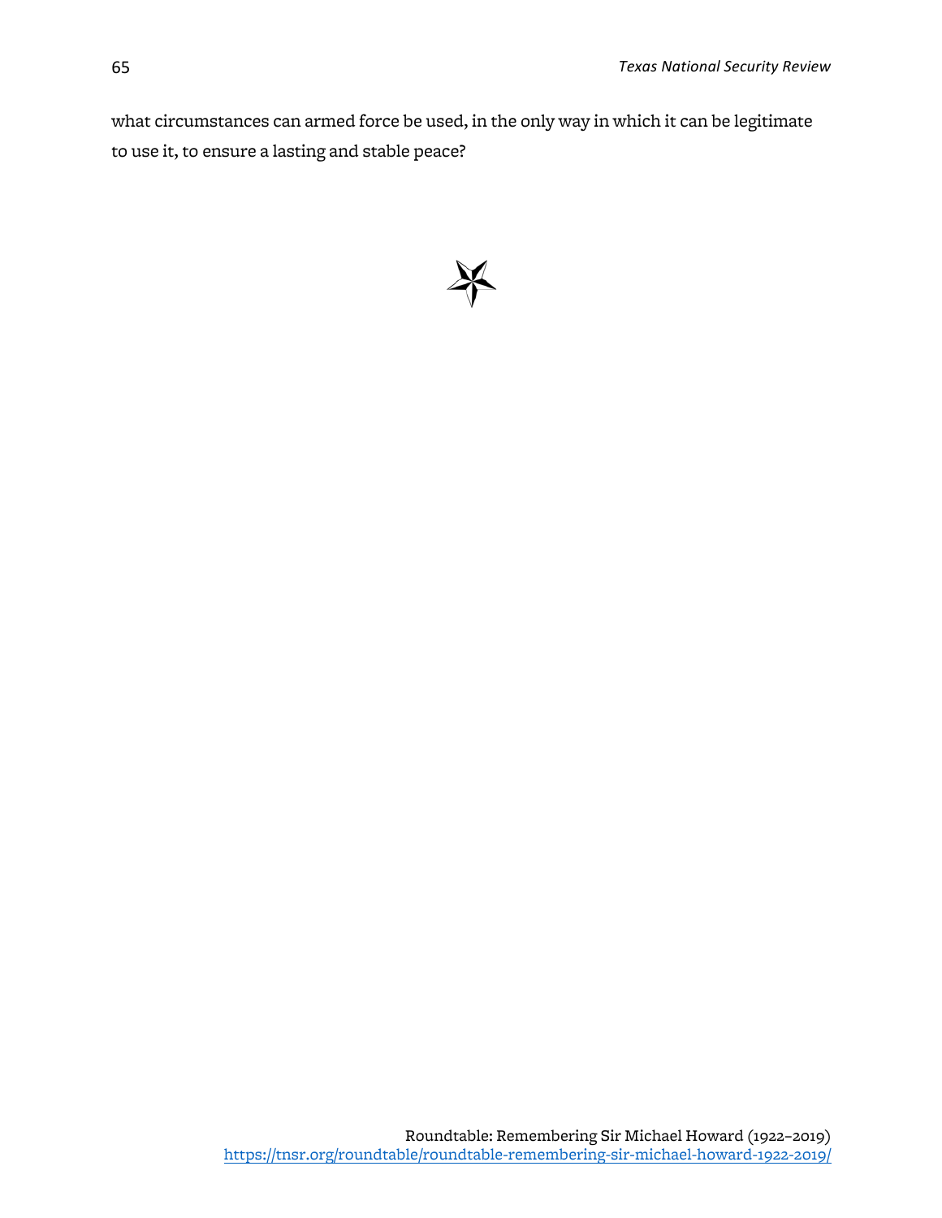what circumstances can armed force be used, in the only way in which it can be legitimate to use it, to ensure a lasting and stable peace?